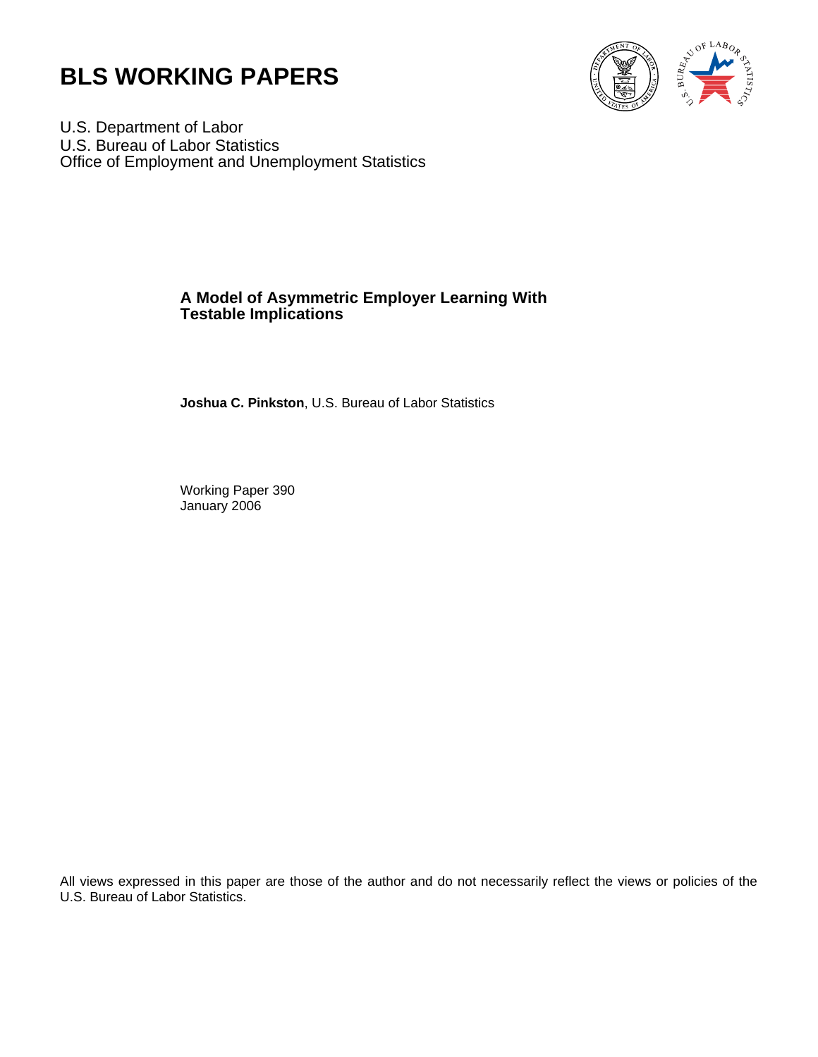# BLS WORKING PAPERS

U.S. Department of Labor
U.S. Bureau of Labor Statistics
Office of Employment and Unemployment Statistics

## A Model of Asymmetric Employer Learning With Testable Implications

**Joshua C. Pinkston**, U.S. Bureau of Labor Statistics

Working Paper 390
January 2006

All views expressed in this paper are those of the author and do not necessarily reflect the views or policies of the U.S. Bureau of Labor Statistics.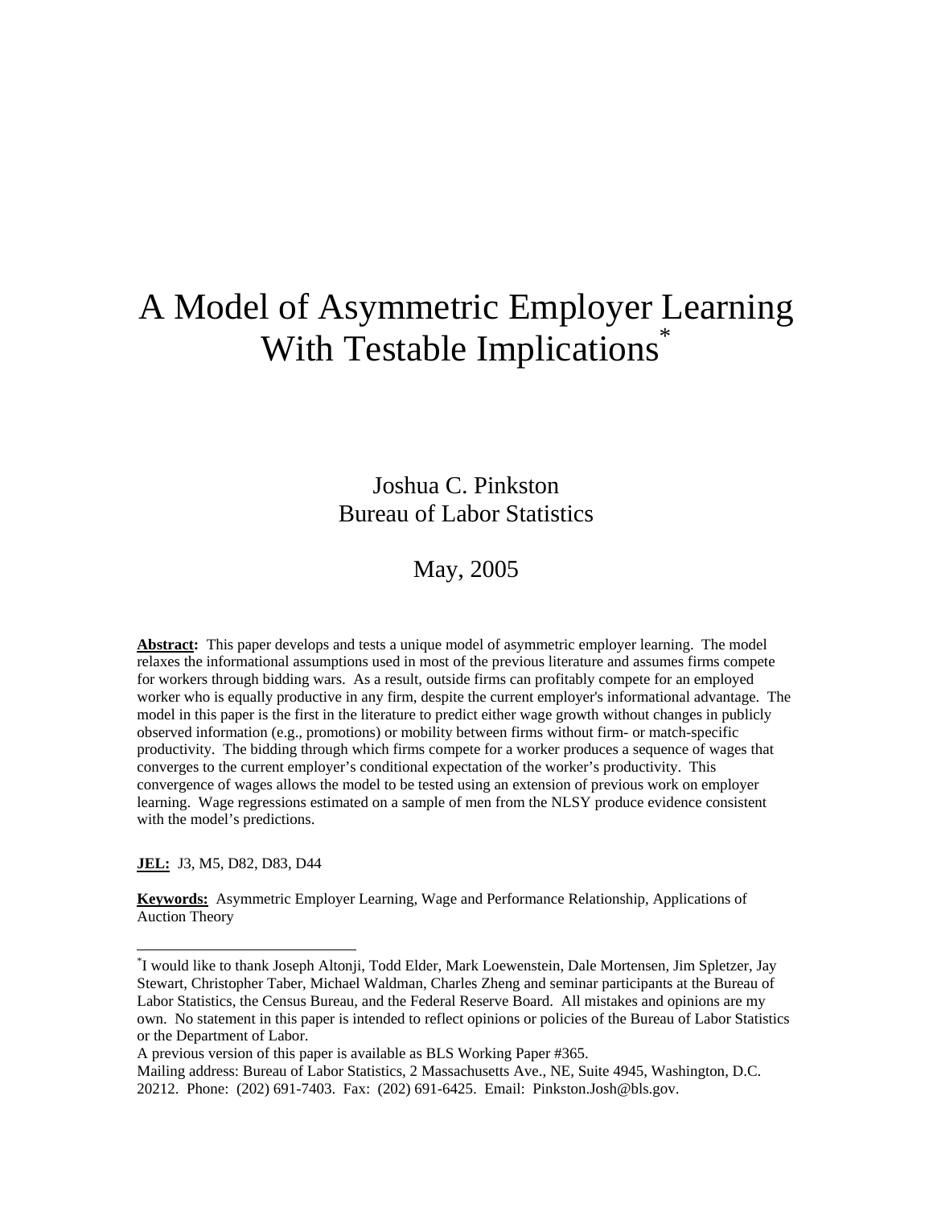# A Model of Asymmetric Employer Learning With Testable Implications[*]

Joshua C. Pinkston
Bureau of Labor Statistics

May, 2005

**Abstract:** This paper develops and tests a unique model of asymmetric employer learning. The model relaxes the informational assumptions used in most of the previous literature and assumes firms compete for workers through bidding wars. As a result, outside firms can profitably compete for an employed worker who is equally productive in any firm, despite the current employer's informational advantage. The model in this paper is the first in the literature to predict either wage growth without changes in publicly observed information (e.g., promotions) or mobility between firms without firm- or match-specific productivity. The bidding through which firms compete for a worker produces a sequence of wages that converges to the current employer's conditional expectation of the worker's productivity. This convergence of wages allows the model to be tested using an extension of previous work on employer learning. Wage regressions estimated on a sample of men from the NLSY produce evidence consistent with the model's predictions.

**JEL:** J3, M5, D82, D83, D44

**Keywords:** Asymmetric Employer Learning, Wage and Performance Relationship, Applications of Auction Theory

---

[*] I would like to thank Joseph Altonji, Todd Elder, Mark Loewenstein, Dale Mortensen, Jim Spletzer, Jay Stewart, Christopher Taber, Michael Waldman, Charles Zheng and seminar participants at the Bureau of Labor Statistics, the Census Bureau, and the Federal Reserve Board. All mistakes and opinions are my own. No statement in this paper is intended to reflect opinions or policies of the Bureau of Labor Statistics or the Department of Labor.

A previous version of this paper is available as BLS Working Paper #365.

Mailing address: Bureau of Labor Statistics, 2 Massachusetts Ave., NE, Suite 4945, Washington, D.C. 20212. Phone: (202) 691-7403. Fax: (202) 691-6425. Email: Pinkston.Josh@bls.gov.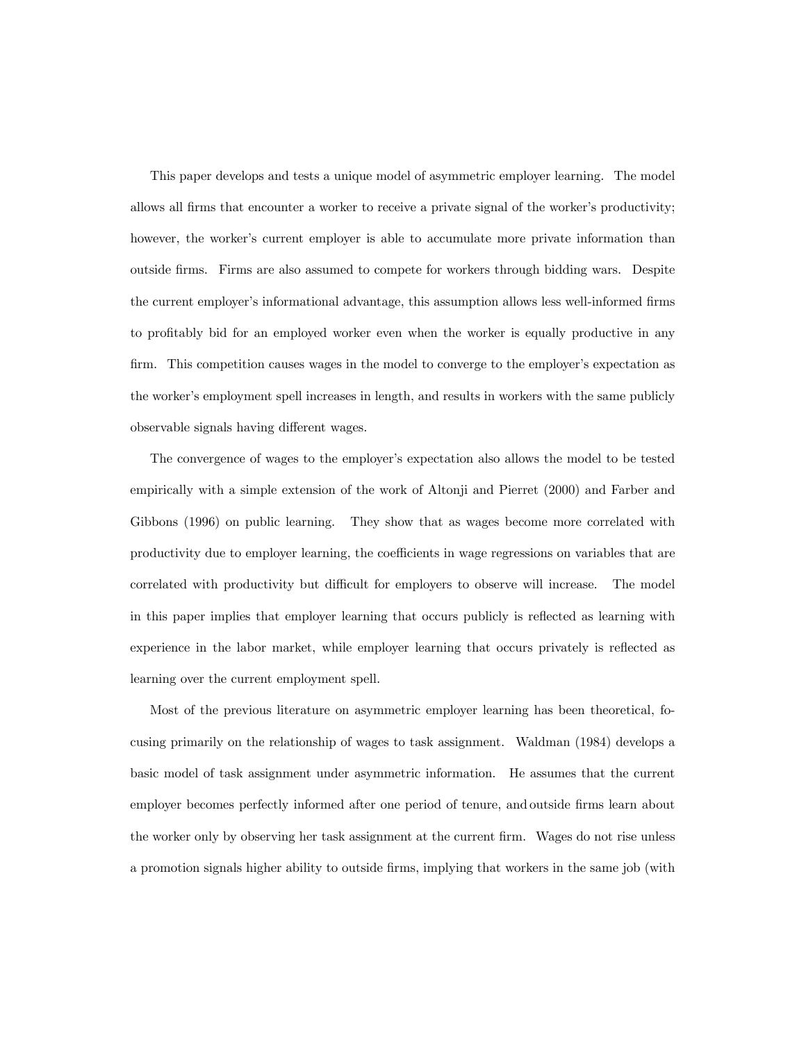This paper develops and tests a unique model of asymmetric employer learning. The model allows all firms that encounter a worker to receive a private signal of the worker's productivity; however, the worker's current employer is able to accumulate more private information than outside firms. Firms are also assumed to compete for workers through bidding wars. Despite the current employer's informational advantage, this assumption allows less well-informed firms to profitably bid for an employed worker even when the worker is equally productive in any firm. This competition causes wages in the model to converge to the employer's expectation as the worker's employment spell increases in length, and results in workers with the same publicly observable signals having different wages.

The convergence of wages to the employer's expectation also allows the model to be tested empirically with a simple extension of the work of Altonji and Pierret (2000) and Farber and Gibbons (1996) on public learning. They show that as wages become more correlated with productivity due to employer learning, the coefficients in wage regressions on variables that are correlated with productivity but difficult for employers to observe will increase. The model in this paper implies that employer learning that occurs publicly is reflected as learning with experience in the labor market, while employer learning that occurs privately is reflected as learning over the current employment spell.

Most of the previous literature on asymmetric employer learning has been theoretical, focusing primarily on the relationship of wages to task assignment. Waldman (1984) develops a basic model of task assignment under asymmetric information. He assumes that the current employer becomes perfectly informed after one period of tenure, and outside firms learn about the worker only by observing her task assignment at the current firm. Wages do not rise unless a promotion signals higher ability to outside firms, implying that workers in the same job (with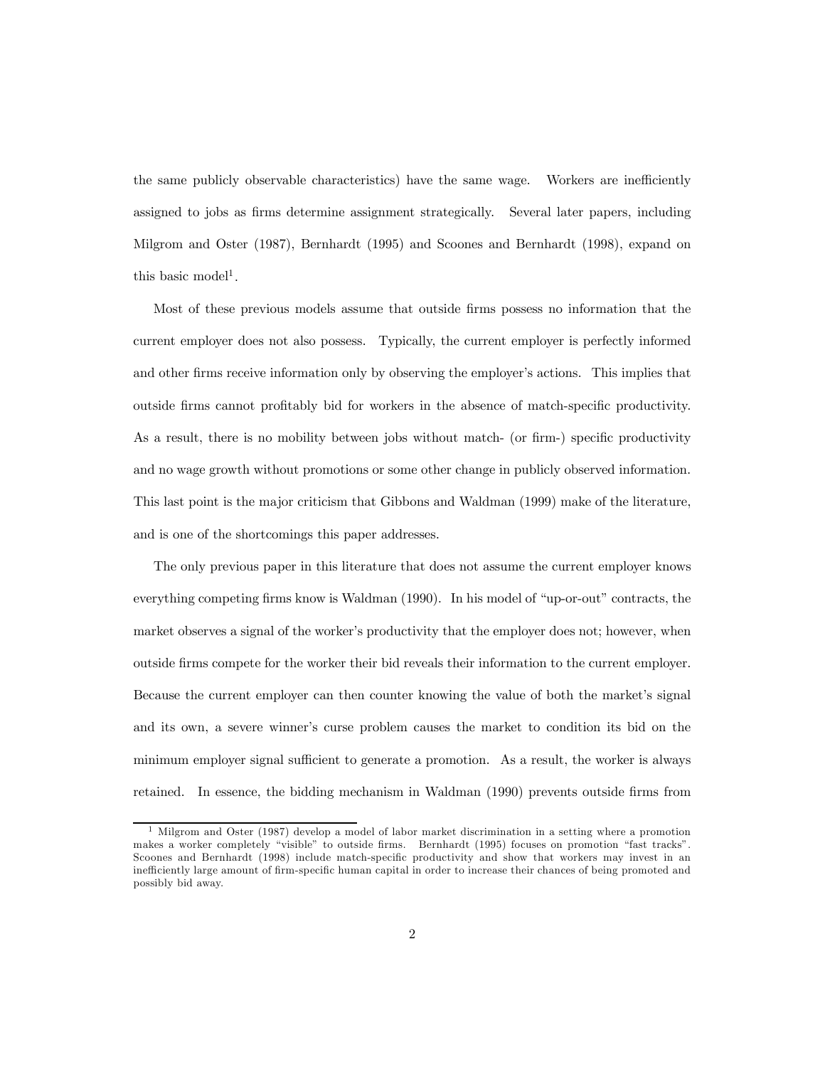the same publicly observable characteristics) have the same wage. Workers are inefficiently assigned to jobs as firms determine assignment strategically. Several later papers, including Milgrom and Oster (1987), Bernhardt (1995) and Scoones and Bernhardt (1998), expand on this basic model[1].

Most of these previous models assume that outside firms possess no information that the current employer does not also possess. Typically, the current employer is perfectly informed and other firms receive information only by observing the employer's actions. This implies that outside firms cannot profitably bid for workers in the absence of match-specific productivity. As a result, there is no mobility between jobs without match- (or firm-) specific productivity and no wage growth without promotions or some other change in publicly observed information. This last point is the major criticism that Gibbons and Waldman (1999) make of the literature, and is one of the shortcomings this paper addresses.

The only previous paper in this literature that does not assume the current employer knows everything competing firms know is Waldman (1990). In his model of "up-or-out" contracts, the market observes a signal of the worker's productivity that the employer does not; however, when outside firms compete for the worker their bid reveals their information to the current employer. Because the current employer can then counter knowing the value of both the market's signal and its own, a severe winner's curse problem causes the market to condition its bid on the minimum employer signal sufficient to generate a promotion. As a result, the worker is always retained. In essence, the bidding mechanism in Waldman (1990) prevents outside firms from

[1] Milgrom and Oster (1987) develop a model of labor market discrimination in a setting where a promotion makes a worker completely "visible" to outside firms. Bernhardt (1995) focuses on promotion "fast tracks". Scoones and Bernhardt (1998) include match-specific productivity and show that workers may invest in an inefficiently large amount of firm-specific human capital in order to increase their chances of being promoted and possibly bid away.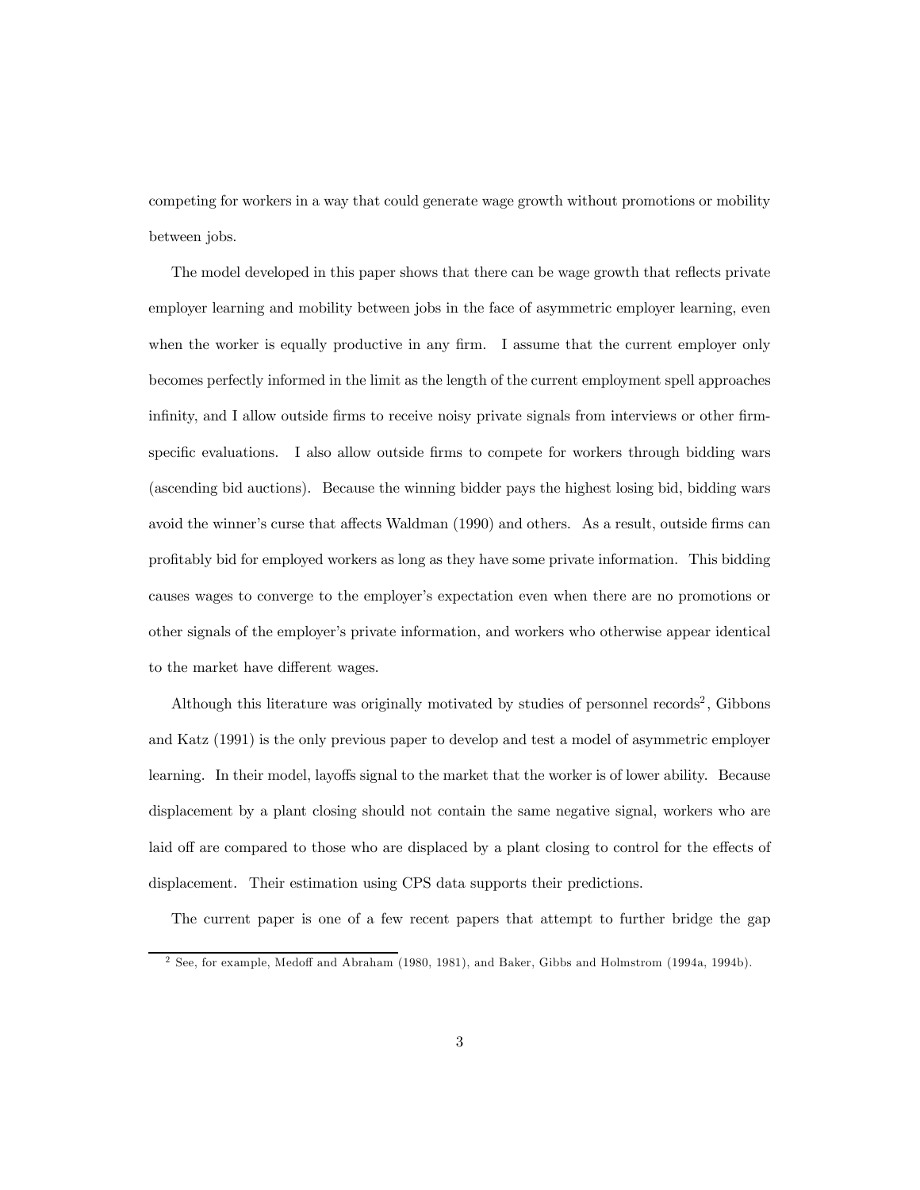competing for workers in a way that could generate wage growth without promotions or mobility between jobs.

The model developed in this paper shows that there can be wage growth that reflects private employer learning and mobility between jobs in the face of asymmetric employer learning, even when the worker is equally productive in any firm. I assume that the current employer only becomes perfectly informed in the limit as the length of the current employment spell approaches infinity, and I allow outside firms to receive noisy private signals from interviews or other firm-specific evaluations. I also allow outside firms to compete for workers through bidding wars (ascending bid auctions). Because the winning bidder pays the highest losing bid, bidding wars avoid the winner's curse that affects Waldman (1990) and others. As a result, outside firms can profitably bid for employed workers as long as they have some private information. This bidding causes wages to converge to the employer's expectation even when there are no promotions or other signals of the employer's private information, and workers who otherwise appear identical to the market have different wages.

Although this literature was originally motivated by studies of personnel records[2], Gibbons and Katz (1991) is the only previous paper to develop and test a model of asymmetric employer learning. In their model, layoffs signal to the market that the worker is of lower ability. Because displacement by a plant closing should not contain the same negative signal, workers who are laid off are compared to those who are displaced by a plant closing to control for the effects of displacement. Their estimation using CPS data supports their predictions.

The current paper is one of a few recent papers that attempt to further bridge the gap

[2] See, for example, Medoff and Abraham (1980, 1981), and Baker, Gibbs and Holmstrom (1994a, 1994b).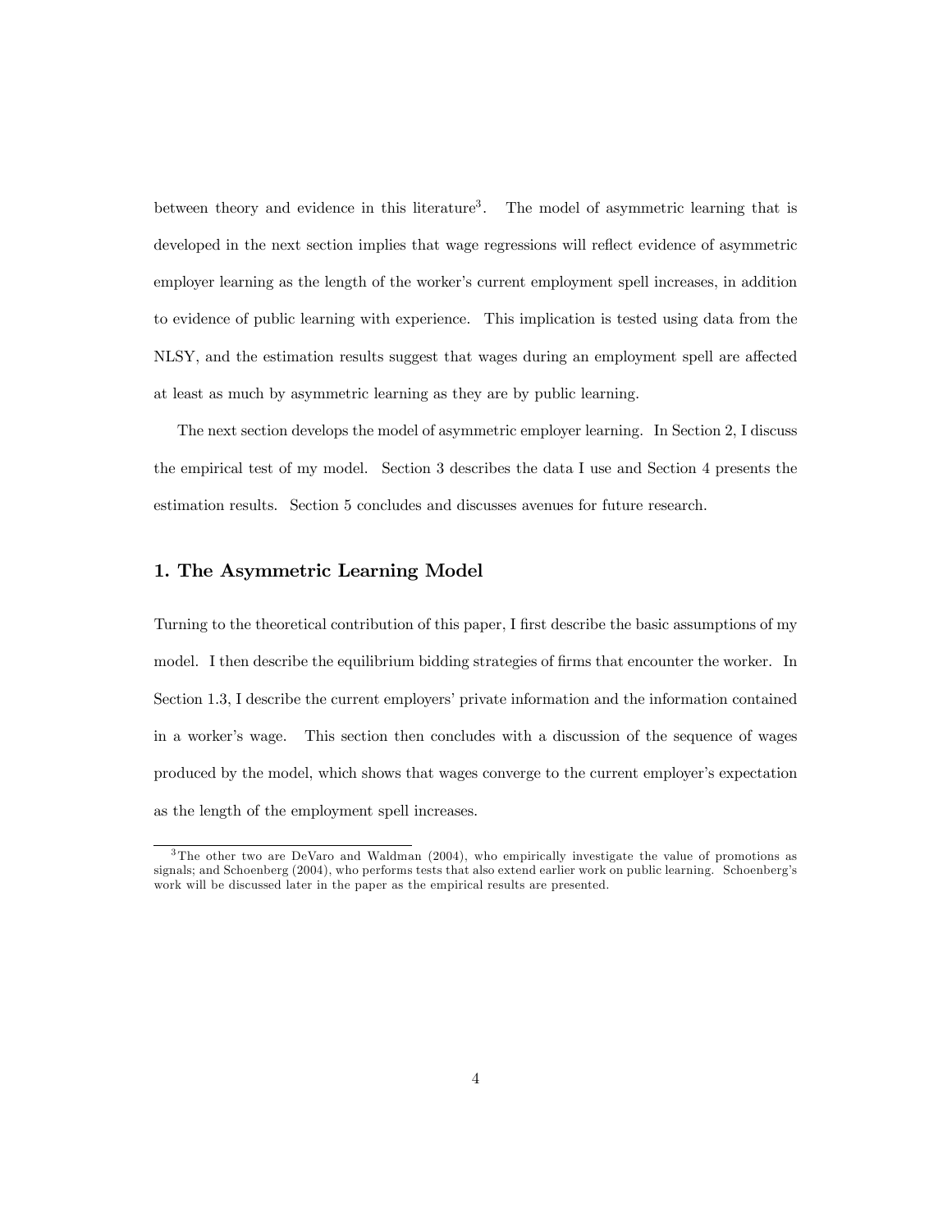between theory and evidence in this literature[3]. The model of asymmetric learning that is developed in the next section implies that wage regressions will reflect evidence of asymmetric employer learning as the length of the worker's current employment spell increases, in addition to evidence of public learning with experience. This implication is tested using data from the NLSY, and the estimation results suggest that wages during an employment spell are affected at least as much by asymmetric learning as they are by public learning.

The next section develops the model of asymmetric employer learning. In Section 2, I discuss the empirical test of my model. Section 3 describes the data I use and Section 4 presents the estimation results. Section 5 concludes and discusses avenues for future research.

## 1. The Asymmetric Learning Model

Turning to the theoretical contribution of this paper, I first describe the basic assumptions of my model. I then describe the equilibrium bidding strategies of firms that encounter the worker. In Section 1.3, I describe the current employers' private information and the information contained in a worker's wage. This section then concludes with a discussion of the sequence of wages produced by the model, which shows that wages converge to the current employer's expectation as the length of the employment spell increases.

---

[3] The other two are DeVaro and Waldman (2004), who empirically investigate the value of promotions as signals; and Schoenberg (2004), who performs tests that also extend earlier work on public learning. Schoenberg's work will be discussed later in the paper as the empirical results are presented.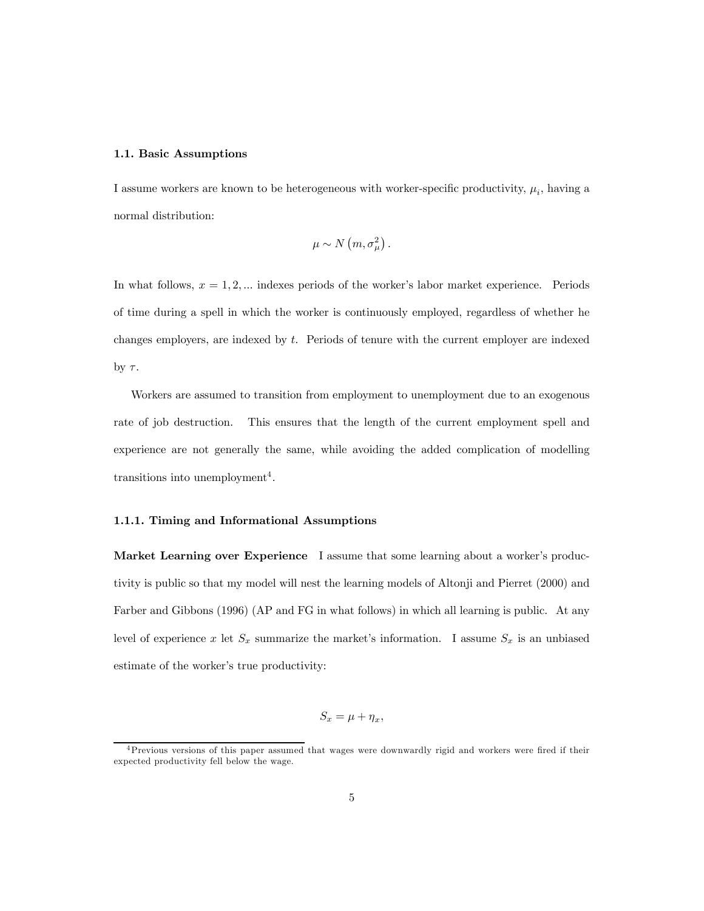### 1.1. Basic Assumptions

I assume workers are known to be heterogeneous with worker-specific productivity, $\mu_i$, having a normal distribution:

$$\mu \sim N\left(m, \sigma_\mu^2\right).$$

In what follows, $x = 1, 2, ...$ indexes periods of the worker's labor market experience. Periods of time during a spell in which the worker is continuously employed, regardless of whether he changes employers, are indexed by $t$. Periods of tenure with the current employer are indexed by $\tau$.

Workers are assumed to transition from employment to unemployment due to an exogenous rate of job destruction. This ensures that the length of the current employment spell and experience are not generally the same, while avoiding the added complication of modelling transitions into unemployment[4].

#### 1.1.1. Timing and Informational Assumptions

**Market Learning over Experience** I assume that some learning about a worker's productivity is public so that my model will nest the learning models of Altonji and Pierret (2000) and Farber and Gibbons (1996) (AP and FG in what follows) in which all learning is public. At any level of experience $x$ let $S_x$ summarize the market's information. I assume $S_x$ is an unbiased estimate of the worker's true productivity:

$$S_x = \mu + \eta_x,$$

[4] Previous versions of this paper assumed that wages were downwardly rigid and workers were fired if their expected productivity fell below the wage.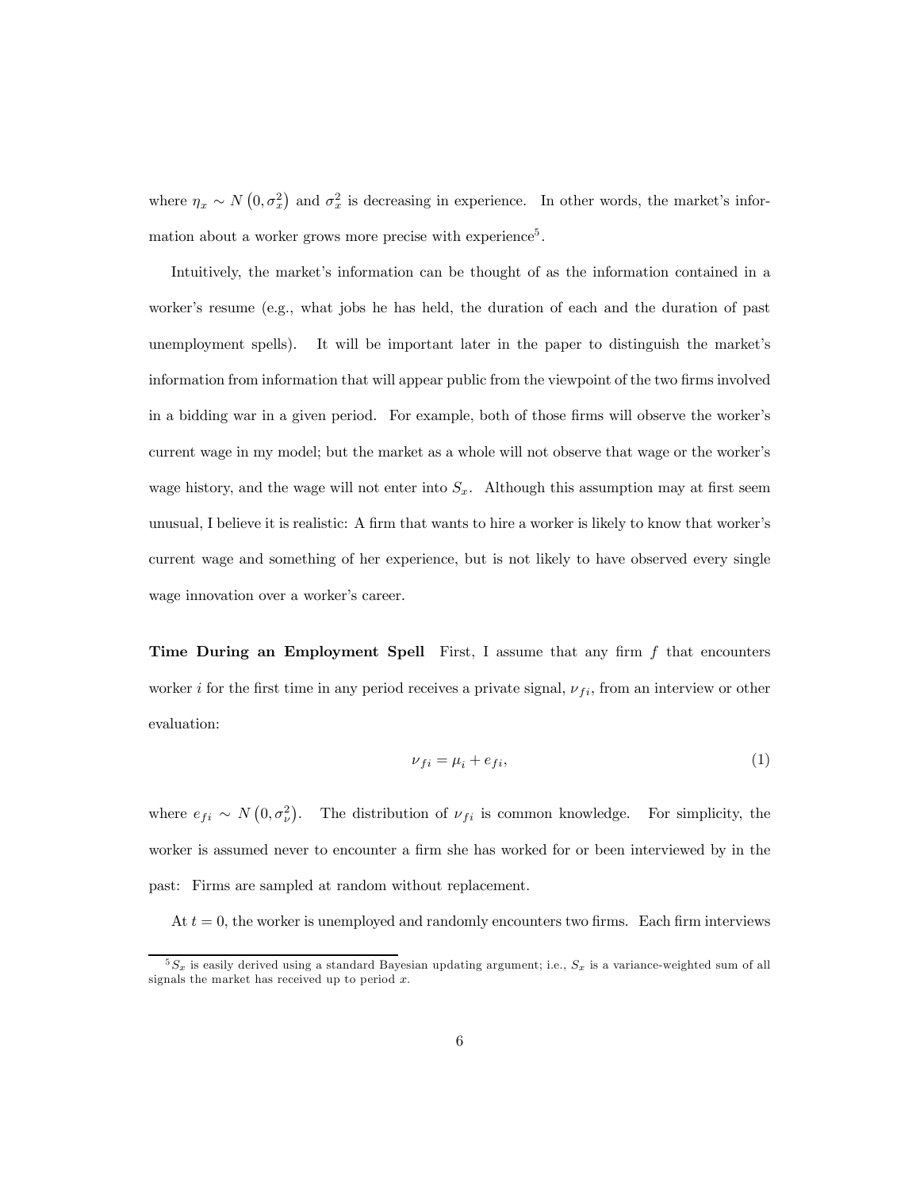where $\eta_x \sim N\left(0, \sigma_x^2\right)$ and $\sigma_x^2$ is decreasing in experience. In other words, the market's information about a worker grows more precise with experience[5].

Intuitively, the market's information can be thought of as the information contained in a worker's resume (e.g., what jobs he has held, the duration of each and the duration of past unemployment spells). It will be important later in the paper to distinguish the market's information from information that will appear public from the viewpoint of the two firms involved in a bidding war in a given period. For example, both of those firms will observe the worker's current wage in my model; but the market as a whole will not observe that wage or the worker's wage history, and the wage will not enter into $S_x$. Although this assumption may at first seem unusual, I believe it is realistic: A firm that wants to hire a worker is likely to know that worker's current wage and something of her experience, but is not likely to have observed every single wage innovation over a worker's career.

**Time During an Employment Spell** First, I assume that any firm $f$ that encounters worker $i$ for the first time in any period receives a private signal, $\nu_{fi}$, from an interview or other evaluation:

$$\nu_{fi} = \mu_i + e_{fi}, \tag{1}$$

where $e_{fi} \sim N\left(0, \sigma_\nu^2\right)$. The distribution of $\nu_{fi}$ is common knowledge. For simplicity, the worker is assumed never to encounter a firm she has worked for or been interviewed by in the past: Firms are sampled at random without replacement.

At $t = 0$, the worker is unemployed and randomly encounters two firms. Each firm interviews

[5] $S_x$ is easily derived using a standard Bayesian updating argument; i.e., $S_x$ is a variance-weighted sum of all signals the market has received up to period $x$.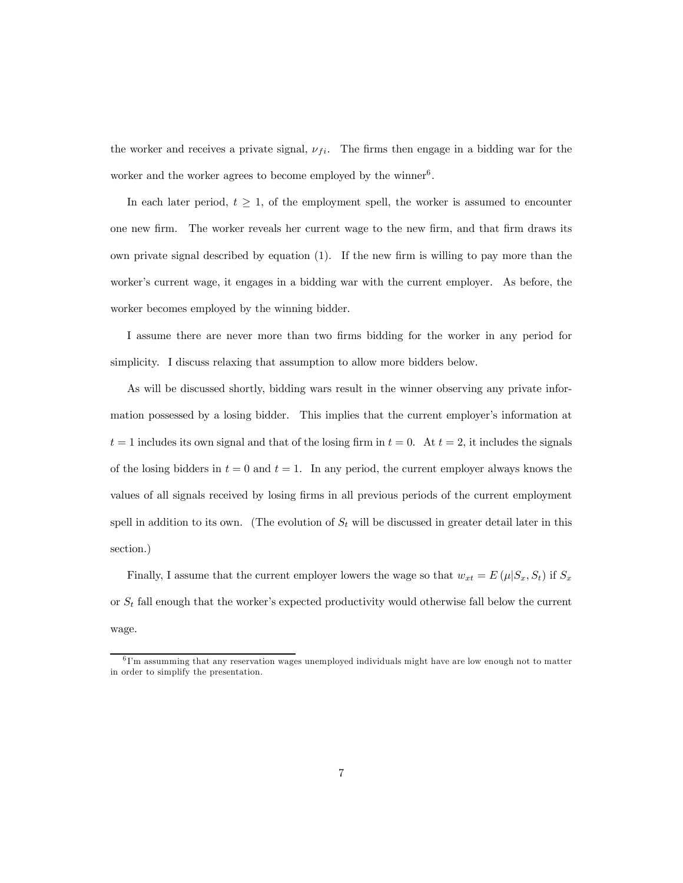the worker and receives a private signal, $\nu_{fi}$. The firms then engage in a bidding war for the worker and the worker agrees to become employed by the winner[6].

In each later period, $t \geq 1$, of the employment spell, the worker is assumed to encounter one new firm. The worker reveals her current wage to the new firm, and that firm draws its own private signal described by equation (1). If the new firm is willing to pay more than the worker's current wage, it engages in a bidding war with the current employer. As before, the worker becomes employed by the winning bidder.

I assume there are never more than two firms bidding for the worker in any period for simplicity. I discuss relaxing that assumption to allow more bidders below.

As will be discussed shortly, bidding wars result in the winner observing any private information possessed by a losing bidder. This implies that the current employer's information at $t = 1$ includes its own signal and that of the losing firm in $t = 0$. At $t = 2$, it includes the signals of the losing bidders in $t = 0$ and $t = 1$. In any period, the current employer always knows the values of all signals received by losing firms in all previous periods of the current employment spell in addition to its own. (The evolution of $S_t$ will be discussed in greater detail later in this section.)

Finally, I assume that the current employer lowers the wage so that $w_{xt} = E(\mu|S_x, S_t)$ if $S_x$ or $S_t$ fall enough that the worker's expected productivity would otherwise fall below the current wage.

[6] I'm assumming that any reservation wages unemployed individuals might have are low enough not to matter in order to simplify the presentation.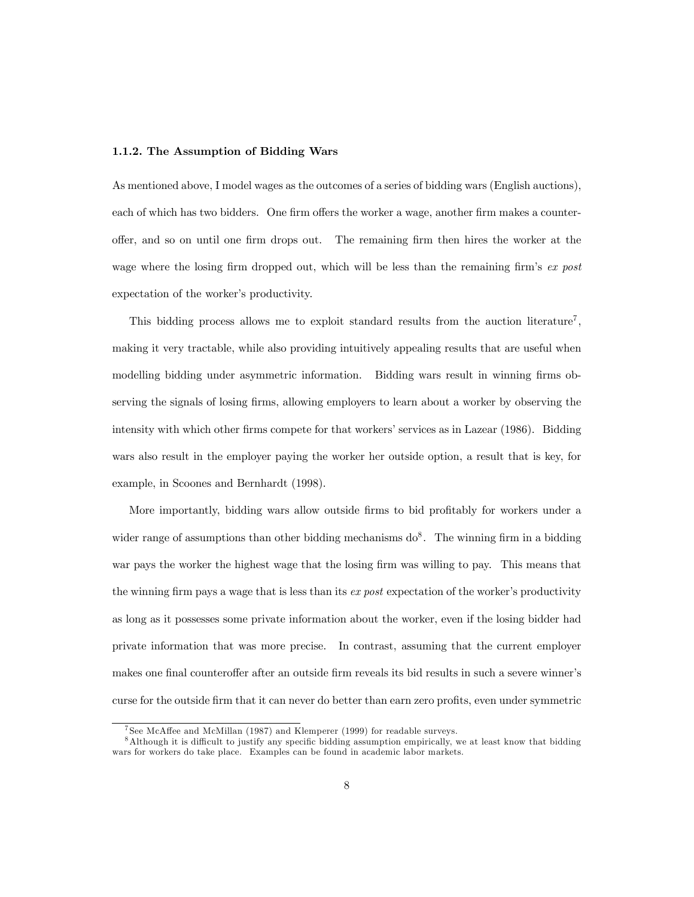#### 1.1.2. The Assumption of Bidding Wars

As mentioned above, I model wages as the outcomes of a series of bidding wars (English auctions), each of which has two bidders. One firm offers the worker a wage, another firm makes a counteroffer, and so on until one firm drops out. The remaining firm then hires the worker at the wage where the losing firm dropped out, which will be less than the remaining firm's *ex post* expectation of the worker's productivity.

This bidding process allows me to exploit standard results from the auction literature[7], making it very tractable, while also providing intuitively appealing results that are useful when modelling bidding under asymmetric information. Bidding wars result in winning firms observing the signals of losing firms, allowing employers to learn about a worker by observing the intensity with which other firms compete for that workers' services as in Lazear (1986). Bidding wars also result in the employer paying the worker her outside option, a result that is key, for example, in Scoones and Bernhardt (1998).

More importantly, bidding wars allow outside firms to bid profitably for workers under a wider range of assumptions than other bidding mechanisms do[8]. The winning firm in a bidding war pays the worker the highest wage that the losing firm was willing to pay. This means that the winning firm pays a wage that is less than its *ex post* expectation of the worker's productivity as long as it possesses some private information about the worker, even if the losing bidder had private information that was more precise. In contrast, assuming that the current employer makes one final counteroffer after an outside firm reveals its bid results in such a severe winner's curse for the outside firm that it can never do better than earn zero profits, even under symmetric

---

[7] See McAffee and McMillan (1987) and Klemperer (1999) for readable surveys.

[8] Although it is difficult to justify any specific bidding assumption empirically, we at least know that bidding wars for workers do take place. Examples can be found in academic labor markets.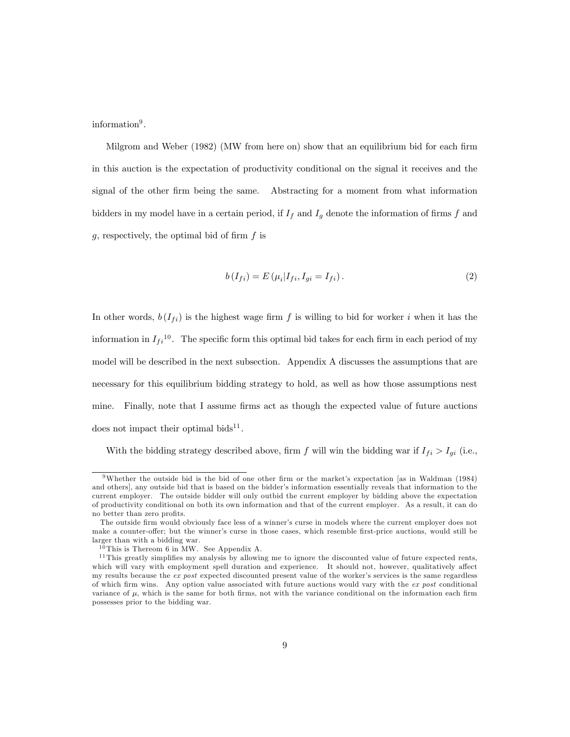information[9].

Milgrom and Weber (1982) (MW from here on) show that an equilibrium bid for each firm in this auction is the expectation of productivity conditional on the signal it receives and the signal of the other firm being the same. Abstracting for a moment from what information bidders in my model have in a certain period, if $I_f$ and $I_g$ denote the information of firms $f$ and $g$, respectively, the optimal bid of firm $f$ is

$$b\left(I_{fi}\right) = E\left(\mu_i | I_{fi}, I_{gi} = I_{fi}\right). \tag{2}$$

In other words, $b\left(I_{fi}\right)$ is the highest wage firm $f$ is willing to bid for worker $i$ when it has the information in $I_{fi}$[10]. The specific form this optimal bid takes for each firm in each period of my model will be described in the next subsection. Appendix A discusses the assumptions that are necessary for this equilibrium bidding strategy to hold, as well as how those assumptions nest mine. Finally, note that I assume firms act as though the expected value of future auctions does not impact their optimal bids[11].

With the bidding strategy described above, firm $f$ will win the bidding war if $I_{fi} > I_{gi}$ (i.e.,

---

[9] Whether the outside bid is the bid of one other firm or the market's expectation [as in Waldman (1984) and others], any outside bid that is based on the bidder's information essentially reveals that information to the current employer. The outside bidder will only outbid the current employer by bidding above the expectation of productivity conditional on both its own information and that of the current employer. As a result, it can do no better than zero profits.

The outside firm would obviously face less of a winner's curse in models where the current employer does not make a counter-offer; but the winner's curse in those cases, which resemble first-price auctions, would still be larger than with a bidding war.

[10] This is Thereom 6 in MW. See Appendix A.

[11] This greatly simplifies my analysis by allowing me to ignore the discounted value of future expected rents, which will vary with employment spell duration and experience. It should not, however, qualitatively affect my results because the *ex post* expected discounted present value of the worker's services is the same regardless of which firm wins. Any option value associated with future auctions would vary with the *ex post* conditional variance of $\mu$, which is the same for both firms, not with the variance conditional on the information each firm possesses prior to the bidding war.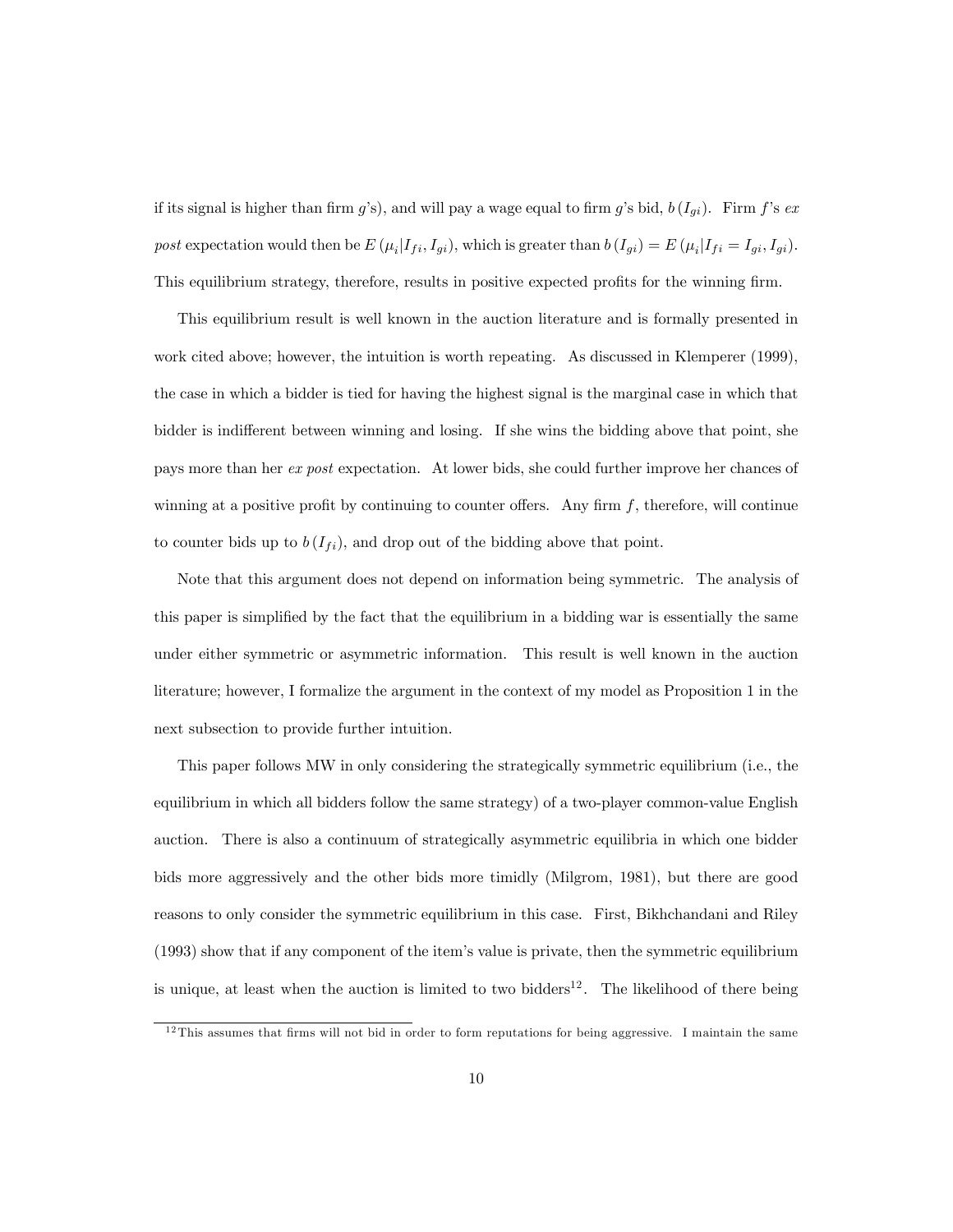if its signal is higher than firm $g$'s), and will pay a wage equal to firm $g$'s bid, $b(I_{gi})$. Firm $f$'s *ex post* expectation would then be $E(\mu_i|I_{fi}, I_{gi})$, which is greater than $b(I_{gi}) = E(\mu_i|I_{fi} = I_{gi}, I_{gi})$. This equilibrium strategy, therefore, results in positive expected profits for the winning firm.

This equilibrium result is well known in the auction literature and is formally presented in work cited above; however, the intuition is worth repeating. As discussed in Klemperer (1999), the case in which a bidder is tied for having the highest signal is the marginal case in which that bidder is indifferent between winning and losing. If she wins the bidding above that point, she pays more than her *ex post* expectation. At lower bids, she could further improve her chances of winning at a positive profit by continuing to counter offers. Any firm $f$, therefore, will continue to counter bids up to $b(I_{fi})$, and drop out of the bidding above that point.

Note that this argument does not depend on information being symmetric. The analysis of this paper is simplified by the fact that the equilibrium in a bidding war is essentially the same under either symmetric or asymmetric information. This result is well known in the auction literature; however, I formalize the argument in the context of my model as Proposition 1 in the next subsection to provide further intuition.

This paper follows MW in only considering the strategically symmetric equilibrium (i.e., the equilibrium in which all bidders follow the same strategy) of a two-player common-value English auction. There is also a continuum of strategically asymmetric equilibria in which one bidder bids more aggressively and the other bids more timidly (Milgrom, 1981), but there are good reasons to only consider the symmetric equilibrium in this case. First, Bikhchandani and Riley (1993) show that if any component of the item's value is private, then the symmetric equilibrium is unique, at least when the auction is limited to two bidders[12]. The likelihood of there being

[12] This assumes that firms will not bid in order to form reputations for being aggressive. I maintain the same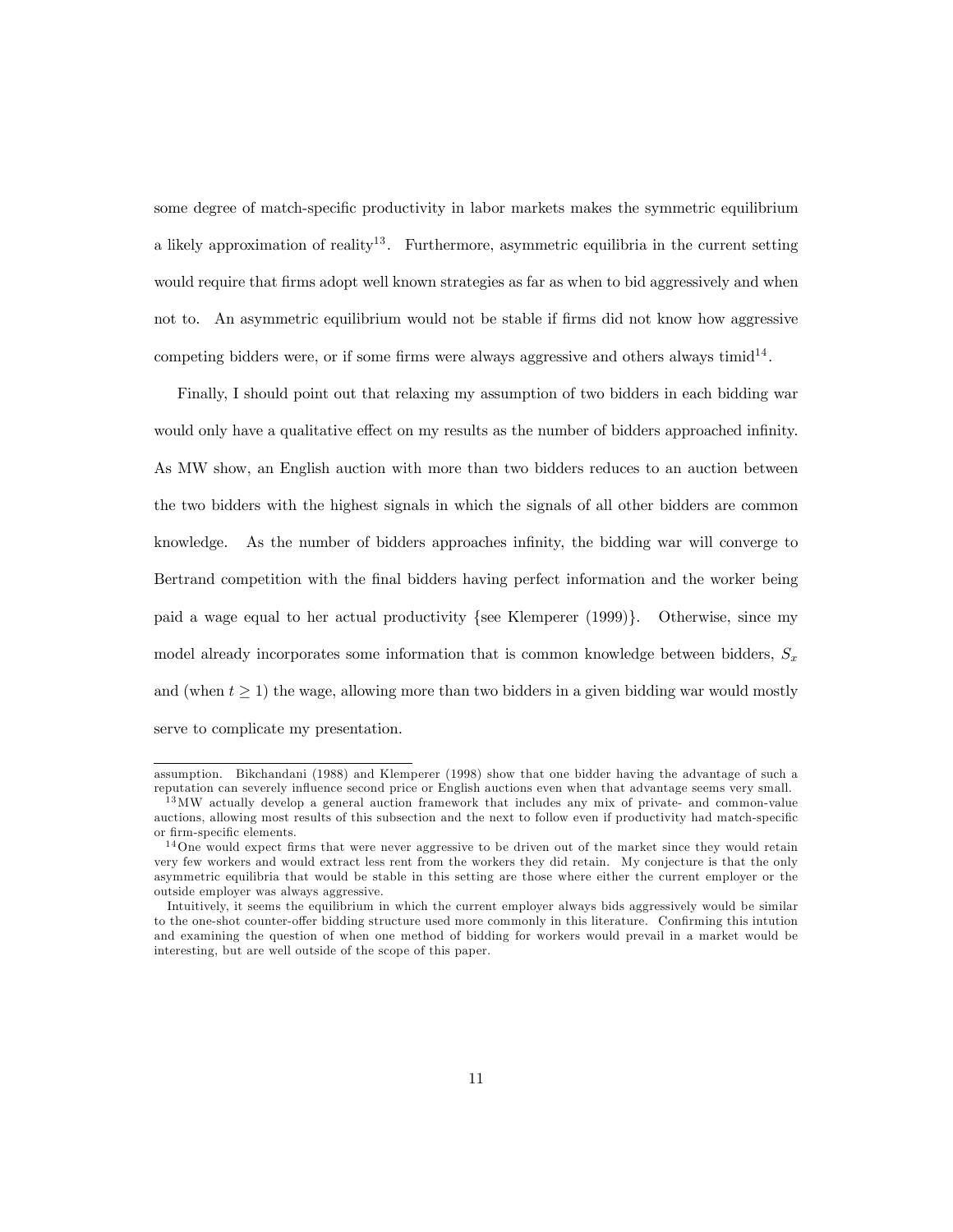some degree of match-specific productivity in labor markets makes the symmetric equilibrium a likely approximation of reality[13]. Furthermore, asymmetric equilibria in the current setting would require that firms adopt well known strategies as far as when to bid aggressively and when not to. An asymmetric equilibrium would not be stable if firms did not know how aggressive competing bidders were, or if some firms were always aggressive and others always timid[14].

Finally, I should point out that relaxing my assumption of two bidders in each bidding war would only have a qualitative effect on my results as the number of bidders approached infinity. As MW show, an English auction with more than two bidders reduces to an auction between the two bidders with the highest signals in which the signals of all other bidders are common knowledge. As the number of bidders approaches infinity, the bidding war will converge to Bertrand competition with the final bidders having perfect information and the worker being paid a wage equal to her actual productivity {see Klemperer (1999)}. Otherwise, since my model already incorporates some information that is common knowledge between bidders, $S_x$ and (when $t \geq 1$) the wage, allowing more than two bidders in a given bidding war would mostly serve to complicate my presentation.

---

assumption. Bikchandani (1988) and Klemperer (1998) show that one bidder having the advantage of such a reputation can severely influence second price or English auctions even when that advantage seems very small.

[13] MW actually develop a general auction framework that includes any mix of private- and common-value auctions, allowing most results of this subsection and the next to follow even if productivity had match-specific or firm-specific elements.

[14] One would expect firms that were never aggressive to be driven out of the market since they would retain very few workers and would extract less rent from the workers they did retain. My conjecture is that the only asymmetric equilibria that would be stable in this setting are those where either the current employer or the outside employer was always aggressive.

Intuitively, it seems the equilibrium in which the current employer always bids aggressively would be similar to the one-shot counter-offer bidding structure used more commonly in this literature. Confirming this intution and examining the question of when one method of bidding for workers would prevail in a market would be interesting, but are well outside of the scope of this paper.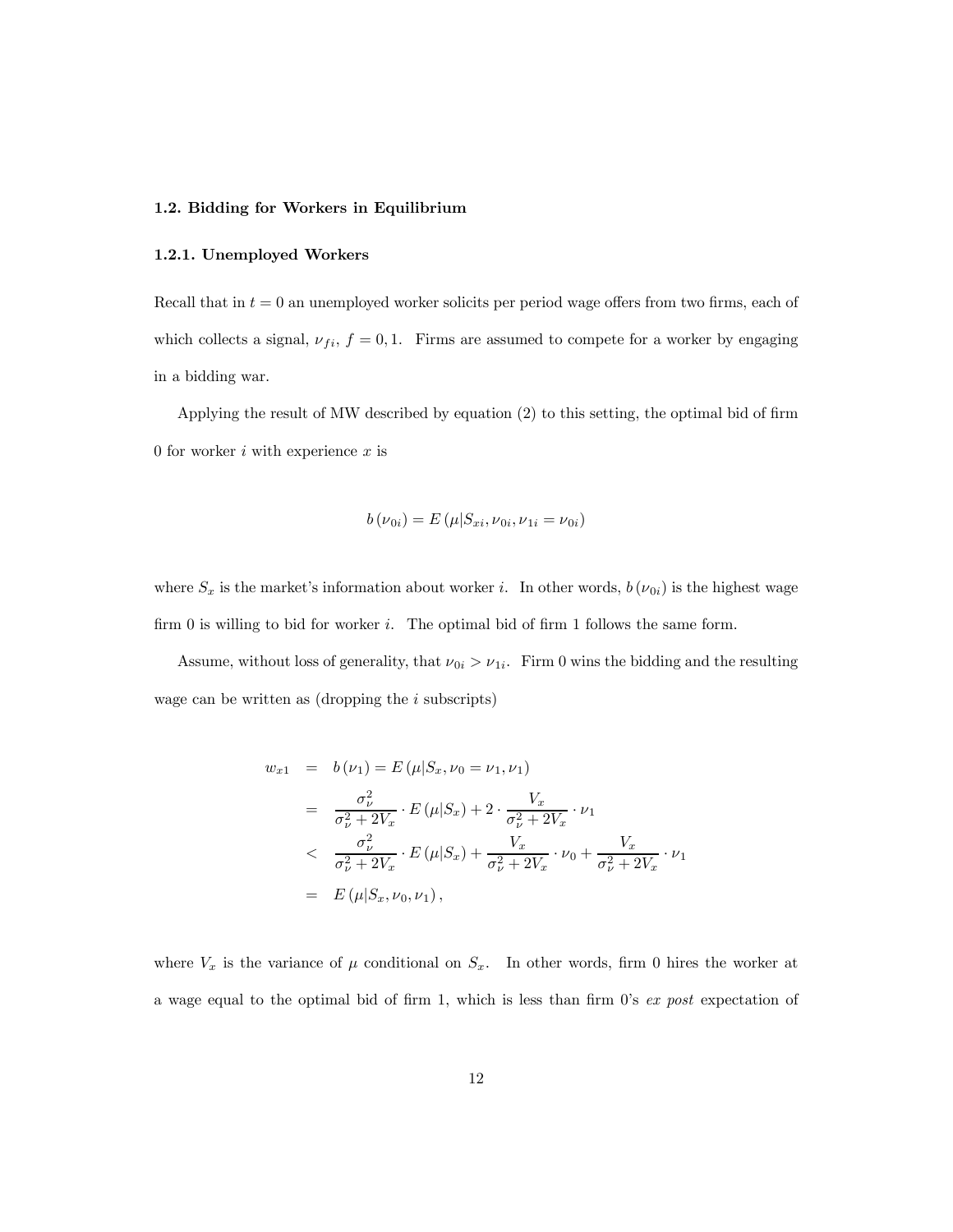### 1.2. Bidding for Workers in Equilibrium

#### 1.2.1. Unemployed Workers

Recall that in $t = 0$ an unemployed worker solicits per period wage offers from two firms, each of which collects a signal, $\nu_{fi}$, $f = 0, 1$. Firms are assumed to compete for a worker by engaging in a bidding war.

Applying the result of MW described by equation (2) to this setting, the optimal bid of firm 0 for worker $i$ with experience $x$ is

$$b(\nu_{0i}) = E(\mu | S_{xi}, \nu_{0i}, \nu_{1i} = \nu_{0i})$$

where $S_x$ is the market's information about worker $i$. In other words, $b(\nu_{0i})$ is the highest wage firm 0 is willing to bid for worker $i$. The optimal bid of firm 1 follows the same form.

Assume, without loss of generality, that $\nu_{0i} > \nu_{1i}$. Firm 0 wins the bidding and the resulting wage can be written as (dropping the $i$ subscripts)

$$\begin{aligned}
w_{x1} &= b(\nu_1) = E(\mu | S_x, \nu_0 = \nu_1, \nu_1) \\
&= \frac{\sigma_\nu^2}{\sigma_\nu^2 + 2V_x} \cdot E(\mu | S_x) + 2 \cdot \frac{V_x}{\sigma_\nu^2 + 2V_x} \cdot \nu_1 \\
&< \frac{\sigma_\nu^2}{\sigma_\nu^2 + 2V_x} \cdot E(\mu | S_x) + \frac{V_x}{\sigma_\nu^2 + 2V_x} \cdot \nu_0 + \frac{V_x}{\sigma_\nu^2 + 2V_x} \cdot \nu_1 \\
&= E(\mu | S_x, \nu_0, \nu_1),
\end{aligned}$$

where $V_x$ is the variance of $\mu$ conditional on $S_x$. In other words, firm 0 hires the worker at a wage equal to the optimal bid of firm 1, which is less than firm 0's *ex post* expectation of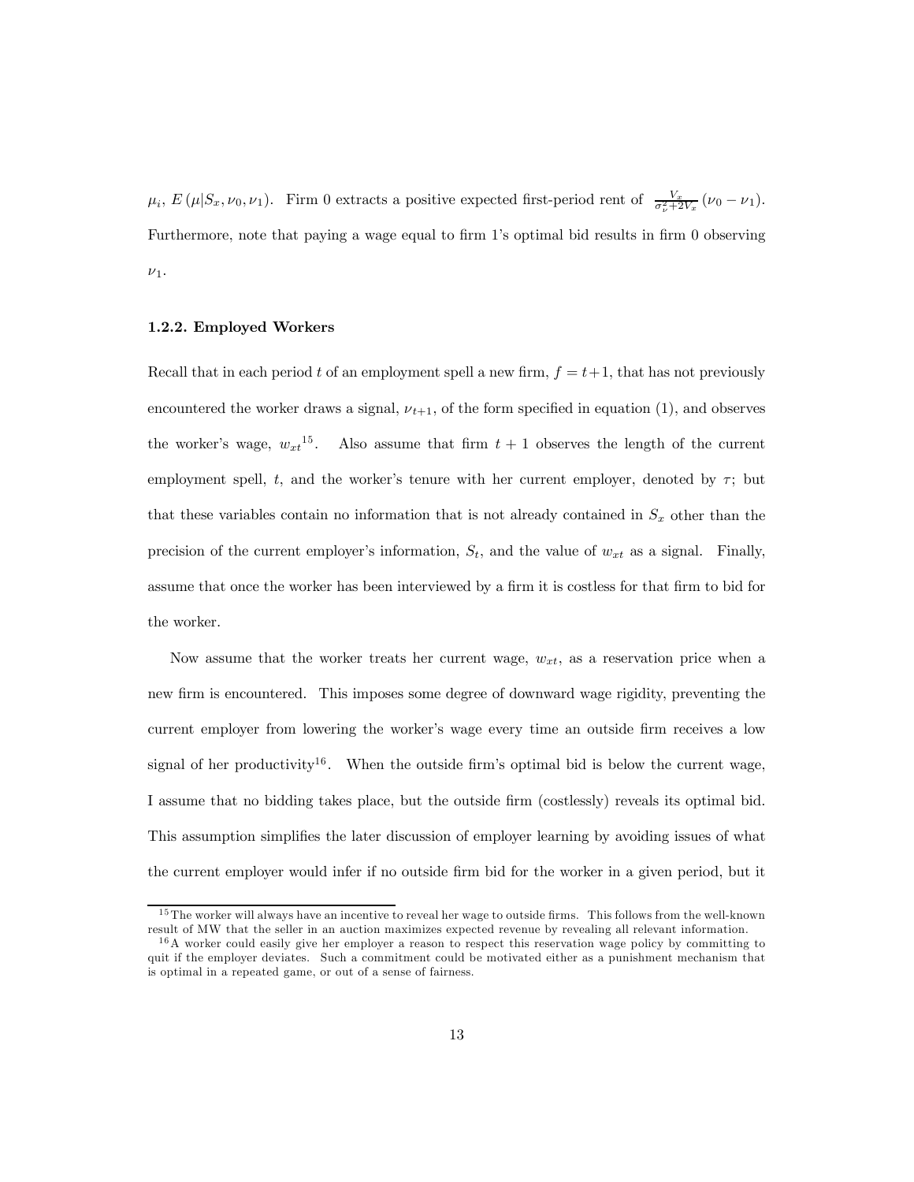$\mu_i$, $E(\mu|S_x, \nu_0, \nu_1)$. Firm 0 extracts a positive expected first-period rent of $\frac{V_x}{\sigma_\nu^2 + 2V_x}(\nu_0 - \nu_1)$. Furthermore, note that paying a wage equal to firm 1's optimal bid results in firm 0 observing $\nu_1$.

### 1.2.2. Employed Workers

Recall that in each period $t$ of an employment spell a new firm, $f = t+1$, that has not previously encountered the worker draws a signal, $\nu_{t+1}$, of the form specified in equation (1), and observes the worker's wage, $w_{xt}$[15]. Also assume that firm $t+1$ observes the length of the current employment spell, $t$, and the worker's tenure with her current employer, denoted by $\tau$; but that these variables contain no information that is not already contained in $S_x$ other than the precision of the current employer's information, $S_t$, and the value of $w_{xt}$ as a signal. Finally, assume that once the worker has been interviewed by a firm it is costless for that firm to bid for the worker.

Now assume that the worker treats her current wage, $w_{xt}$, as a reservation price when a new firm is encountered. This imposes some degree of downward wage rigidity, preventing the current employer from lowering the worker's wage every time an outside firm receives a low signal of her productivity[16]. When the outside firm's optimal bid is below the current wage, I assume that no bidding takes place, but the outside firm (costlessly) reveals its optimal bid. This assumption simplifies the later discussion of employer learning by avoiding issues of what the current employer would infer if no outside firm bid for the worker in a given period, but it

[15] The worker will always have an incentive to reveal her wage to outside firms. This follows from the well-known result of MW that the seller in an auction maximizes expected revenue by revealing all relevant information.

[16] A worker could easily give her employer a reason to respect this reservation wage policy by committing to quit if the employer deviates. Such a commitment could be motivated either as a punishment mechanism that is optimal in a repeated game, or out of a sense of fairness.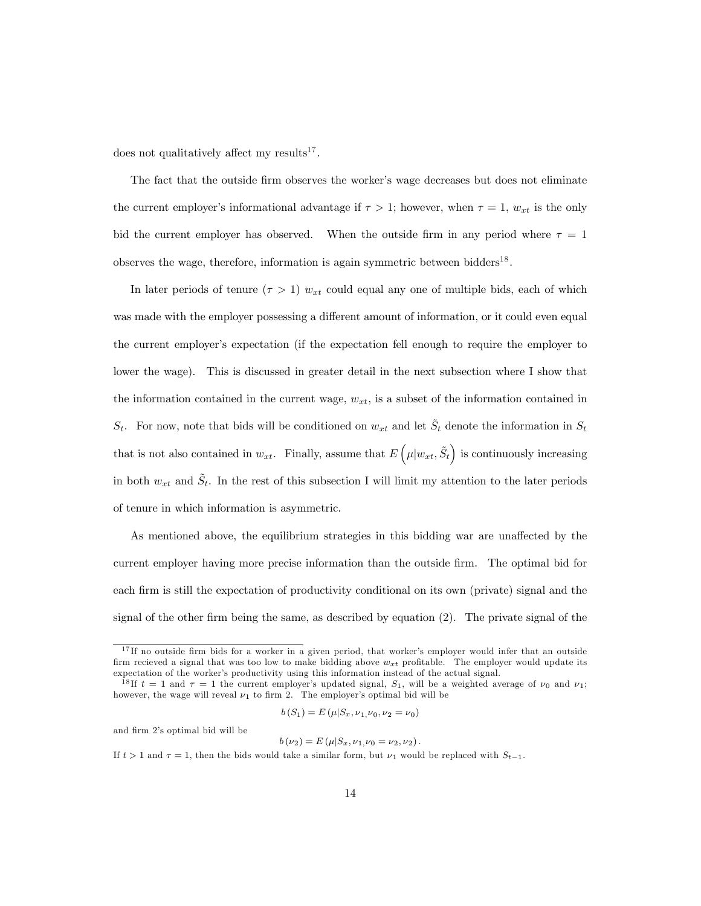does not qualitatively affect my results[17].

The fact that the outside firm observes the worker's wage decreases but does not eliminate the current employer's informational advantage if $\tau > 1$; however, when $\tau = 1$, $w_{xt}$ is the only bid the current employer has observed. When the outside firm in any period where $\tau = 1$ observes the wage, therefore, information is again symmetric between bidders[18].

In later periods of tenure ($\tau > 1$) $w_{xt}$ could equal any one of multiple bids, each of which was made with the employer possessing a different amount of information, or it could even equal the current employer's expectation (if the expectation fell enough to require the employer to lower the wage). This is discussed in greater detail in the next subsection where I show that the information contained in the current wage, $w_{xt}$, is a subset of the information contained in $S_t$. For now, note that bids will be conditioned on $w_{xt}$ and let $\tilde{S}_t$ denote the information in $S_t$ that is not also contained in $w_{xt}$. Finally, assume that $E\left(\mu | w_{xt}, \tilde{S}_t\right)$ is continuously increasing in both $w_{xt}$ and $\tilde{S}_t$. In the rest of this subsection I will limit my attention to the later periods of tenure in which information is asymmetric.

As mentioned above, the equilibrium strategies in this bidding war are unaffected by the current employer having more precise information than the outside firm. The optimal bid for each firm is still the expectation of productivity conditional on its own (private) signal and the signal of the other firm being the same, as described by equation (2). The private signal of the

---

[17] If no outside firm bids for a worker in a given period, that worker's employer would infer that an outside firm recieved a signal that was too low to make bidding above $w_{xt}$ profitable. The employer would update its expectation of the worker's productivity using this information instead of the actual signal.

[18] If $t = 1$ and $\tau = 1$ the current employer's updated signal, $S_1$, will be a weighted average of $\nu_0$ and $\nu_1$; however, the wage will reveal $\nu_1$ to firm 2. The employer's optimal bid will be

$$b(S_1) = E(\mu | S_x, \nu_1, \nu_0, \nu_2 = \nu_0)$$

and firm 2's optimal bid will be

$$b(\nu_2) = E(\mu | S_x, \nu_1, \nu_0 = \nu_2, \nu_2).$$

If $t > 1$ and $\tau = 1$, then the bids would take a similar form, but $\nu_1$ would be replaced with $S_{t-1}$.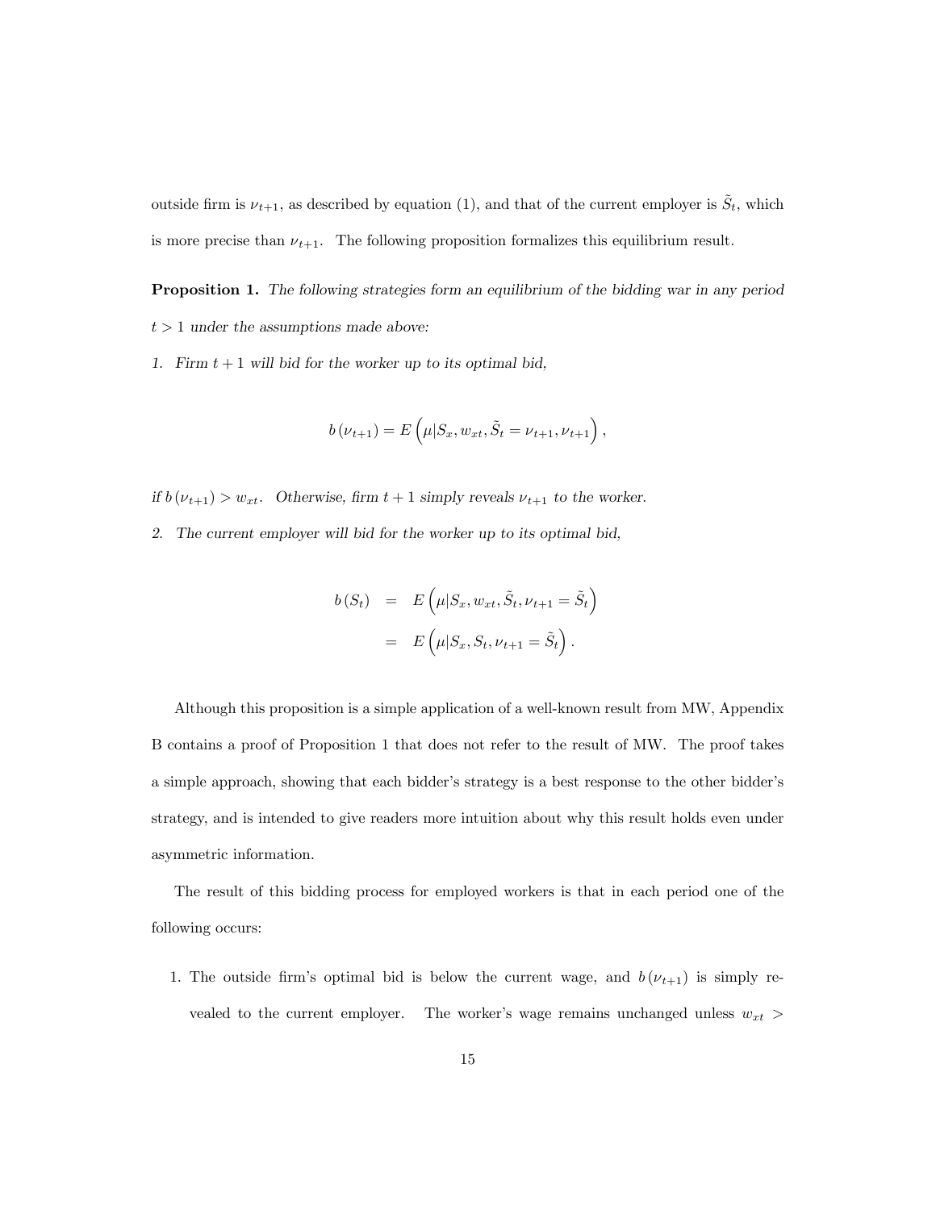outside firm is $\nu_{t+1}$, as described by equation (1), and that of the current employer is $\tilde{S}_t$, which is more precise than $\nu_{t+1}$. The following proposition formalizes this equilibrium result.

**Proposition 1.** *The following strategies form an equilibrium of the bidding war in any period $t > 1$ under the assumptions made above:*

*1. Firm $t+1$ will bid for the worker up to its optimal bid,*

$$b\left(\nu_{t+1}\right) = E\left(\mu | S_x, w_{xt}, \tilde{S}_t = \nu_{t+1}, \nu_{t+1}\right),$$

*if $b\left(\nu_{t+1}\right) > w_{xt}$. Otherwise, firm $t+1$ simply reveals $\nu_{t+1}$ to the worker.*

*2. The current employer will bid for the worker up to its optimal bid,*

$$\begin{aligned} b\left(S_t\right) &= E\left(\mu | S_x, w_{xt}, \tilde{S}_t, \nu_{t+1} = \tilde{S}_t\right) \\ &= E\left(\mu | S_x, S_t, \nu_{t+1} = \tilde{S}_t\right). \end{aligned}$$

Although this proposition is a simple application of a well-known result from MW, Appendix B contains a proof of Proposition 1 that does not refer to the result of MW. The proof takes a simple approach, showing that each bidder's strategy is a best response to the other bidder's strategy, and is intended to give readers more intuition about why this result holds even under asymmetric information.

The result of this bidding process for employed workers is that in each period one of the following occurs:

1. The outside firm's optimal bid is below the current wage, and $b\left(\nu_{t+1}\right)$ is simply revealed to the current employer. The worker's wage remains unchanged unless $w_{xt} >$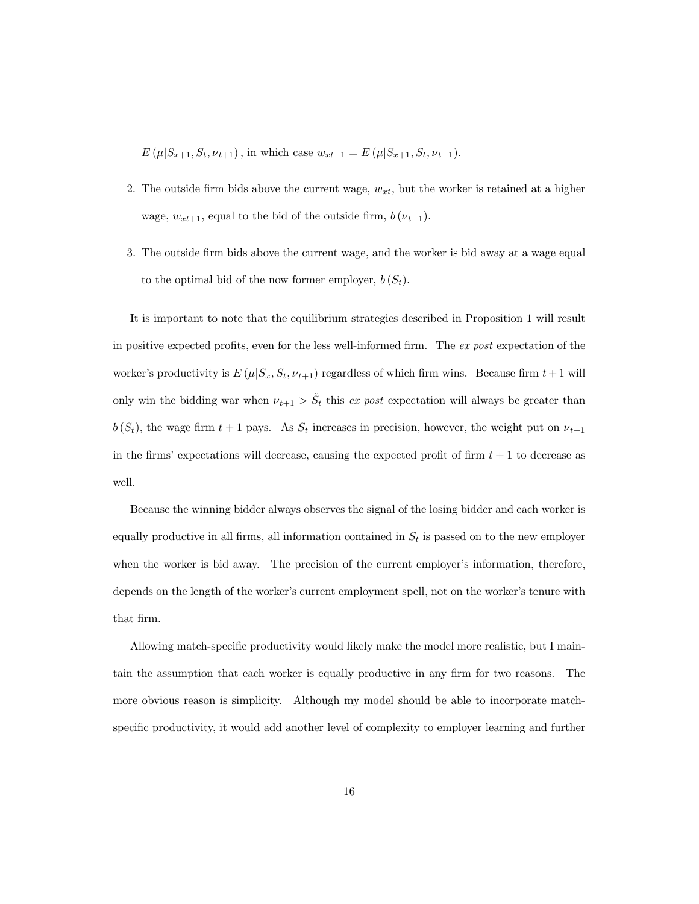$E(\mu|S_{x+1}, S_t, \nu_{t+1})$, in which case $w_{xt+1} = E(\mu|S_{x+1}, S_t, \nu_{t+1})$.

2. The outside firm bids above the current wage, $w_{xt}$, but the worker is retained at a higher wage, $w_{xt+1}$, equal to the bid of the outside firm, $b(\nu_{t+1})$.

3. The outside firm bids above the current wage, and the worker is bid away at a wage equal to the optimal bid of the now former employer, $b(S_t)$.

It is important to note that the equilibrium strategies described in Proposition 1 will result in positive expected profits, even for the less well-informed firm. The *ex post* expectation of the worker's productivity is $E(\mu|S_x, S_t, \nu_{t+1})$ regardless of which firm wins. Because firm $t+1$ will only win the bidding war when $\nu_{t+1} > \tilde{S}_t$ this *ex post* expectation will always be greater than $b(S_t)$, the wage firm $t+1$ pays. As $S_t$ increases in precision, however, the weight put on $\nu_{t+1}$ in the firms' expectations will decrease, causing the expected profit of firm $t+1$ to decrease as well.

Because the winning bidder always observes the signal of the losing bidder and each worker is equally productive in all firms, all information contained in $S_t$ is passed on to the new employer when the worker is bid away. The precision of the current employer's information, therefore, depends on the length of the worker's current employment spell, not on the worker's tenure with that firm.

Allowing match-specific productivity would likely make the model more realistic, but I maintain the assumption that each worker is equally productive in any firm for two reasons. The more obvious reason is simplicity. Although my model should be able to incorporate match-specific productivity, it would add another level of complexity to employer learning and further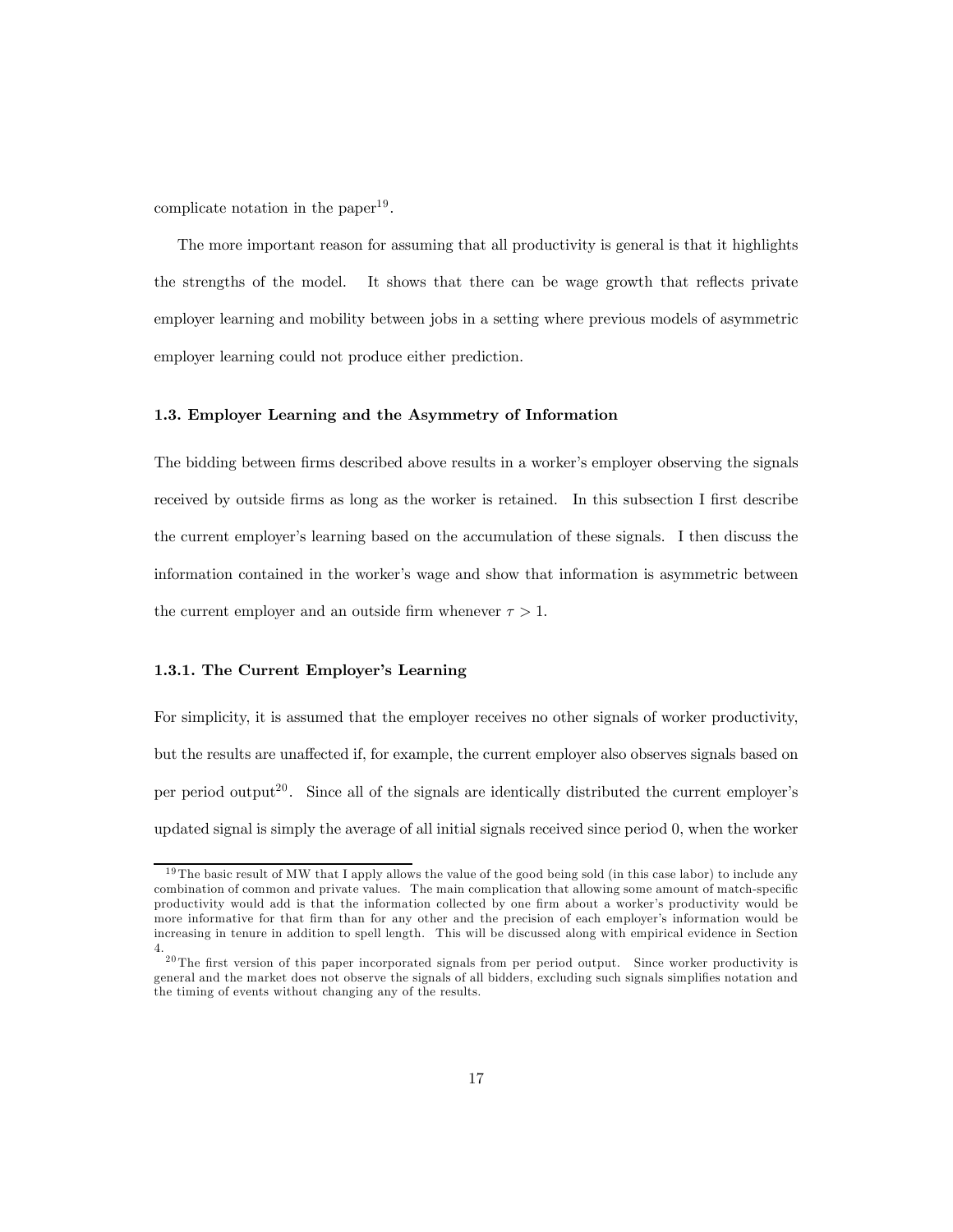complicate notation in the paper[19].

The more important reason for assuming that all productivity is general is that it highlights the strengths of the model. It shows that there can be wage growth that reflects private employer learning and mobility between jobs in a setting where previous models of asymmetric employer learning could not produce either prediction.

### 1.3. Employer Learning and the Asymmetry of Information

The bidding between firms described above results in a worker's employer observing the signals received by outside firms as long as the worker is retained. In this subsection I first describe the current employer's learning based on the accumulation of these signals. I then discuss the information contained in the worker's wage and show that information is asymmetric between the current employer and an outside firm whenever $\tau > 1$.

#### 1.3.1. The Current Employer's Learning

For simplicity, it is assumed that the employer receives no other signals of worker productivity, but the results are unaffected if, for example, the current employer also observes signals based on per period output[20]. Since all of the signals are identically distributed the current employer's updated signal is simply the average of all initial signals received since period 0, when the worker

---

[19] The basic result of MW that I apply allows the value of the good being sold (in this case labor) to include any combination of common and private values. The main complication that allowing some amount of match-specific productivity would add is that the information collected by one firm about a worker's productivity would be more informative for that firm than for any other and the precision of each employer's information would be increasing in tenure in addition to spell length. This will be discussed along with empirical evidence in Section 4.

[20] The first version of this paper incorporated signals from per period output. Since worker productivity is general and the market does not observe the signals of all bidders, excluding such signals simplifies notation and the timing of events without changing any of the results.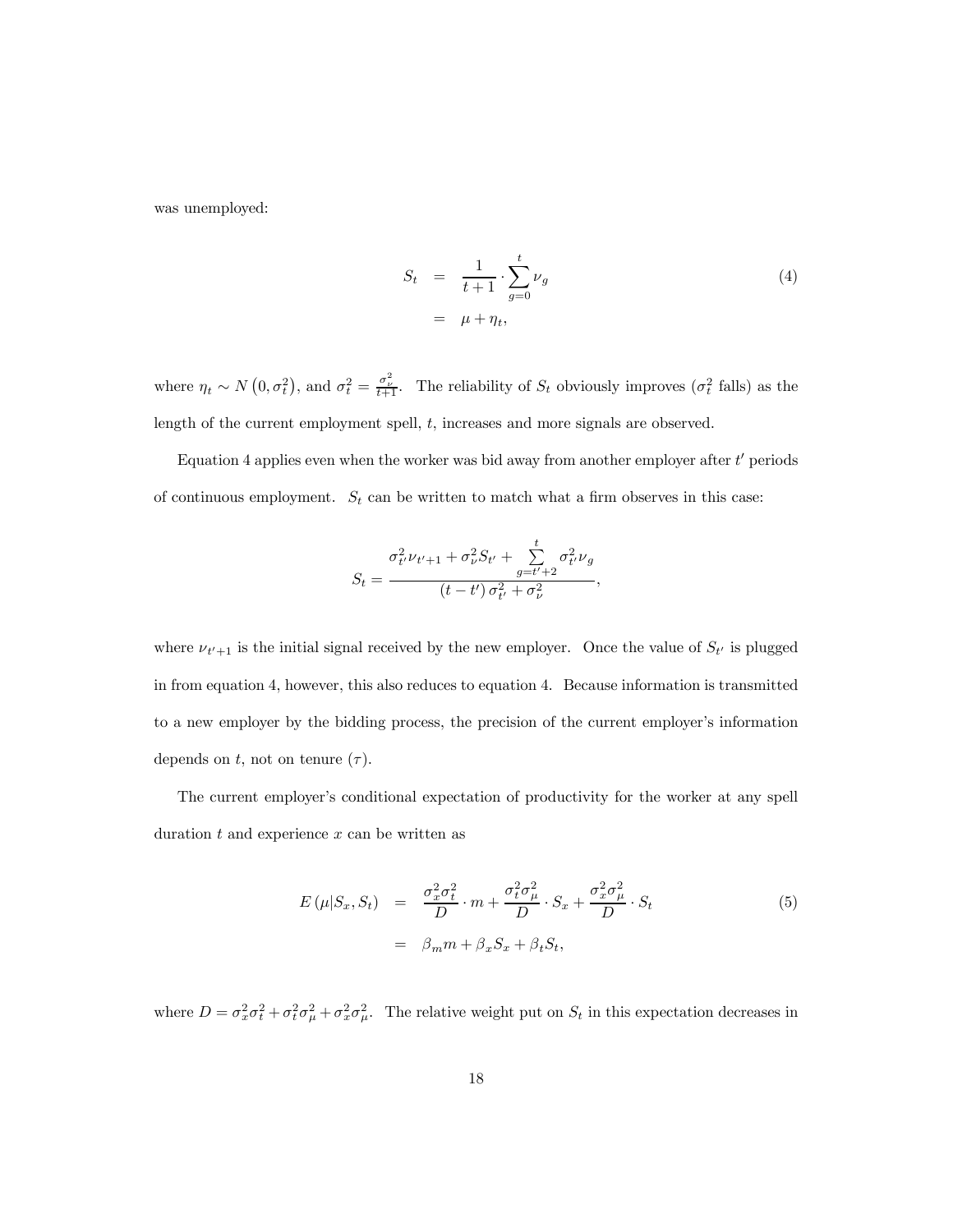was unemployed:

$$S_t = \frac{1}{t+1} \cdot \sum_{g=0}^{t} \nu_g \qquad (4)$$
$$= \mu + \eta_t,$$

where $\eta_t \sim N\left(0, \sigma_t^2\right)$, and $\sigma_t^2 = \frac{\sigma_\nu^2}{t+1}$. The reliability of $S_t$ obviously improves ($\sigma_t^2$ falls) as the length of the current employment spell, $t$, increases and more signals are observed.

Equation 4 applies even when the worker was bid away from another employer after $t'$ periods of continuous employment. $S_t$ can be written to match what a firm observes in this case:

$$S_t = \frac{\sigma_{t'}^2 \nu_{t'+1} + \sigma_\nu^2 S_{t'} + \sum\limits_{g=t'+2}^{t} \sigma_{t'}^2 \nu_g}{(t - t')\,\sigma_{t'}^2 + \sigma_\nu^2},$$

where $\nu_{t'+1}$ is the initial signal received by the new employer. Once the value of $S_{t'}$ is plugged in from equation 4, however, this also reduces to equation 4. Because information is transmitted to a new employer by the bidding process, the precision of the current employer's information depends on $t$, not on tenure ($\tau$).

The current employer's conditional expectation of productivity for the worker at any spell duration $t$ and experience $x$ can be written as

$$E\left(\mu | S_x, S_t\right) = \frac{\sigma_x^2 \sigma_t^2}{D} \cdot m + \frac{\sigma_t^2 \sigma_\mu^2}{D} \cdot S_x + \frac{\sigma_x^2 \sigma_\mu^2}{D} \cdot S_t \qquad (5)$$
$$= \beta_m m + \beta_x S_x + \beta_t S_t,$$

where $D = \sigma_x^2 \sigma_t^2 + \sigma_t^2 \sigma_\mu^2 + \sigma_x^2 \sigma_\mu^2$. The relative weight put on $S_t$ in this expectation decreases in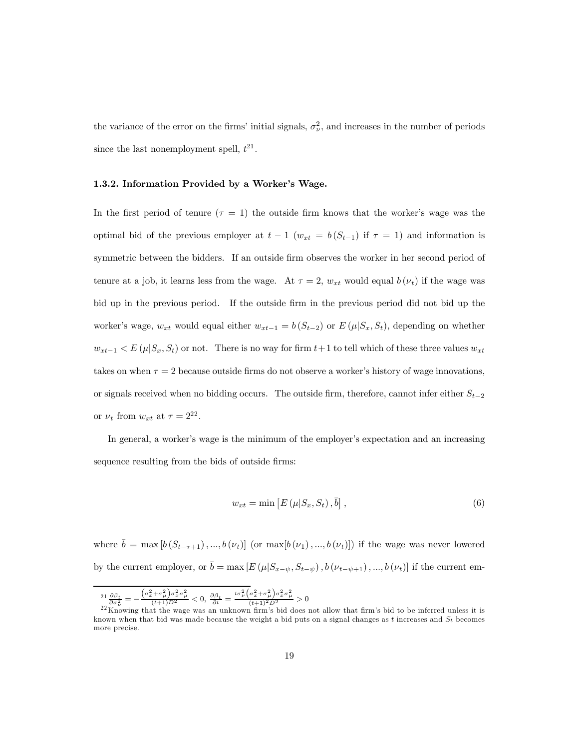the variance of the error on the firms' initial signals, $\sigma_\nu^2$, and increases in the number of periods since the last nonemployment spell, $t$[21].

### 1.3.2. Information Provided by a Worker's Wage.

In the first period of tenure ($\tau = 1$) the outside firm knows that the worker's wage was the optimal bid of the previous employer at $t-1$ ($w_{xt} = b(S_{t-1})$ if $\tau = 1$) and information is symmetric between the bidders. If an outside firm observes the worker in her second period of tenure at a job, it learns less from the wage. At $\tau = 2$, $w_{xt}$ would equal $b(\nu_t)$ if the wage was bid up in the previous period. If the outside firm in the previous period did not bid up the worker's wage, $w_{xt}$ would equal either $w_{xt-1} = b(S_{t-2})$ or $E(\mu|S_x, S_t)$, depending on whether $w_{xt-1} < E(\mu|S_x, S_t)$ or not. There is no way for firm $t+1$ to tell which of these three values $w_{xt}$ takes on when $\tau = 2$ because outside firms do not observe a worker's history of wage innovations, or signals received when no bidding occurs. The outside firm, therefore, cannot infer either $S_{t-2}$ or $\nu_t$ from $w_{xt}$ at $\tau = 2$[22].

In general, a worker's wage is the minimum of the employer's expectation and an increasing sequence resulting from the bids of outside firms:

$$w_{xt} = \min\left[E(\mu|S_x, S_t), \bar{b}\right], \tag{6}$$

where $\bar{b} = \max\left[b(S_{t-\tau+1}), ..., b(\nu_t)\right]$ (or $\max[b(\nu_1), ..., b(\nu_t)]$) if the wage was never lowered by the current employer, or $\bar{b} = \max\left[E(\mu|S_{x-\psi}, S_{t-\psi}), b(\nu_{t-\psi+1}), ..., b(\nu_t)\right]$ if the current em-

---

[21] $\frac{\partial \beta_t}{\partial \sigma_\nu^2} = -\frac{\left(\sigma_x^2+\sigma_\mu^2\right)\sigma_x^2\sigma_\mu^2}{(t+1)D^2} < 0$, $\frac{\partial \beta_t}{\partial t} = \frac{t\sigma_\nu^2\left(\sigma_x^2+\sigma_\mu^2\right)\sigma_x^2\sigma_\mu^2}{(t+1)^2D^2} > 0$

[22] Knowing that the wage was an unknown firm's bid does not allow that firm's bid to be inferred unless it is known when that bid was made because the weight a bid puts on a signal changes as $t$ increases and $S_t$ becomes more precise.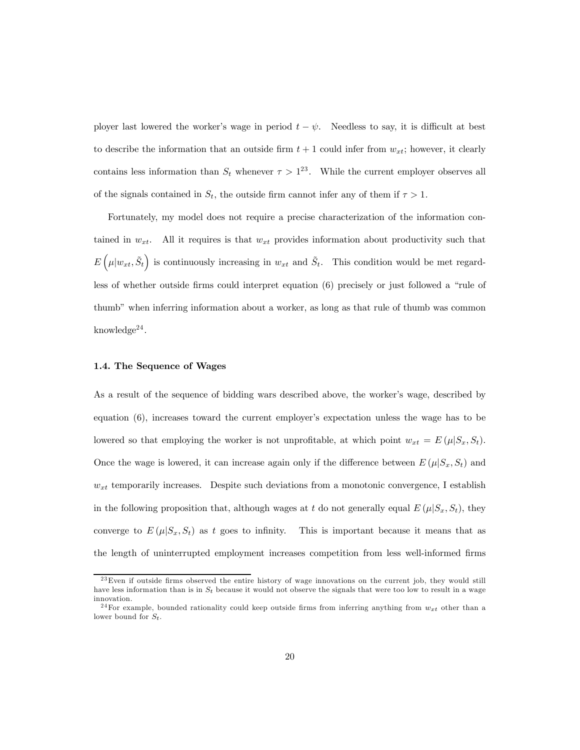ployer last lowered the worker's wage in period $t - \psi$. Needless to say, it is difficult at best to describe the information that an outside firm $t+1$ could infer from $w_{xt}$; however, it clearly contains less information than $S_t$ whenever $\tau > 1$[23]. While the current employer observes all of the signals contained in $S_t$, the outside firm cannot infer any of them if $\tau > 1$.

Fortunately, my model does not require a precise characterization of the information contained in $w_{xt}$. All it requires is that $w_{xt}$ provides information about productivity such that $E\left(\mu | w_{xt}, \tilde{S}_t\right)$ is continuously increasing in $w_{xt}$ and $\tilde{S}_t$. This condition would be met regardless of whether outside firms could interpret equation (6) precisely or just followed a "rule of thumb" when inferring information about a worker, as long as that rule of thumb was common knowledge[24].

### 1.4. The Sequence of Wages

As a result of the sequence of bidding wars described above, the worker's wage, described by equation (6), increases toward the current employer's expectation unless the wage has to be lowered so that employing the worker is not unprofitable, at which point $w_{xt} = E(\mu | S_x, S_t)$. Once the wage is lowered, it can increase again only if the difference between $E(\mu | S_x, S_t)$ and $w_{xt}$ temporarily increases. Despite such deviations from a monotonic convergence, I establish in the following proposition that, although wages at $t$ do not generally equal $E(\mu | S_x, S_t)$, they converge to $E(\mu | S_x, S_t)$ as $t$ goes to infinity. This is important because it means that as the length of uninterrupted employment increases competition from less well-informed firms

[23] Even if outside firms observed the entire history of wage innovations on the current job, they would still have less information than is in $S_t$ because it would not observe the signals that were too low to result in a wage innovation.

[24] For example, bounded rationality could keep outside firms from inferring anything from $w_{xt}$ other than a lower bound for $S_t$.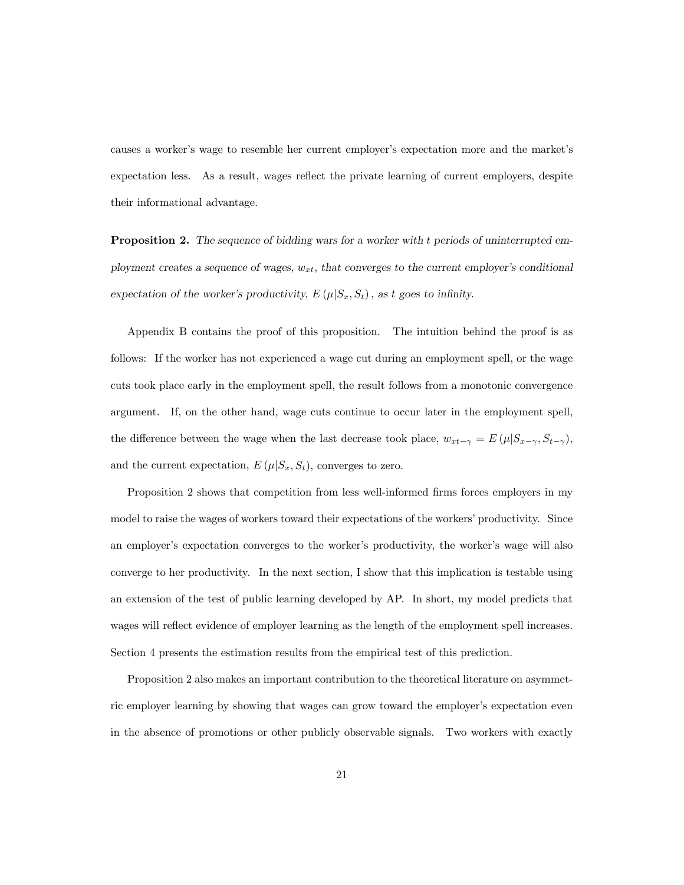causes a worker's wage to resemble her current employer's expectation more and the market's expectation less. As a result, wages reflect the private learning of current employers, despite their informational advantage.

**Proposition 2.** *The sequence of bidding wars for a worker with $t$ periods of uninterrupted employment creates a sequence of wages, $w_{xt}$, that converges to the current employer's conditional expectation of the worker's productivity, $E(\mu|S_x, S_t)$, as $t$ goes to infinity.*

Appendix B contains the proof of this proposition. The intuition behind the proof is as follows: If the worker has not experienced a wage cut during an employment spell, or the wage cuts took place early in the employment spell, the result follows from a monotonic convergence argument. If, on the other hand, wage cuts continue to occur later in the employment spell, the difference between the wage when the last decrease took place, $w_{xt-\gamma} = E(\mu|S_{x-\gamma}, S_{t-\gamma})$, and the current expectation, $E(\mu|S_x, S_t)$, converges to zero.

Proposition 2 shows that competition from less well-informed firms forces employers in my model to raise the wages of workers toward their expectations of the workers' productivity. Since an employer's expectation converges to the worker's productivity, the worker's wage will also converge to her productivity. In the next section, I show that this implication is testable using an extension of the test of public learning developed by AP. In short, my model predicts that wages will reflect evidence of employer learning as the length of the employment spell increases. Section 4 presents the estimation results from the empirical test of this prediction.

Proposition 2 also makes an important contribution to the theoretical literature on asymmetric employer learning by showing that wages can grow toward the employer's expectation even in the absence of promotions or other publicly observable signals. Two workers with exactly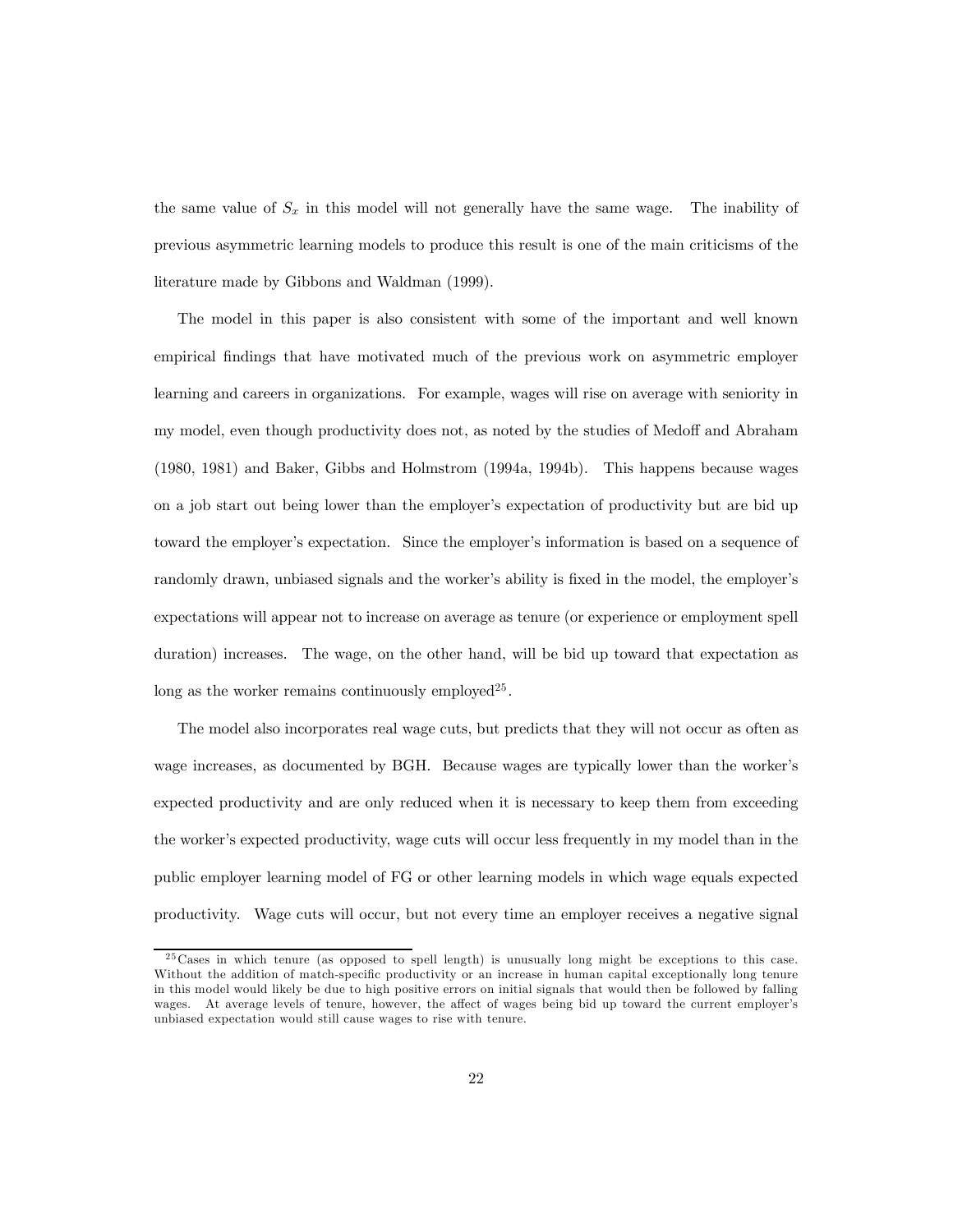the same value of $S_x$ in this model will not generally have the same wage. The inability of previous asymmetric learning models to produce this result is one of the main criticisms of the literature made by Gibbons and Waldman (1999).

The model in this paper is also consistent with some of the important and well known empirical findings that have motivated much of the previous work on asymmetric employer learning and careers in organizations. For example, wages will rise on average with seniority in my model, even though productivity does not, as noted by the studies of Medoff and Abraham (1980, 1981) and Baker, Gibbs and Holmstrom (1994a, 1994b). This happens because wages on a job start out being lower than the employer's expectation of productivity but are bid up toward the employer's expectation. Since the employer's information is based on a sequence of randomly drawn, unbiased signals and the worker's ability is fixed in the model, the employer's expectations will appear not to increase on average as tenure (or experience or employment spell duration) increases. The wage, on the other hand, will be bid up toward that expectation as long as the worker remains continuously employed[25].

The model also incorporates real wage cuts, but predicts that they will not occur as often as wage increases, as documented by BGH. Because wages are typically lower than the worker's expected productivity and are only reduced when it is necessary to keep them from exceeding the worker's expected productivity, wage cuts will occur less frequently in my model than in the public employer learning model of FG or other learning models in which wage equals expected productivity. Wage cuts will occur, but not every time an employer receives a negative signal

[25] Cases in which tenure (as opposed to spell length) is unusually long might be exceptions to this case. Without the addition of match-specific productivity or an increase in human capital exceptionally long tenure in this model would likely be due to high positive errors on initial signals that would then be followed by falling wages. At average levels of tenure, however, the affect of wages being bid up toward the current employer's unbiased expectation would still cause wages to rise with tenure.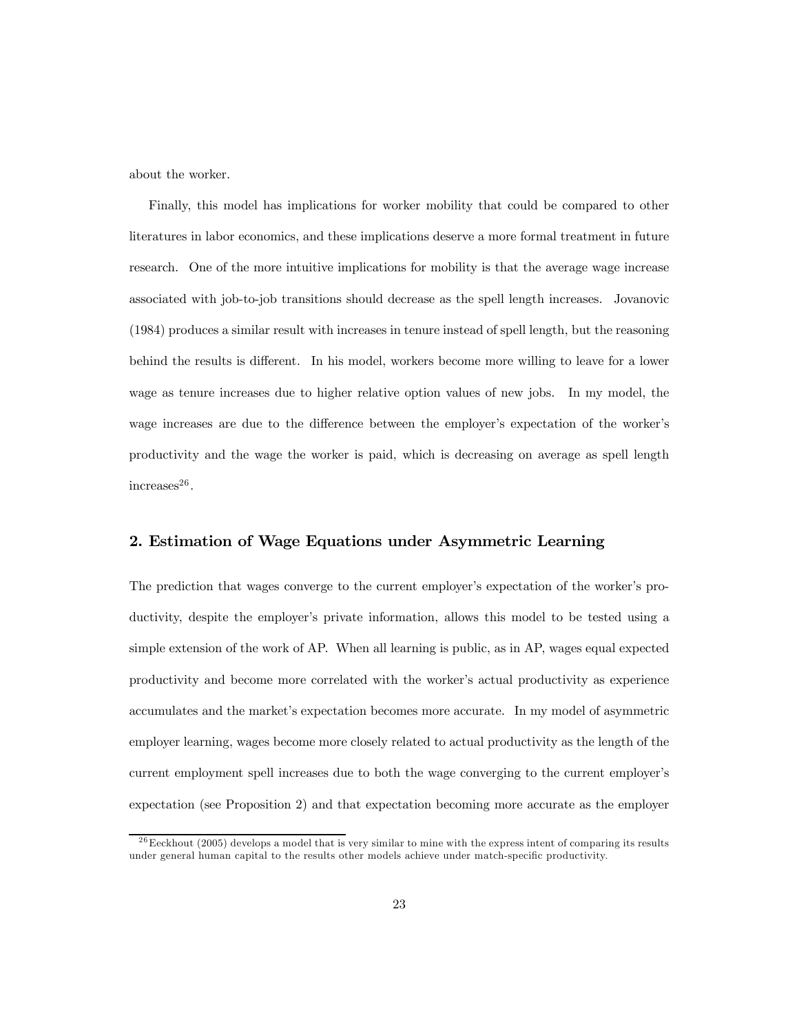about the worker.

Finally, this model has implications for worker mobility that could be compared to other literatures in labor economics, and these implications deserve a more formal treatment in future research. One of the more intuitive implications for mobility is that the average wage increase associated with job-to-job transitions should decrease as the spell length increases. Jovanovic (1984) produces a similar result with increases in tenure instead of spell length, but the reasoning behind the results is different. In his model, workers become more willing to leave for a lower wage as tenure increases due to higher relative option values of new jobs. In my model, the wage increases are due to the difference between the employer's expectation of the worker's productivity and the wage the worker is paid, which is decreasing on average as spell length increases[26].

## 2. Estimation of Wage Equations under Asymmetric Learning

The prediction that wages converge to the current employer's expectation of the worker's productivity, despite the employer's private information, allows this model to be tested using a simple extension of the work of AP. When all learning is public, as in AP, wages equal expected productivity and become more correlated with the worker's actual productivity as experience accumulates and the market's expectation becomes more accurate. In my model of asymmetric employer learning, wages become more closely related to actual productivity as the length of the current employment spell increases due to both the wage converging to the current employer's expectation (see Proposition 2) and that expectation becoming more accurate as the employer

[26] Eeckhout (2005) develops a model that is very similar to mine with the express intent of comparing its results under general human capital to the results other models achieve under match-specific productivity.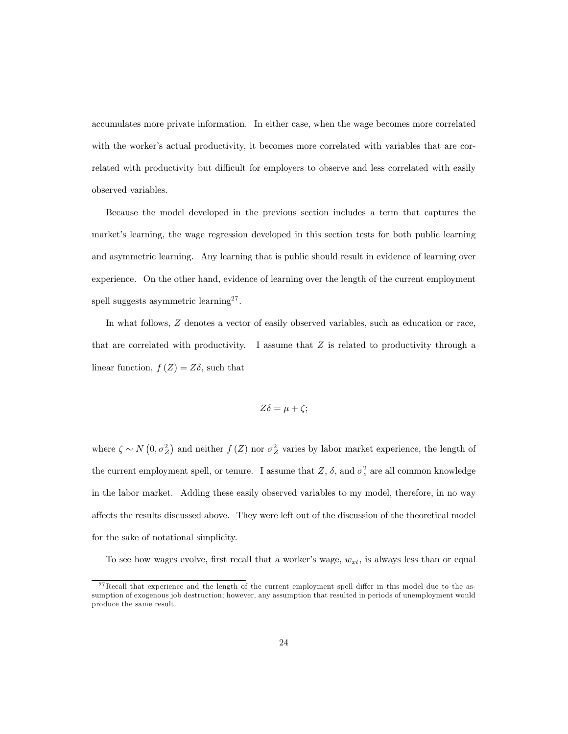accumulates more private information. In either case, when the wage becomes more correlated with the worker's actual productivity, it becomes more correlated with variables that are correlated with productivity but difficult for employers to observe and less correlated with easily observed variables.

Because the model developed in the previous section includes a term that captures the market's learning, the wage regression developed in this section tests for both public learning and asymmetric learning. Any learning that is public should result in evidence of learning over experience. On the other hand, evidence of learning over the length of the current employment spell suggests asymmetric learning[27].

In what follows, $Z$ denotes a vector of easily observed variables, such as education or race, that are correlated with productivity. I assume that $Z$ is related to productivity through a linear function, $f(Z) = Z\delta$, such that

$$Z\delta = \mu + \zeta;$$

where $\zeta \sim N\left(0, \sigma_Z^2\right)$ and neither $f(Z)$ nor $\sigma_Z^2$ varies by labor market experience, the length of the current employment spell, or tenure. I assume that $Z$, $\delta$, and $\sigma_z^2$ are all common knowledge in the labor market. Adding these easily observed variables to my model, therefore, in no way affects the results discussed above. They were left out of the discussion of the theoretical model for the sake of notational simplicity.

To see how wages evolve, first recall that a worker's wage, $w_{xt}$, is always less than or equal

[27] Recall that experience and the length of the current employment spell differ in this model due to the assumption of exogenous job destruction; however, any assumption that resulted in periods of unemployment would produce the same result.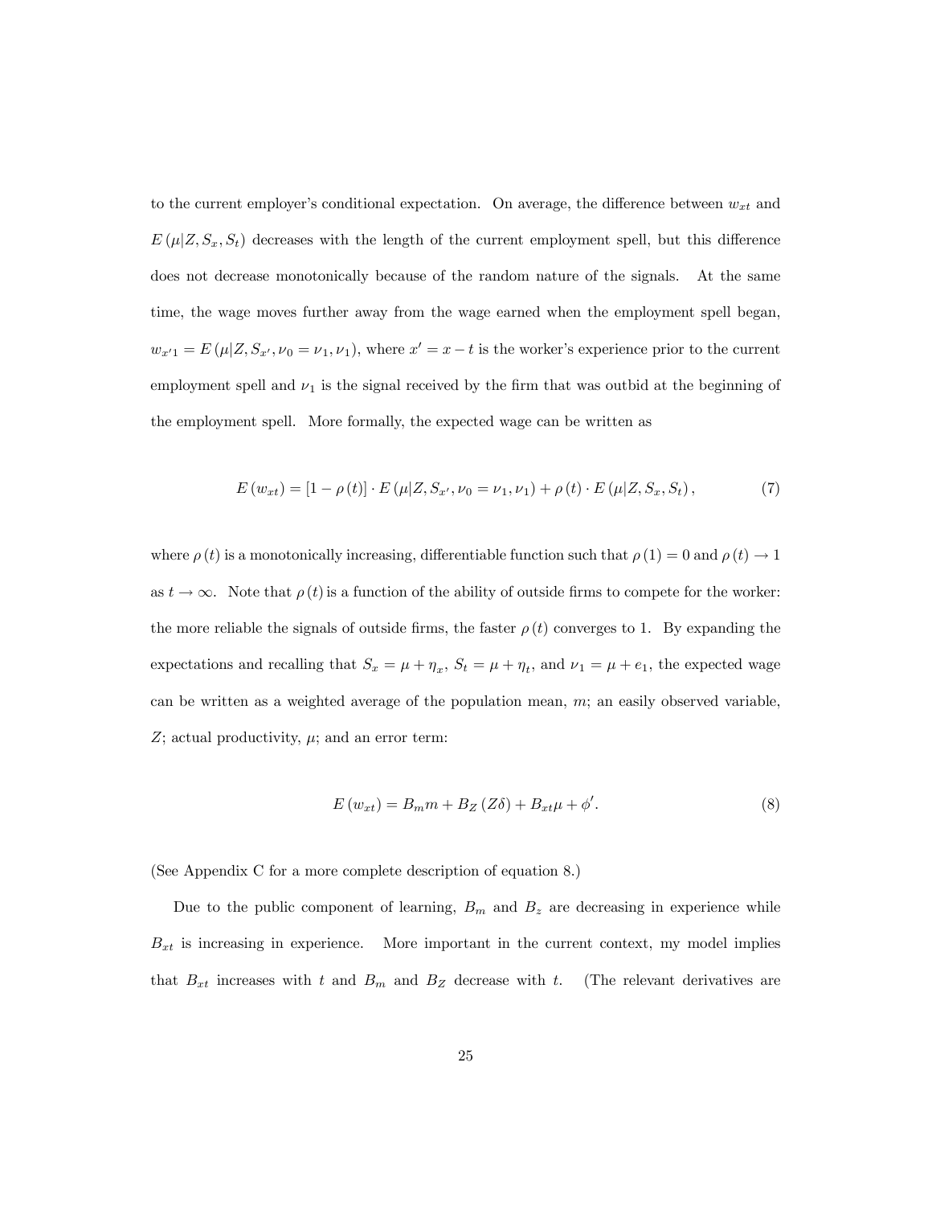to the current employer's conditional expectation. On average, the difference between $w_{xt}$ and $E(\mu|Z, S_x, S_t)$ decreases with the length of the current employment spell, but this difference does not decrease monotonically because of the random nature of the signals. At the same time, the wage moves further away from the wage earned when the employment spell began, $w_{x'1} = E(\mu|Z, S_{x'}, \nu_0 = \nu_1, \nu_1)$, where $x' = x - t$ is the worker's experience prior to the current employment spell and $\nu_1$ is the signal received by the firm that was outbid at the beginning of the employment spell. More formally, the expected wage can be written as

$$E(w_{xt}) = [1 - \rho(t)] \cdot E(\mu|Z, S_{x'}, \nu_0 = \nu_1, \nu_1) + \rho(t) \cdot E(\mu|Z, S_x, S_t), \tag{7}$$

where $\rho(t)$ is a monotonically increasing, differentiable function such that $\rho(1) = 0$ and $\rho(t) \to 1$ as $t \to \infty$. Note that $\rho(t)$ is a function of the ability of outside firms to compete for the worker: the more reliable the signals of outside firms, the faster $\rho(t)$ converges to 1. By expanding the expectations and recalling that $S_x = \mu + \eta_x$, $S_t = \mu + \eta_t$, and $\nu_1 = \mu + e_1$, the expected wage can be written as a weighted average of the population mean, $m$; an easily observed variable, $Z$; actual productivity, $\mu$; and an error term:

$$E(w_{xt}) = B_m m + B_Z(Z\delta) + B_{xt}\mu + \phi'. \tag{8}$$

(See Appendix C for a more complete description of equation 8.)

Due to the public component of learning, $B_m$ and $B_z$ are decreasing in experience while $B_{xt}$ is increasing in experience. More important in the current context, my model implies that $B_{xt}$ increases with $t$ and $B_m$ and $B_Z$ decrease with $t$. (The relevant derivatives are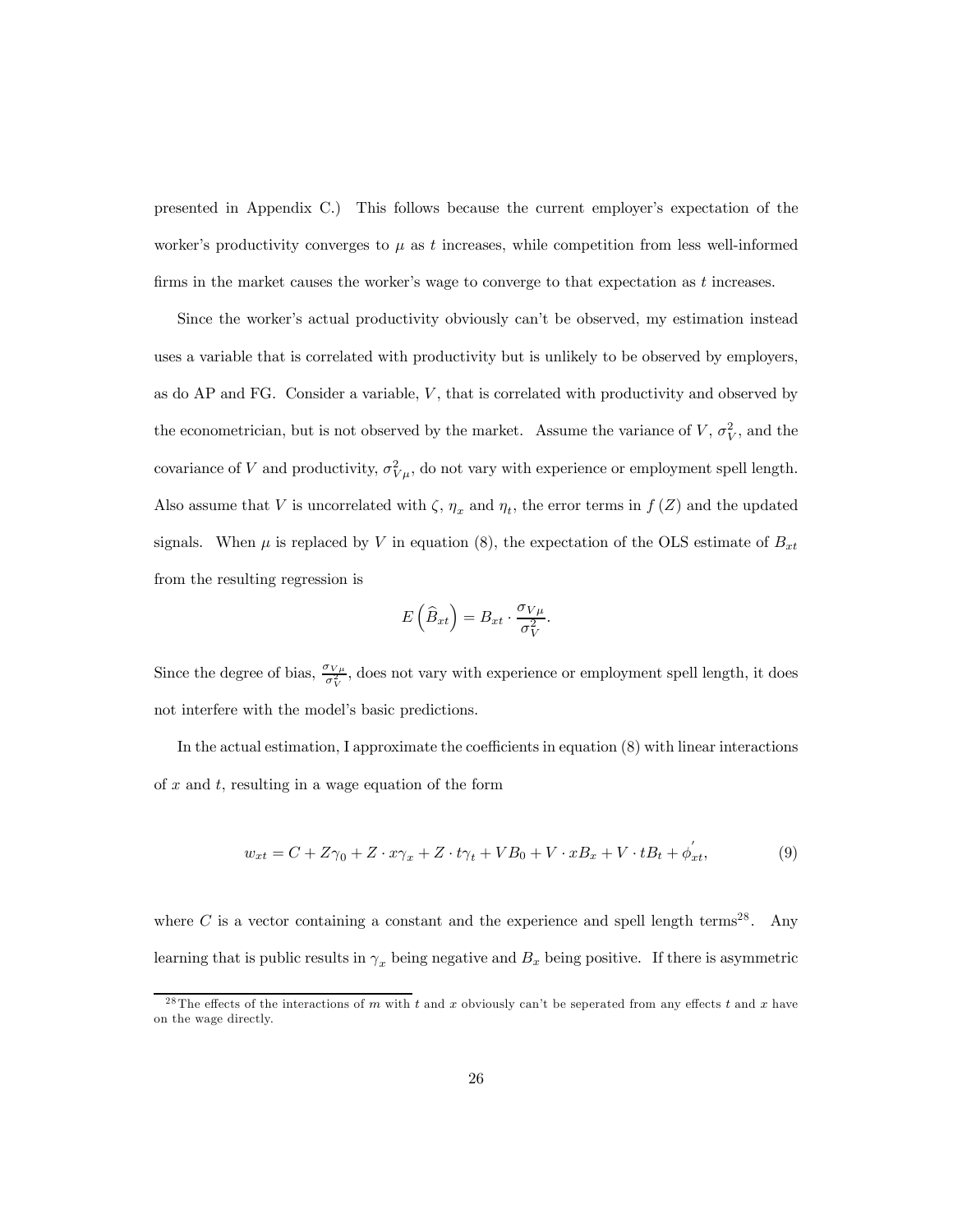presented in Appendix C.) This follows because the current employer's expectation of the worker's productivity converges to $\mu$ as $t$ increases, while competition from less well-informed firms in the market causes the worker's wage to converge to that expectation as $t$ increases.

Since the worker's actual productivity obviously can't be observed, my estimation instead uses a variable that is correlated with productivity but is unlikely to be observed by employers, as do AP and FG. Consider a variable, $V$, that is correlated with productivity and observed by the econometrician, but is not observed by the market. Assume the variance of $V$, $\sigma_V^2$, and the covariance of $V$ and productivity, $\sigma_{V\mu}^2$, do not vary with experience or employment spell length. Also assume that $V$ is uncorrelated with $\zeta$, $\eta_x$ and $\eta_t$, the error terms in $f(Z)$ and the updated signals. When $\mu$ is replaced by $V$ in equation (8), the expectation of the OLS estimate of $B_{xt}$ from the resulting regression is

$$E\left(\widehat{B}_{xt}\right) = B_{xt} \cdot \frac{\sigma_{V\mu}}{\sigma_V^2}.$$

Since the degree of bias, $\frac{\sigma_{V\mu}}{\sigma_V^2}$, does not vary with experience or employment spell length, it does not interfere with the model's basic predictions.

In the actual estimation, I approximate the coefficients in equation (8) with linear interactions of $x$ and $t$, resulting in a wage equation of the form

$$w_{xt} = C + Z\gamma_0 + Z \cdot x\gamma_x + Z \cdot t\gamma_t + VB_0 + V \cdot xB_x + V \cdot tB_t + \phi_{xt}^{'}, \tag{9}$$

where $C$ is a vector containing a constant and the experience and spell length terms[28]. Any learning that is public results in $\gamma_x$ being negative and $B_x$ being positive. If there is asymmetric

[28] The effects of the interactions of $m$ with $t$ and $x$ obviously can't be seperated from any effects $t$ and $x$ have on the wage directly.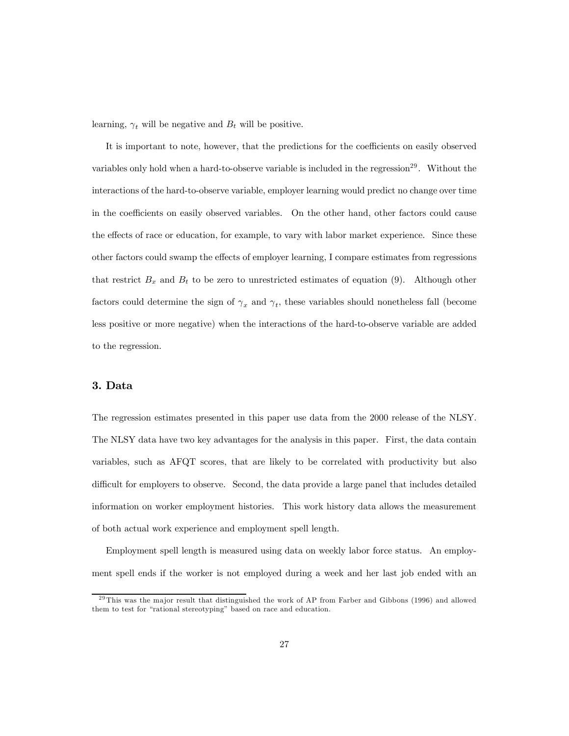learning, $\gamma_t$ will be negative and $B_t$ will be positive.

It is important to note, however, that the predictions for the coefficients on easily observed variables only hold when a hard-to-observe variable is included in the regression[29]. Without the interactions of the hard-to-observe variable, employer learning would predict no change over time in the coefficients on easily observed variables. On the other hand, other factors could cause the effects of race or education, for example, to vary with labor market experience. Since these other factors could swamp the effects of employer learning, I compare estimates from regressions that restrict $B_x$ and $B_t$ to be zero to unrestricted estimates of equation (9). Although other factors could determine the sign of $\gamma_x$ and $\gamma_t$, these variables should nonetheless fall (become less positive or more negative) when the interactions of the hard-to-observe variable are added to the regression.

## 3. Data

The regression estimates presented in this paper use data from the 2000 release of the NLSY. The NLSY data have two key advantages for the analysis in this paper. First, the data contain variables, such as AFQT scores, that are likely to be correlated with productivity but also difficult for employers to observe. Second, the data provide a large panel that includes detailed information on worker employment histories. This work history data allows the measurement of both actual work experience and employment spell length.

Employment spell length is measured using data on weekly labor force status. An employment spell ends if the worker is not employed during a week and her last job ended with an

[29] This was the major result that distinguished the work of AP from Farber and Gibbons (1996) and allowed them to test for "rational stereotyping" based on race and education.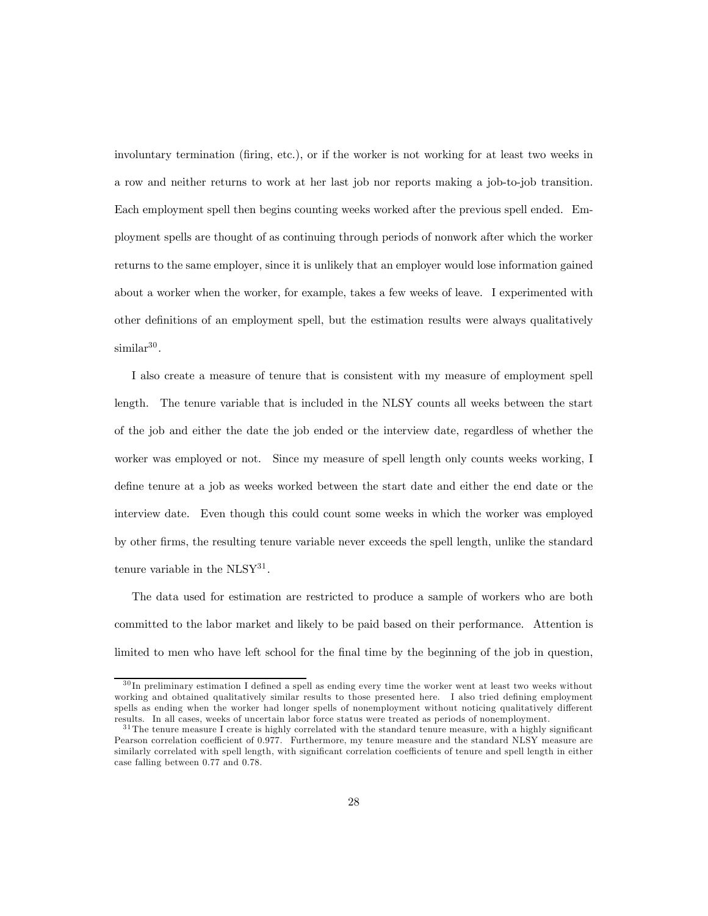involuntary termination (firing, etc.), or if the worker is not working for at least two weeks in a row and neither returns to work at her last job nor reports making a job-to-job transition. Each employment spell then begins counting weeks worked after the previous spell ended. Employment spells are thought of as continuing through periods of nonwork after which the worker returns to the same employer, since it is unlikely that an employer would lose information gained about a worker when the worker, for example, takes a few weeks of leave. I experimented with other definitions of an employment spell, but the estimation results were always qualitatively similar[30].

I also create a measure of tenure that is consistent with my measure of employment spell length. The tenure variable that is included in the NLSY counts all weeks between the start of the job and either the date the job ended or the interview date, regardless of whether the worker was employed or not. Since my measure of spell length only counts weeks working, I define tenure at a job as weeks worked between the start date and either the end date or the interview date. Even though this could count some weeks in which the worker was employed by other firms, the resulting tenure variable never exceeds the spell length, unlike the standard tenure variable in the NLSY[31].

The data used for estimation are restricted to produce a sample of workers who are both committed to the labor market and likely to be paid based on their performance. Attention is limited to men who have left school for the final time by the beginning of the job in question,

---

[30] In preliminary estimation I defined a spell as ending every time the worker went at least two weeks without working and obtained qualitatively similar results to those presented here. I also tried defining employment spells as ending when the worker had longer spells of nonemployment without noticing qualitatively different results. In all cases, weeks of uncertain labor force status were treated as periods of nonemployment.

[31] The tenure measure I create is highly correlated with the standard tenure measure, with a highly significant Pearson correlation coefficient of 0.977. Furthermore, my tenure measure and the standard NLSY measure are similarly correlated with spell length, with significant correlation coefficients of tenure and spell length in either case falling between 0.77 and 0.78.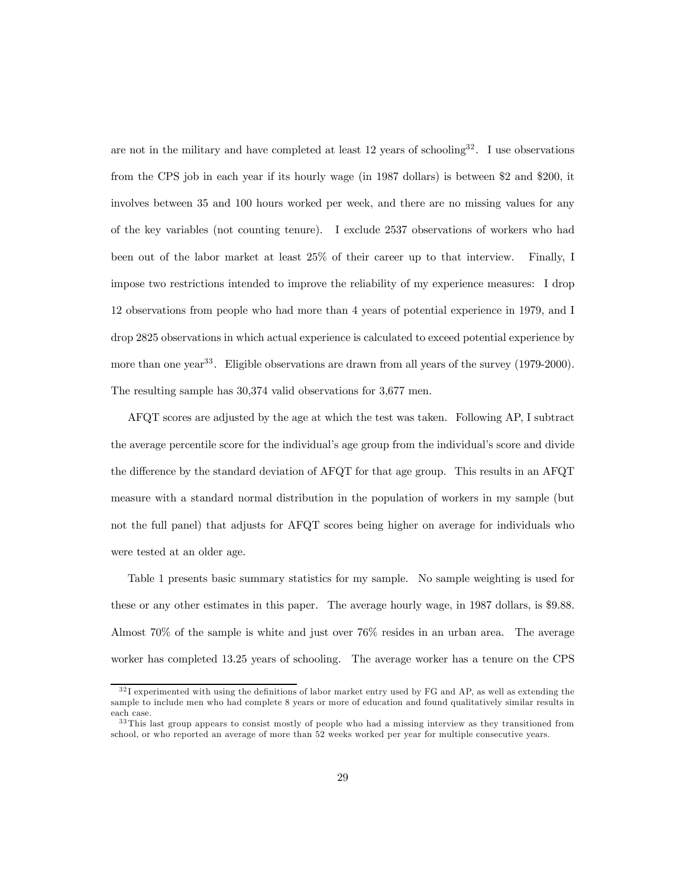are not in the military and have completed at least 12 years of schooling[32]. I use observations from the CPS job in each year if its hourly wage (in 1987 dollars) is between \$2 and \$200, it involves between 35 and 100 hours worked per week, and there are no missing values for any of the key variables (not counting tenure). I exclude 2537 observations of workers who had been out of the labor market at least 25% of their career up to that interview. Finally, I impose two restrictions intended to improve the reliability of my experience measures: I drop 12 observations from people who had more than 4 years of potential experience in 1979, and I drop 2825 observations in which actual experience is calculated to exceed potential experience by more than one year[33]. Eligible observations are drawn from all years of the survey (1979-2000). The resulting sample has 30,374 valid observations for 3,677 men.

AFQT scores are adjusted by the age at which the test was taken. Following AP, I subtract the average percentile score for the individual's age group from the individual's score and divide the difference by the standard deviation of AFQT for that age group. This results in an AFQT measure with a standard normal distribution in the population of workers in my sample (but not the full panel) that adjusts for AFQT scores being higher on average for individuals who were tested at an older age.

Table 1 presents basic summary statistics for my sample. No sample weighting is used for these or any other estimates in this paper. The average hourly wage, in 1987 dollars, is \$9.88. Almost 70% of the sample is white and just over 76% resides in an urban area. The average worker has completed 13.25 years of schooling. The average worker has a tenure on the CPS

[32] I experimented with using the definitions of labor market entry used by FG and AP, as well as extending the sample to include men who had complete 8 years or more of education and found qualitatively similar results in each case.

[33] This last group appears to consist mostly of people who had a missing interview as they transitioned from school, or who reported an average of more than 52 weeks worked per year for multiple consecutive years.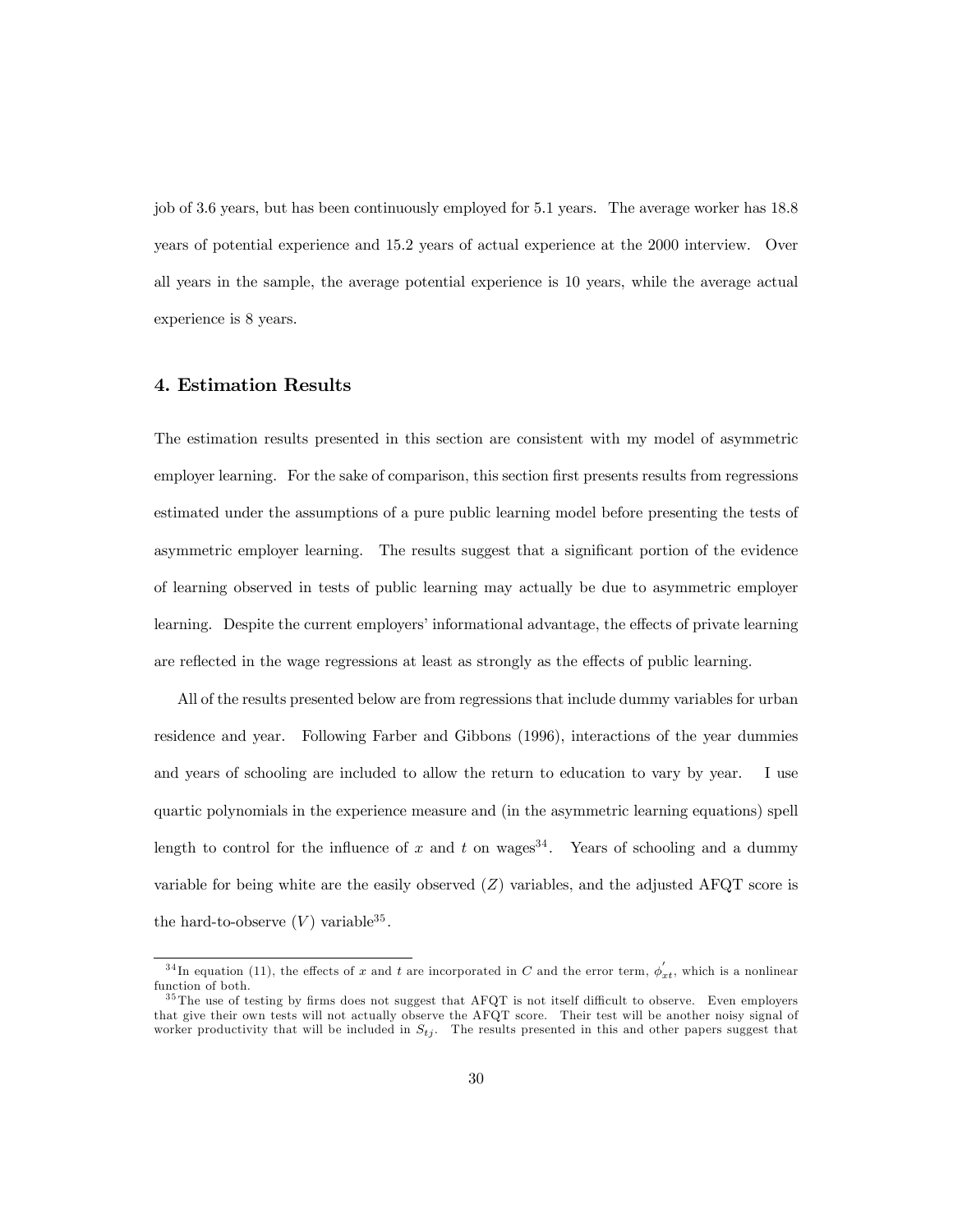job of 3.6 years, but has been continuously employed for 5.1 years. The average worker has 18.8 years of potential experience and 15.2 years of actual experience at the 2000 interview. Over all years in the sample, the average potential experience is 10 years, while the average actual experience is 8 years.

## 4. Estimation Results

The estimation results presented in this section are consistent with my model of asymmetric employer learning. For the sake of comparison, this section first presents results from regressions estimated under the assumptions of a pure public learning model before presenting the tests of asymmetric employer learning. The results suggest that a significant portion of the evidence of learning observed in tests of public learning may actually be due to asymmetric employer learning. Despite the current employers' informational advantage, the effects of private learning are reflected in the wage regressions at least as strongly as the effects of public learning.

All of the results presented below are from regressions that include dummy variables for urban residence and year. Following Farber and Gibbons (1996), interactions of the year dummies and years of schooling are included to allow the return to education to vary by year. I use quartic polynomials in the experience measure and (in the asymmetric learning equations) spell length to control for the influence of $x$ and $t$ on wages[34]. Years of schooling and a dummy variable for being white are the easily observed ($Z$) variables, and the adjusted AFQT score is the hard-to-observe ($V$) variable[35].

[34] In equation (11), the effects of $x$ and $t$ are incorporated in $C$ and the error term, $\phi'_{xt}$, which is a nonlinear function of both.

[35] The use of testing by firms does not suggest that AFQT is not itself difficult to observe. Even employers that give their own tests will not actually observe the AFQT score. Their test will be another noisy signal of worker productivity that will be included in $S_{tj}$. The results presented in this and other papers suggest that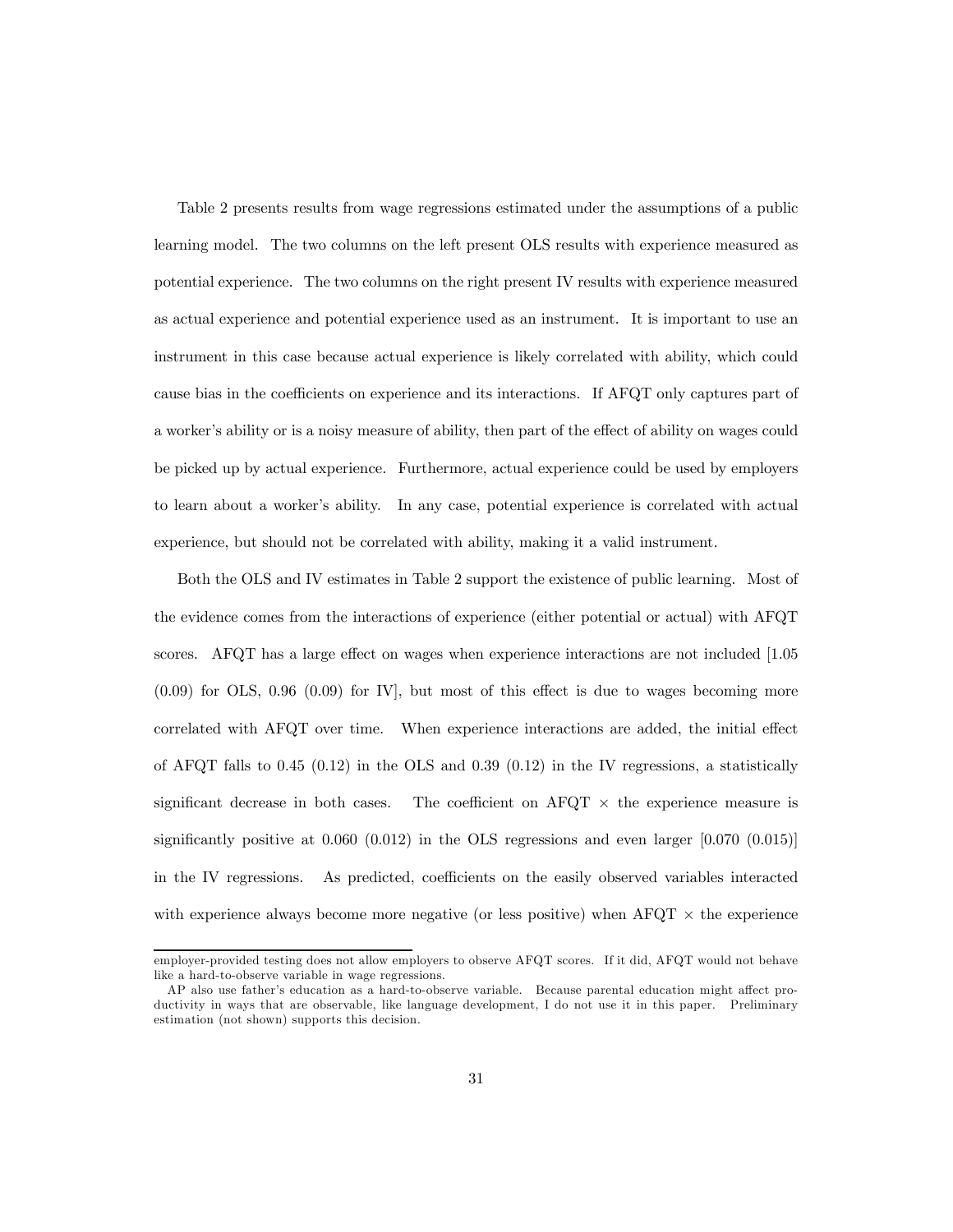Table 2 presents results from wage regressions estimated under the assumptions of a public learning model. The two columns on the left present OLS results with experience measured as potential experience. The two columns on the right present IV results with experience measured as actual experience and potential experience used as an instrument. It is important to use an instrument in this case because actual experience is likely correlated with ability, which could cause bias in the coefficients on experience and its interactions. If AFQT only captures part of a worker's ability or is a noisy measure of ability, then part of the effect of ability on wages could be picked up by actual experience. Furthermore, actual experience could be used by employers to learn about a worker's ability. In any case, potential experience is correlated with actual experience, but should not be correlated with ability, making it a valid instrument.

Both the OLS and IV estimates in Table 2 support the existence of public learning. Most of the evidence comes from the interactions of experience (either potential or actual) with AFQT scores. AFQT has a large effect on wages when experience interactions are not included [1.05 (0.09) for OLS, 0.96 (0.09) for IV], but most of this effect is due to wages becoming more correlated with AFQT over time. When experience interactions are added, the initial effect of AFQT falls to 0.45 (0.12) in the OLS and 0.39 (0.12) in the IV regressions, a statistically significant decrease in both cases. The coefficient on AFQT $\times$ the experience measure is significantly positive at 0.060 (0.012) in the OLS regressions and even larger [0.070 (0.015)] in the IV regressions. As predicted, coefficients on the easily observed variables interacted with experience always become more negative (or less positive) when AFQT $\times$ the experience

employer-provided testing does not allow employers to observe AFQT scores. If it did, AFQT would not behave like a hard-to-observe variable in wage regressions.

AP also use father's education as a hard-to-observe variable. Because parental education might affect productivity in ways that are observable, like language development, I do not use it in this paper. Preliminary estimation (not shown) supports this decision.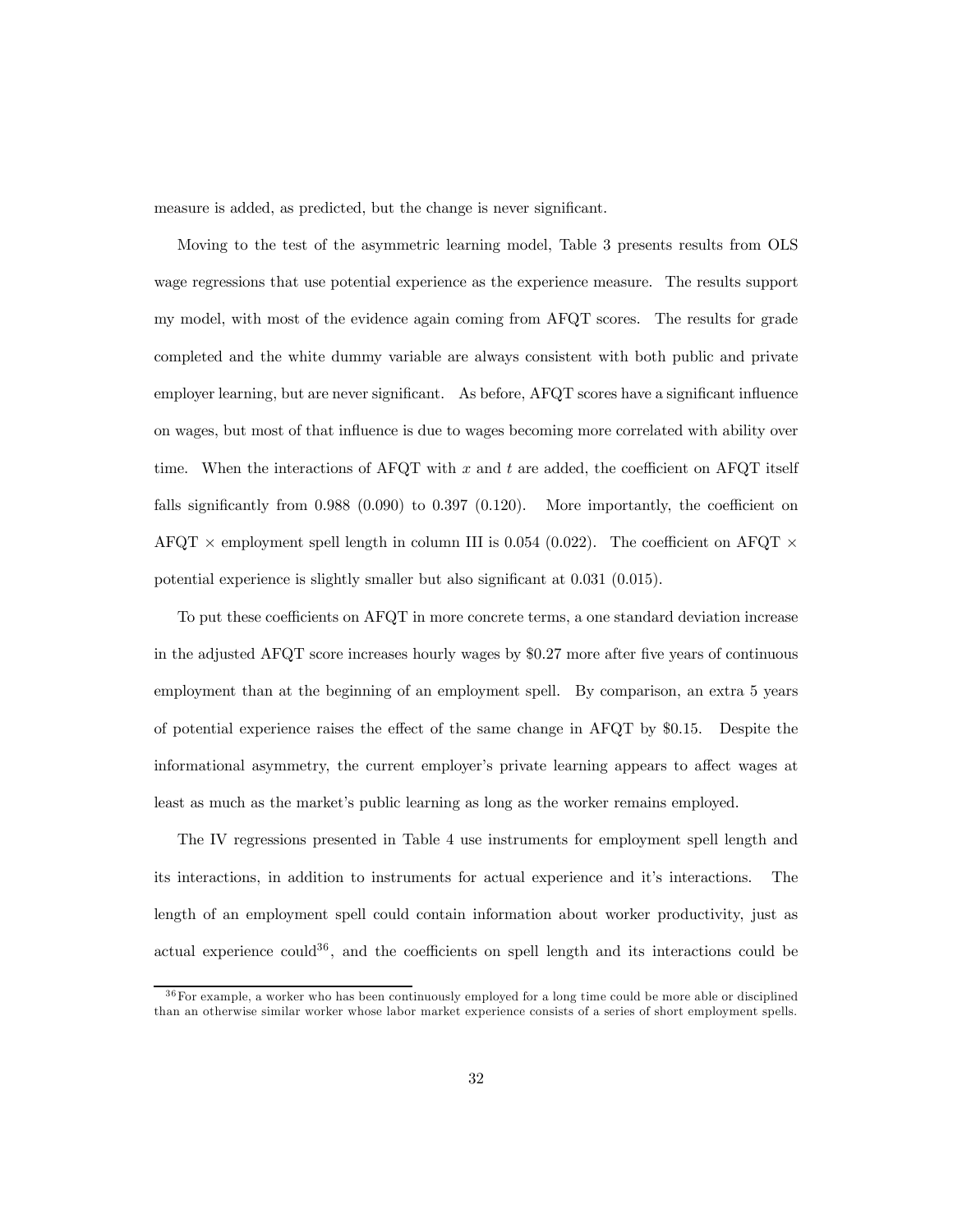measure is added, as predicted, but the change is never significant.

Moving to the test of the asymmetric learning model, Table 3 presents results from OLS wage regressions that use potential experience as the experience measure. The results support my model, with most of the evidence again coming from AFQT scores. The results for grade completed and the white dummy variable are always consistent with both public and private employer learning, but are never significant. As before, AFQT scores have a significant influence on wages, but most of that influence is due to wages becoming more correlated with ability over time. When the interactions of AFQT with $x$ and $t$ are added, the coefficient on AFQT itself falls significantly from 0.988 (0.090) to 0.397 (0.120). More importantly, the coefficient on AFQT $\times$ employment spell length in column III is 0.054 (0.022). The coefficient on AFQT $\times$ potential experience is slightly smaller but also significant at 0.031 (0.015).

To put these coefficients on AFQT in more concrete terms, a one standard deviation increase in the adjusted AFQT score increases hourly wages by \$0.27 more after five years of continuous employment than at the beginning of an employment spell. By comparison, an extra 5 years of potential experience raises the effect of the same change in AFQT by \$0.15. Despite the informational asymmetry, the current employer's private learning appears to affect wages at least as much as the market's public learning as long as the worker remains employed.

The IV regressions presented in Table 4 use instruments for employment spell length and its interactions, in addition to instruments for actual experience and it's interactions. The length of an employment spell could contain information about worker productivity, just as actual experience could[36], and the coefficients on spell length and its interactions could be

[36] For example, a worker who has been continuously employed for a long time could be more able or disciplined than an otherwise similar worker whose labor market experience consists of a series of short employment spells.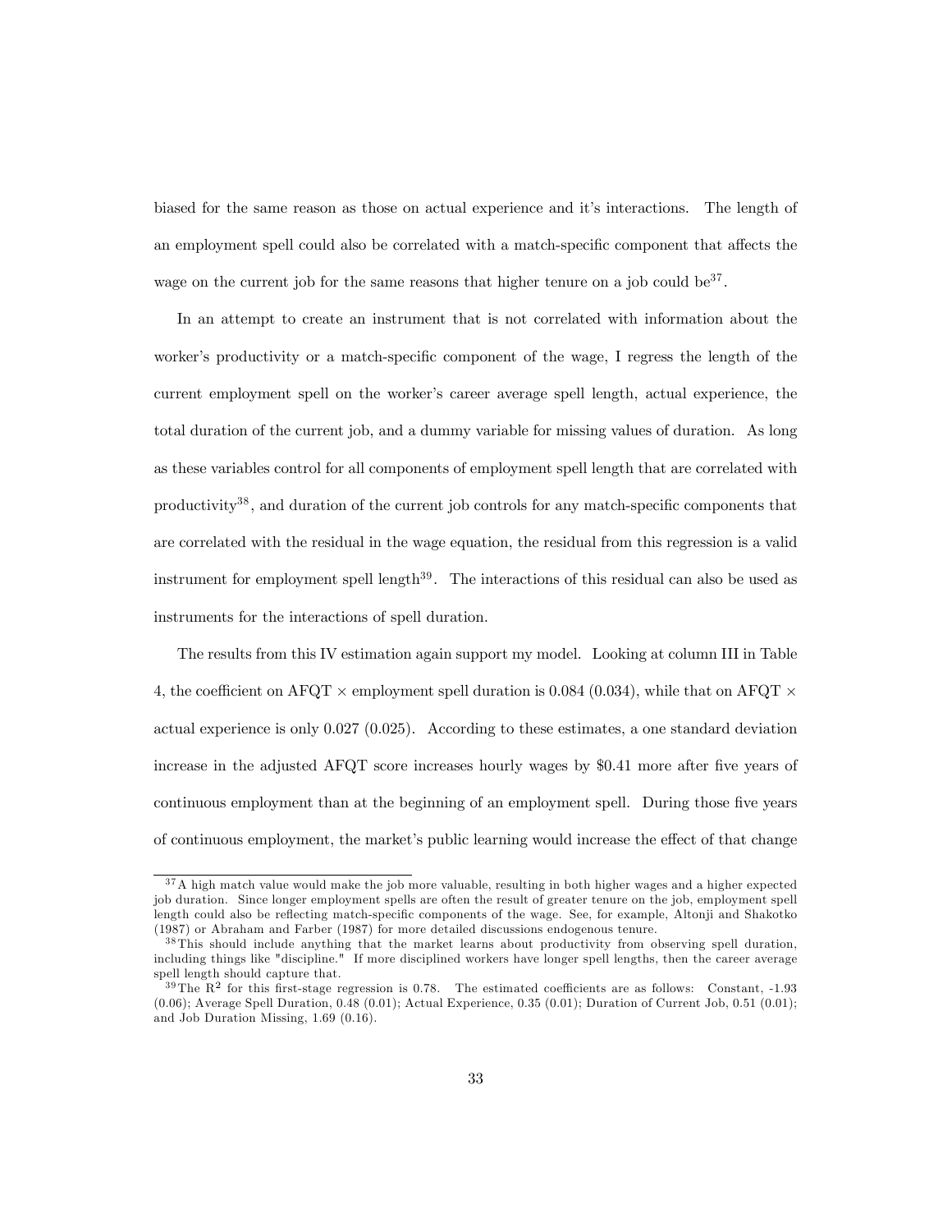biased for the same reason as those on actual experience and it's interactions. The length of an employment spell could also be correlated with a match-specific component that affects the wage on the current job for the same reasons that higher tenure on a job could be[37].

In an attempt to create an instrument that is not correlated with information about the worker's productivity or a match-specific component of the wage, I regress the length of the current employment spell on the worker's career average spell length, actual experience, the total duration of the current job, and a dummy variable for missing values of duration. As long as these variables control for all components of employment spell length that are correlated with productivity[38], and duration of the current job controls for any match-specific components that are correlated with the residual in the wage equation, the residual from this regression is a valid instrument for employment spell length[39]. The interactions of this residual can also be used as instruments for the interactions of spell duration.

The results from this IV estimation again support my model. Looking at column III in Table 4, the coefficient on AFQT $\times$ employment spell duration is 0.084 (0.034), while that on AFQT $\times$ actual experience is only 0.027 (0.025). According to these estimates, a one standard deviation increase in the adjusted AFQT score increases hourly wages by \$0.41 more after five years of continuous employment than at the beginning of an employment spell. During those five years of continuous employment, the market's public learning would increase the effect of that change

---

[37] A high match value would make the job more valuable, resulting in both higher wages and a higher expected job duration. Since longer employment spells are often the result of greater tenure on the job, employment spell length could also be reflecting match-specific components of the wage. See, for example, Altonji and Shakotko (1987) or Abraham and Farber (1987) for more detailed discussions endogenous tenure.

[38] This should include anything that the market learns about productivity from observing spell duration, including things like "discipline." If more disciplined workers have longer spell lengths, then the career average spell length should capture that.

[39] The $R^2$ for this first-stage regression is 0.78. The estimated coefficients are as follows: Constant, -1.93 (0.06); Average Spell Duration, 0.48 (0.01); Actual Experience, 0.35 (0.01); Duration of Current Job, 0.51 (0.01); and Job Duration Missing, 1.69 (0.16).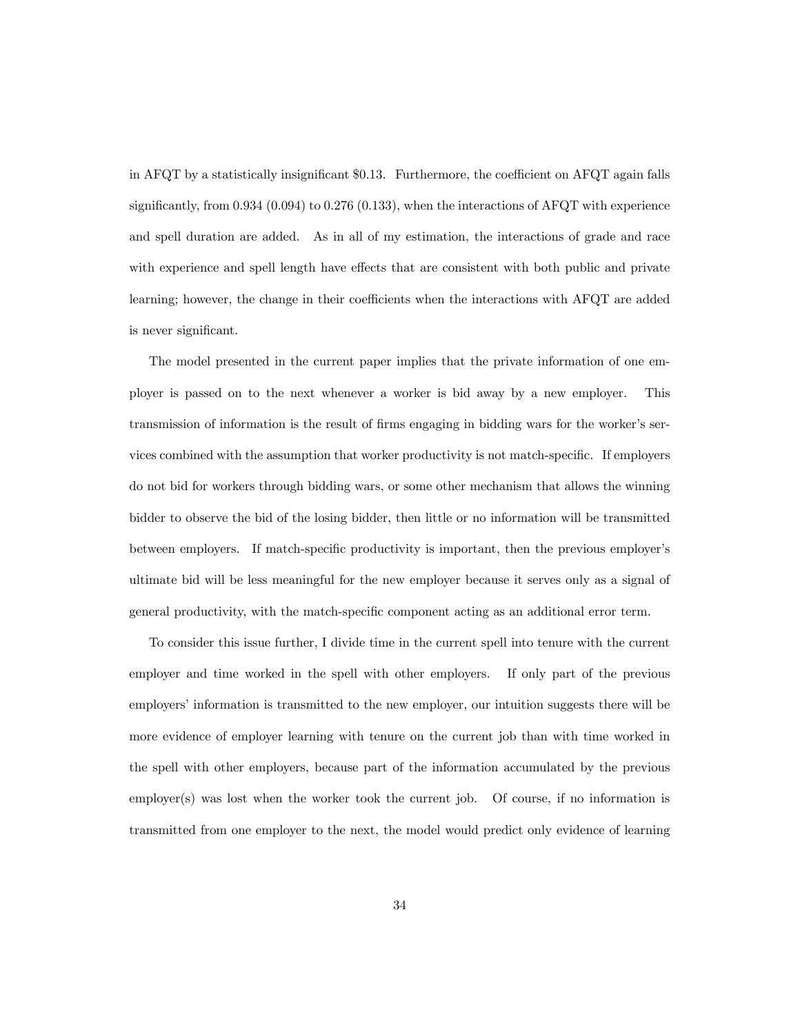in AFQT by a statistically insignificant $0.13. Furthermore, the coefficient on AFQT again falls significantly, from 0.934 (0.094) to 0.276 (0.133), when the interactions of AFQT with experience and spell duration are added. As in all of my estimation, the interactions of grade and race with experience and spell length have effects that are consistent with both public and private learning; however, the change in their coefficients when the interactions with AFQT are added is never significant.

The model presented in the current paper implies that the private information of one employer is passed on to the next whenever a worker is bid away by a new employer. This transmission of information is the result of firms engaging in bidding wars for the worker's services combined with the assumption that worker productivity is not match-specific. If employers do not bid for workers through bidding wars, or some other mechanism that allows the winning bidder to observe the bid of the losing bidder, then little or no information will be transmitted between employers. If match-specific productivity is important, then the previous employer's ultimate bid will be less meaningful for the new employer because it serves only as a signal of general productivity, with the match-specific component acting as an additional error term.

To consider this issue further, I divide time in the current spell into tenure with the current employer and time worked in the spell with other employers. If only part of the previous employers' information is transmitted to the new employer, our intuition suggests there will be more evidence of employer learning with tenure on the current job than with time worked in the spell with other employers, because part of the information accumulated by the previous employer(s) was lost when the worker took the current job. Of course, if no information is transmitted from one employer to the next, the model would predict only evidence of learning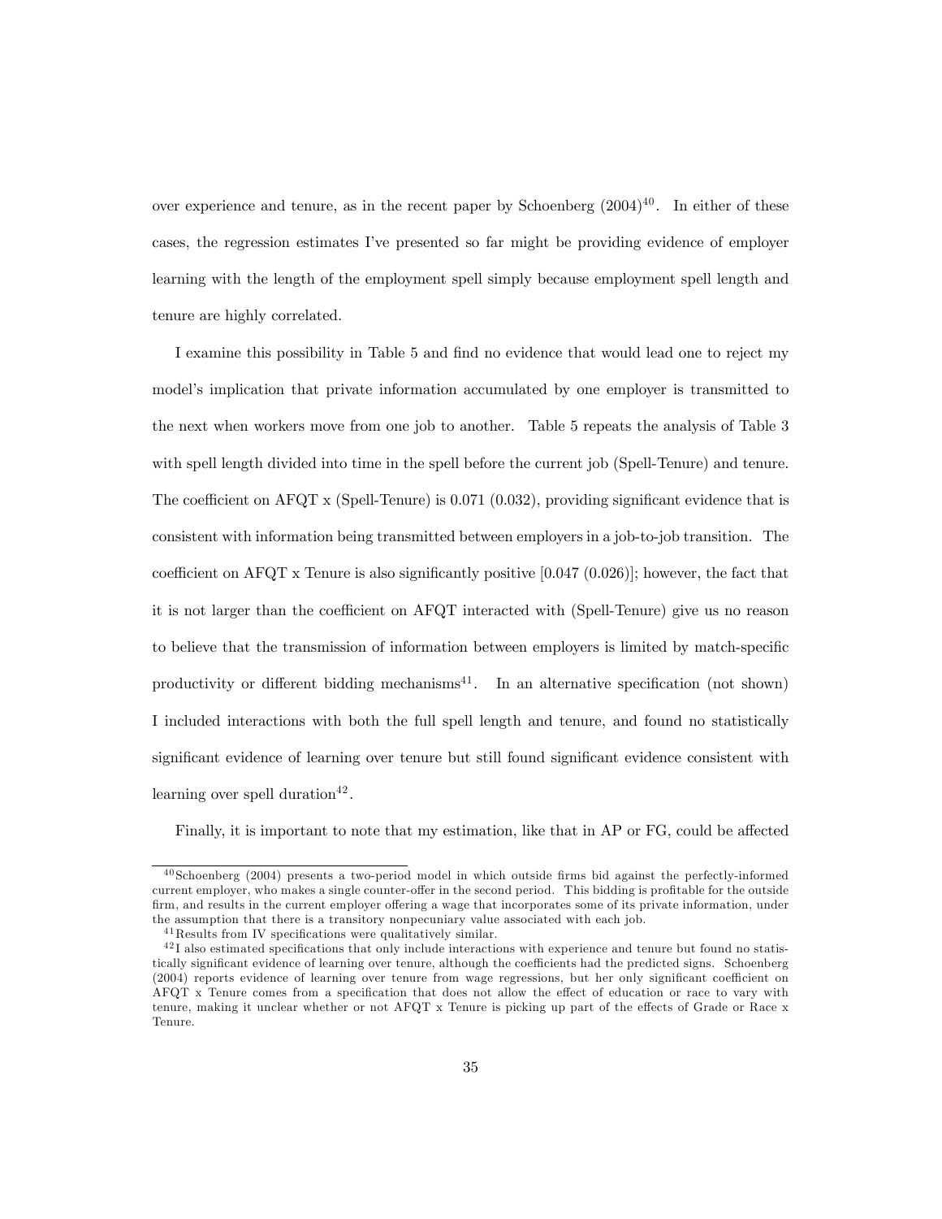over experience and tenure, as in the recent paper by Schoenberg (2004)[40]. In either of these cases, the regression estimates I've presented so far might be providing evidence of employer learning with the length of the employment spell simply because employment spell length and tenure are highly correlated.

I examine this possibility in Table 5 and find no evidence that would lead one to reject my model's implication that private information accumulated by one employer is transmitted to the next when workers move from one job to another. Table 5 repeats the analysis of Table 3 with spell length divided into time in the spell before the current job (Spell-Tenure) and tenure. The coefficient on AFQT x (Spell-Tenure) is 0.071 (0.032), providing significant evidence that is consistent with information being transmitted between employers in a job-to-job transition. The coefficient on AFQT x Tenure is also significantly positive [0.047 (0.026)]; however, the fact that it is not larger than the coefficient on AFQT interacted with (Spell-Tenure) give us no reason to believe that the transmission of information between employers is limited by match-specific productivity or different bidding mechanisms[41]. In an alternative specification (not shown) I included interactions with both the full spell length and tenure, and found no statistically significant evidence of learning over tenure but still found significant evidence consistent with learning over spell duration[42].

Finally, it is important to note that my estimation, like that in AP or FG, could be affected

---

[40] Schoenberg (2004) presents a two-period model in which outside firms bid against the perfectly-informed current employer, who makes a single counter-offer in the second period. This bidding is profitable for the outside firm, and results in the current employer offering a wage that incorporates some of its private information, under the assumption that there is a transitory nonpecuniary value associated with each job.

[41] Results from IV specifications were qualitatively similar.

[42] I also estimated specifications that only include interactions with experience and tenure but found no statistically significant evidence of learning over tenure, although the coefficients had the predicted signs. Schoenberg (2004) reports evidence of learning over tenure from wage regressions, but her only significant coefficient on AFQT x Tenure comes from a specification that does not allow the effect of education or race to vary with tenure, making it unclear whether or not AFQT x Tenure is picking up part of the effects of Grade or Race x Tenure.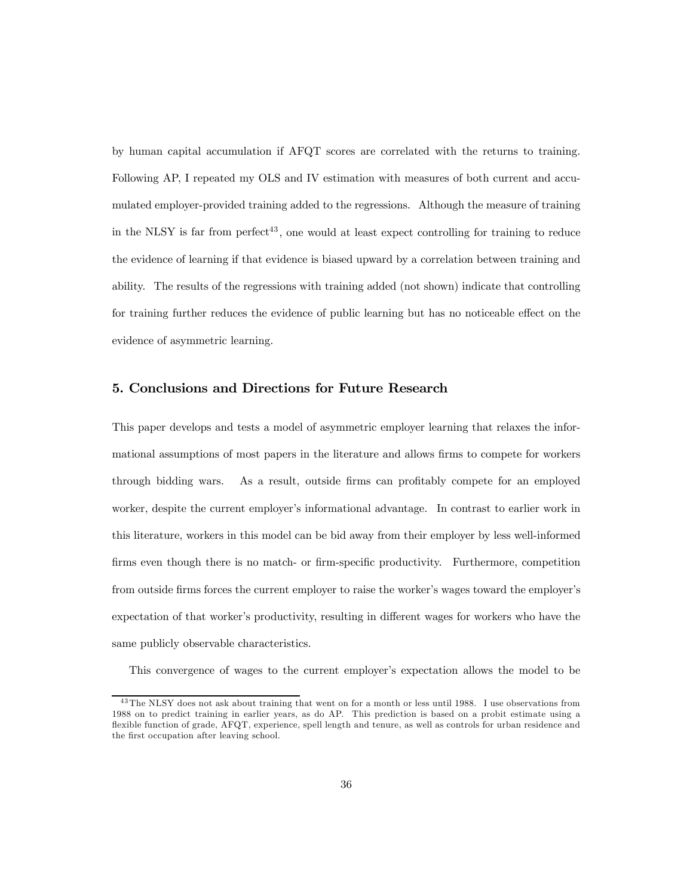by human capital accumulation if AFQT scores are correlated with the returns to training. Following AP, I repeated my OLS and IV estimation with measures of both current and accumulated employer-provided training added to the regressions. Although the measure of training in the NLSY is far from perfect[43], one would at least expect controlling for training to reduce the evidence of learning if that evidence is biased upward by a correlation between training and ability. The results of the regressions with training added (not shown) indicate that controlling for training further reduces the evidence of public learning but has no noticeable effect on the evidence of asymmetric learning.

## 5. Conclusions and Directions for Future Research

This paper develops and tests a model of asymmetric employer learning that relaxes the informational assumptions of most papers in the literature and allows firms to compete for workers through bidding wars. As a result, outside firms can profitably compete for an employed worker, despite the current employer's informational advantage. In contrast to earlier work in this literature, workers in this model can be bid away from their employer by less well-informed firms even though there is no match- or firm-specific productivity. Furthermore, competition from outside firms forces the current employer to raise the worker's wages toward the employer's expectation of that worker's productivity, resulting in different wages for workers who have the same publicly observable characteristics.

This convergence of wages to the current employer's expectation allows the model to be

[43] The NLSY does not ask about training that went on for a month or less until 1988. I use observations from 1988 on to predict training in earlier years, as do AP. This prediction is based on a probit estimate using a flexible function of grade, AFQT, experience, spell length and tenure, as well as controls for urban residence and the first occupation after leaving school.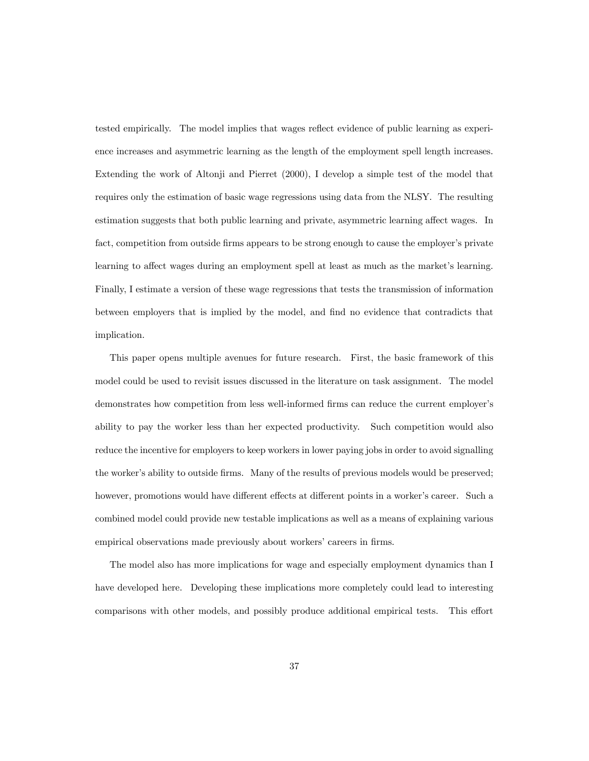tested empirically. The model implies that wages reflect evidence of public learning as experience increases and asymmetric learning as the length of the employment spell length increases. Extending the work of Altonji and Pierret (2000), I develop a simple test of the model that requires only the estimation of basic wage regressions using data from the NLSY. The resulting estimation suggests that both public learning and private, asymmetric learning affect wages. In fact, competition from outside firms appears to be strong enough to cause the employer's private learning to affect wages during an employment spell at least as much as the market's learning. Finally, I estimate a version of these wage regressions that tests the transmission of information between employers that is implied by the model, and find no evidence that contradicts that implication.

This paper opens multiple avenues for future research. First, the basic framework of this model could be used to revisit issues discussed in the literature on task assignment. The model demonstrates how competition from less well-informed firms can reduce the current employer's ability to pay the worker less than her expected productivity. Such competition would also reduce the incentive for employers to keep workers in lower paying jobs in order to avoid signalling the worker's ability to outside firms. Many of the results of previous models would be preserved; however, promotions would have different effects at different points in a worker's career. Such a combined model could provide new testable implications as well as a means of explaining various empirical observations made previously about workers' careers in firms.

The model also has more implications for wage and especially employment dynamics than I have developed here. Developing these implications more completely could lead to interesting comparisons with other models, and possibly produce additional empirical tests. This effort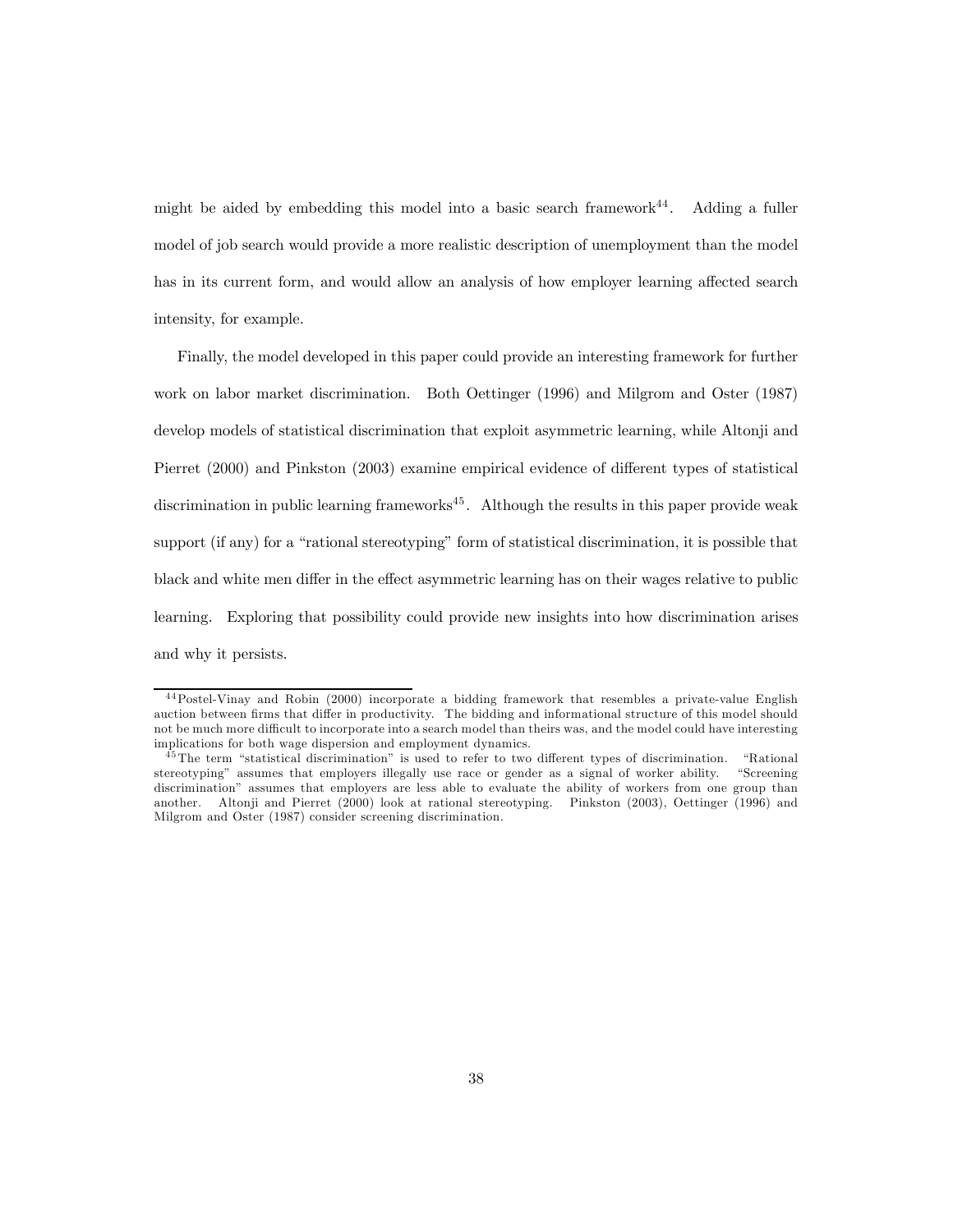might be aided by embedding this model into a basic search framework[44]. Adding a fuller model of job search would provide a more realistic description of unemployment than the model has in its current form, and would allow an analysis of how employer learning affected search intensity, for example.

Finally, the model developed in this paper could provide an interesting framework for further work on labor market discrimination. Both Oettinger (1996) and Milgrom and Oster (1987) develop models of statistical discrimination that exploit asymmetric learning, while Altonji and Pierret (2000) and Pinkston (2003) examine empirical evidence of different types of statistical discrimination in public learning frameworks[45]. Although the results in this paper provide weak support (if any) for a "rational stereotyping" form of statistical discrimination, it is possible that black and white men differ in the effect asymmetric learning has on their wages relative to public learning. Exploring that possibility could provide new insights into how discrimination arises and why it persists.

---

[44] Postel-Vinay and Robin (2000) incorporate a bidding framework that resembles a private-value English auction between firms that differ in productivity. The bidding and informational structure of this model should not be much more difficult to incorporate into a search model than theirs was, and the model could have interesting implications for both wage dispersion and employment dynamics.

[45] The term "statistical discrimination" is used to refer to two different types of discrimination. "Rational stereotyping" assumes that employers illegally use race or gender as a signal of worker ability. "Screening discrimination" assumes that employers are less able to evaluate the ability of workers from one group than another. Altonji and Pierret (2000) look at rational stereotyping. Pinkston (2003), Oettinger (1996) and Milgrom and Oster (1987) consider screening discrimination.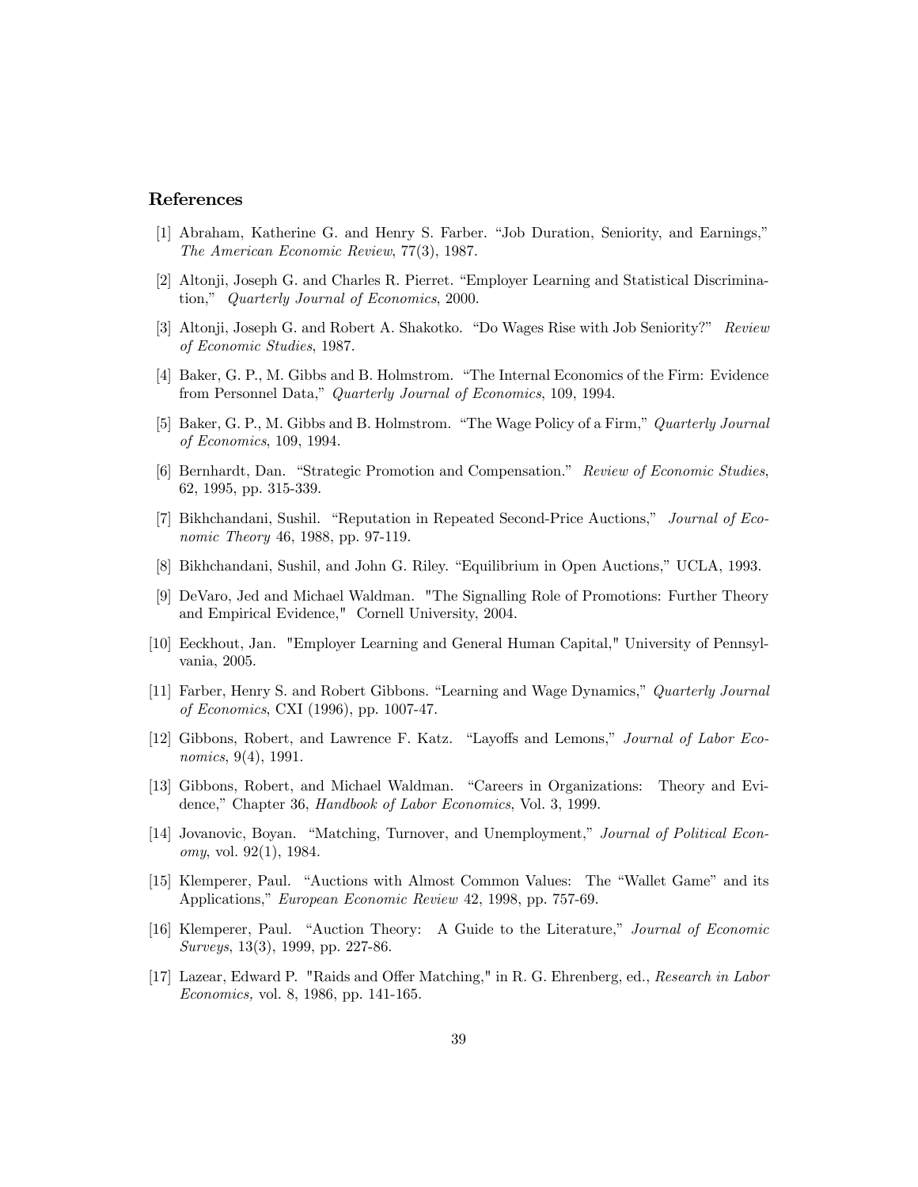## References

[1] Abraham, Katherine G. and Henry S. Farber. "Job Duration, Seniority, and Earnings," *The American Economic Review*, 77(3), 1987.

[2] Altonji, Joseph G. and Charles R. Pierret. "Employer Learning and Statistical Discrimination," *Quarterly Journal of Economics*, 2000.

[3] Altonji, Joseph G. and Robert A. Shakotko. "Do Wages Rise with Job Seniority?" *Review of Economic Studies*, 1987.

[4] Baker, G. P., M. Gibbs and B. Holmstrom. "The Internal Economics of the Firm: Evidence from Personnel Data," *Quarterly Journal of Economics*, 109, 1994.

[5] Baker, G. P., M. Gibbs and B. Holmstrom. "The Wage Policy of a Firm," *Quarterly Journal of Economics*, 109, 1994.

[6] Bernhardt, Dan. "Strategic Promotion and Compensation." *Review of Economic Studies*, 62, 1995, pp. 315-339.

[7] Bikhchandani, Sushil. "Reputation in Repeated Second-Price Auctions," *Journal of Economic Theory* 46, 1988, pp. 97-119.

[8] Bikhchandani, Sushil, and John G. Riley. "Equilibrium in Open Auctions," UCLA, 1993.

[9] DeVaro, Jed and Michael Waldman. "The Signalling Role of Promotions: Further Theory and Empirical Evidence," Cornell University, 2004.

[10] Eeckhout, Jan. "Employer Learning and General Human Capital," University of Pennsylvania, 2005.

[11] Farber, Henry S. and Robert Gibbons. "Learning and Wage Dynamics," *Quarterly Journal of Economics*, CXI (1996), pp. 1007-47.

[12] Gibbons, Robert, and Lawrence F. Katz. "Layoffs and Lemons," *Journal of Labor Economics*, 9(4), 1991.

[13] Gibbons, Robert, and Michael Waldman. "Careers in Organizations: Theory and Evidence," Chapter 36, *Handbook of Labor Economics*, Vol. 3, 1999.

[14] Jovanovic, Boyan. "Matching, Turnover, and Unemployment," *Journal of Political Economy*, vol. 92(1), 1984.

[15] Klemperer, Paul. "Auctions with Almost Common Values: The "Wallet Game" and its Applications," *European Economic Review* 42, 1998, pp. 757-69.

[16] Klemperer, Paul. "Auction Theory: A Guide to the Literature," *Journal of Economic Surveys*, 13(3), 1999, pp. 227-86.

[17] Lazear, Edward P. "Raids and Offer Matching," in R. G. Ehrenberg, ed., *Research in Labor Economics*, vol. 8, 1986, pp. 141-165.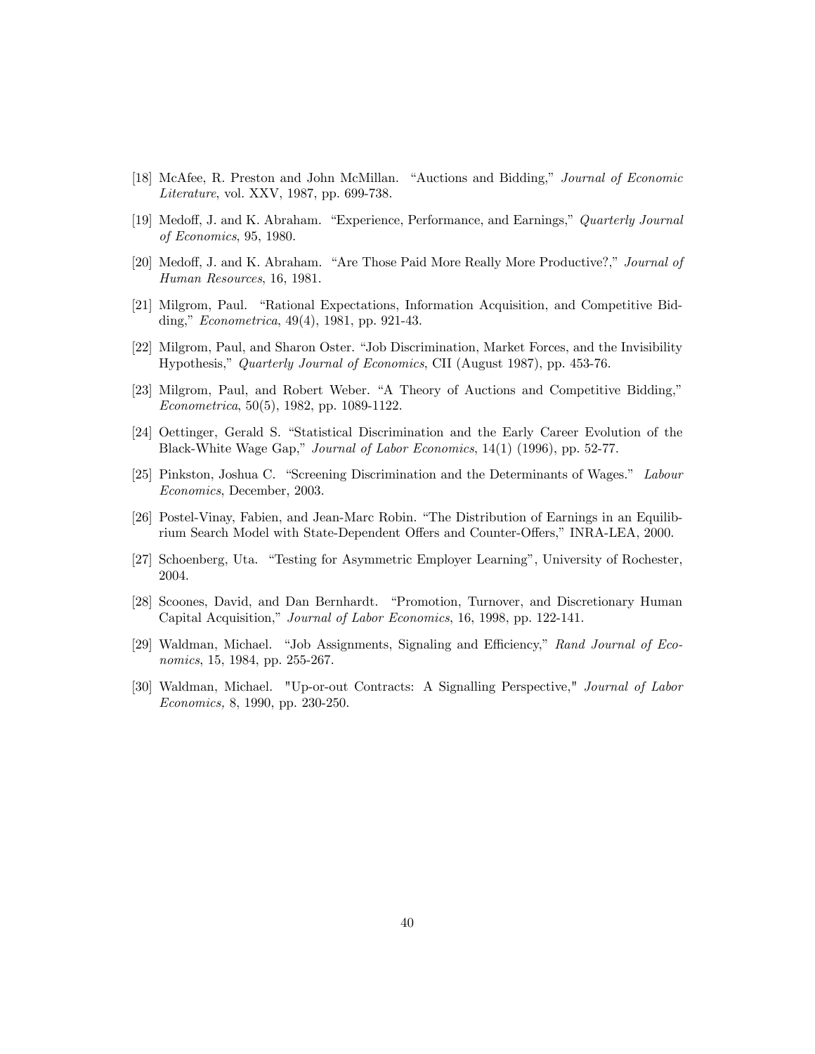[18] McAfee, R. Preston and John McMillan. "Auctions and Bidding," *Journal of Economic Literature*, vol. XXV, 1987, pp. 699-738.

[19] Medoff, J. and K. Abraham. "Experience, Performance, and Earnings," *Quarterly Journal of Economics*, 95, 1980.

[20] Medoff, J. and K. Abraham. "Are Those Paid More Really More Productive?," *Journal of Human Resources*, 16, 1981.

[21] Milgrom, Paul. "Rational Expectations, Information Acquisition, and Competitive Bidding," *Econometrica*, 49(4), 1981, pp. 921-43.

[22] Milgrom, Paul, and Sharon Oster. "Job Discrimination, Market Forces, and the Invisibility Hypothesis," *Quarterly Journal of Economics*, CII (August 1987), pp. 453-76.

[23] Milgrom, Paul, and Robert Weber. "A Theory of Auctions and Competitive Bidding," *Econometrica*, 50(5), 1982, pp. 1089-1122.

[24] Oettinger, Gerald S. "Statistical Discrimination and the Early Career Evolution of the Black-White Wage Gap," *Journal of Labor Economics*, 14(1) (1996), pp. 52-77.

[25] Pinkston, Joshua C. "Screening Discrimination and the Determinants of Wages." *Labour Economics*, December, 2003.

[26] Postel-Vinay, Fabien, and Jean-Marc Robin. "The Distribution of Earnings in an Equilibrium Search Model with State-Dependent Offers and Counter-Offers," INRA-LEA, 2000.

[27] Schoenberg, Uta. "Testing for Asymmetric Employer Learning", University of Rochester, 2004.

[28] Scoones, David, and Dan Bernhardt. "Promotion, Turnover, and Discretionary Human Capital Acquisition," *Journal of Labor Economics*, 16, 1998, pp. 122-141.

[29] Waldman, Michael. "Job Assignments, Signaling and Efficiency," *Rand Journal of Economics*, 15, 1984, pp. 255-267.

[30] Waldman, Michael. "Up-or-out Contracts: A Signalling Perspective," *Journal of Labor Economics*, 8, 1990, pp. 230-250.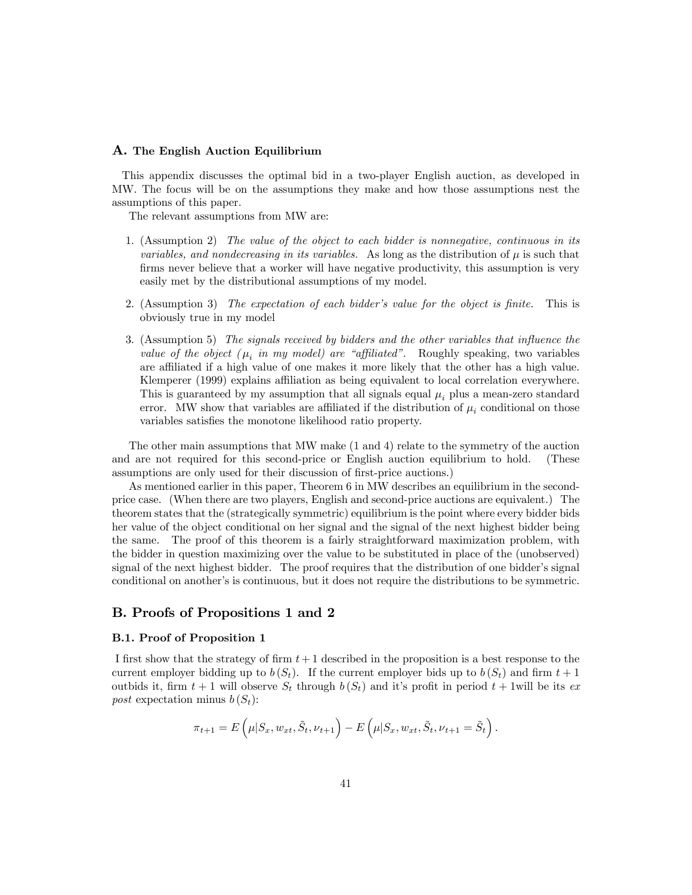## A. The English Auction Equilibrium

This appendix discusses the optimal bid in a two-player English auction, as developed in MW. The focus will be on the assumptions they make and how those assumptions nest the assumptions of this paper.

The relevant assumptions from MW are:

1. (Assumption 2) *The value of the object to each bidder is nonnegative, continuous in its variables, and nondecreasing in its variables.* As long as the distribution of $\mu$ is such that firms never believe that a worker will have negative productivity, this assumption is very easily met by the distributional assumptions of my model.
2. (Assumption 3) *The expectation of each bidder's value for the object is finite.* This is obviously true in my model
3. (Assumption 5) *The signals received by bidders and the other variables that influence the value of the object ($\mu_i$ in my model) are "affiliated".* Roughly speaking, two variables are affiliated if a high value of one makes it more likely that the other has a high value. Klemperer (1999) explains affiliation as being equivalent to local correlation everywhere. This is guaranteed by my assumption that all signals equal $\mu_i$ plus a mean-zero standard error. MW show that variables are affiliated if the distribution of $\mu_i$ conditional on those variables satisfies the monotone likelihood ratio property.

The other main assumptions that MW make (1 and 4) relate to the symmetry of the auction and are not required for this second-price or English auction equilibrium to hold. (These assumptions are only used for their discussion of first-price auctions.)

As mentioned earlier in this paper, Theorem 6 in MW describes an equilibrium in the second-price case. (When there are two players, English and second-price auctions are equivalent.) The theorem states that the (strategically symmetric) equilibrium is the point where every bidder bids her value of the object conditional on her signal and the signal of the next highest bidder being the same. The proof of this theorem is a fairly straightforward maximization problem, with the bidder in question maximizing over the value to be substituted in place of the (unobserved) signal of the next highest bidder. The proof requires that the distribution of one bidder's signal conditional on another's is continuous, but it does not require the distributions to be symmetric.

## B. Proofs of Propositions 1 and 2

### B.1. Proof of Proposition 1

I first show that the strategy of firm $t+1$ described in the proposition is a best response to the current employer bidding up to $b(S_t)$. If the current employer bids up to $b(S_t)$ and firm $t+1$ outbids it, firm $t+1$ will observe $S_t$ through $b(S_t)$ and it's profit in period $t+1$will be its *ex post* expectation minus $b(S_t)$:

$$\pi_{t+1} = E\left(\mu | S_x, w_{xt}, \tilde{S}_t, \nu_{t+1}\right) - E\left(\mu | S_x, w_{xt}, \tilde{S}_t, \nu_{t+1} = \tilde{S}_t\right).$$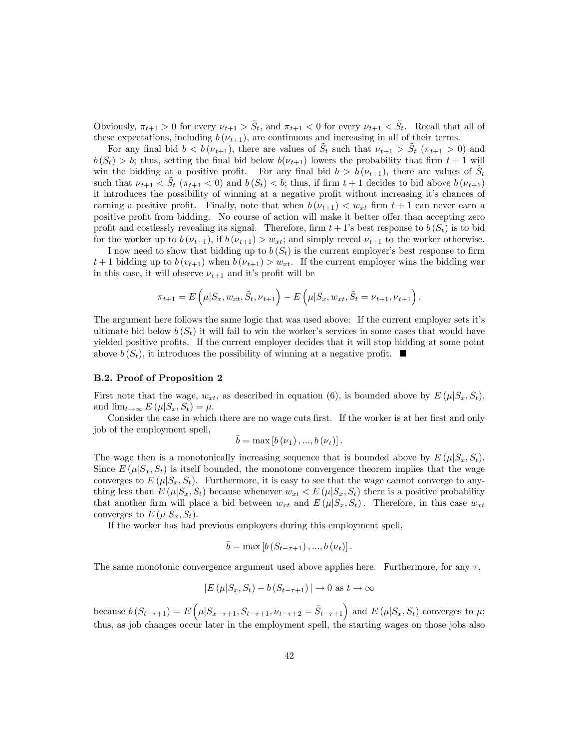Obviously, $\pi_{t+1} > 0$ for every $\nu_{t+1} > \tilde{S}_t$, and $\pi_{t+1} < 0$ for every $\nu_{t+1} < \tilde{S}_t$. Recall that all of these expectations, including $b(\nu_{t+1})$, are continuous and increasing in all of their terms.

For any final bid $b < b(\nu_{t+1})$, there are values of $\tilde{S}_t$ such that $\nu_{t+1} > \tilde{S}_t$ ($\pi_{t+1} > 0$) and $b(S_t) > b$; thus, setting the final bid below $b(\nu_{t+1})$ lowers the probability that firm $t+1$ will win the bidding at a positive profit. For any final bid $b > b(\nu_{t+1})$, there are values of $\tilde{S}_t$ such that $\nu_{t+1} < \tilde{S}_t$ ($\pi_{t+1} < 0$) and $b(S_t) < b$; thus, if firm $t+1$ decides to bid above $b(\nu_{t+1})$ it introduces the possibility of winning at a negative profit without increasing it's chances of earning a positive profit. Finally, note that when $b(\nu_{t+1}) < w_{xt}$ firm $t+1$ can never earn a positive profit from bidding. No course of action will make it better offer than accepting zero profit and costlessly revealing its signal. Therefore, firm $t+1$'s best response to $b(S_t)$ is to bid for the worker up to $b(\nu_{t+1})$, if $b(\nu_{t+1}) > w_{xt}$; and simply reveal $\nu_{t+1}$ to the worker otherwise.

I now need to show that bidding up to $b(S_t)$ is the current employer's best response to firm $t+1$ bidding up to $b(v_{t+1})$ when $b(\nu_{t+1}) > w_{xt}$. If the current employer wins the bidding war in this case, it will observe $\nu_{t+1}$ and it's profit will be

$$\pi_{t+1} = E\left(\mu|S_x, w_{xt}, \tilde{S}_t, \nu_{t+1}\right) - E\left(\mu|S_x, w_{xt}, \tilde{S}_t = \nu_{t+1}, \nu_{t+1}\right).$$

The argument here follows the same logic that was used above: If the current employer sets it's ultimate bid below $b(S_t)$ it will fail to win the worker's services in some cases that would have yielded positive profits. If the current employer decides that it will stop bidding at some point above $b(S_t)$, it introduces the possibility of winning at a negative profit. ■

### B.2. Proof of Proposition 2

First note that the wage, $w_{xt}$, as described in equation (6), is bounded above by $E(\mu|S_x, S_t)$, and $\lim_{t\to\infty} E(\mu|S_x, S_t) = \mu$.

Consider the case in which there are no wage cuts first. If the worker is at her first and only job of the employment spell,

$$\bar{b} = \max\left[b(\nu_1), ..., b(\nu_t)\right].$$

The wage then is a monotonically increasing sequence that is bounded above by $E(\mu|S_x, S_t)$. Since $E(\mu|S_x, S_t)$ is itself bounded, the monotone convergence theorem implies that the wage converges to $E(\mu|S_x, S_t)$. Furthermore, it is easy to see that the wage cannot converge to anything less than $E(\mu|S_x, S_t)$ because whenever $w_{xt} < E(\mu|S_x, S_t)$ there is a positive probability that another firm will place a bid between $w_{xt}$ and $E(\mu|S_x, S_t)$. Therefore, in this case $w_{xt}$ converges to $E(\mu|S_x, S_t)$.

If the worker has had previous employers during this employment spell,

$$\bar{b} = \max\left[b(S_{t-\tau+1}), ..., b(\nu_t)\right].$$

The same monotonic convergence argument used above applies here. Furthermore, for any $\tau$,

$$|E(\mu|S_x, S_t) - b(S_{t-\tau+1})| \to 0 \text{ as } t \to \infty$$

because $b(S_{t-\tau+1}) = E\left(\mu|S_{x-\tau+1}, S_{t-\tau+1}, \nu_{t-\tau+2} = \tilde{S}_{t-\tau+1}\right)$ and $E(\mu|S_x, S_t)$ converges to $\mu$; thus, as job changes occur later in the employment spell, the starting wages on those jobs also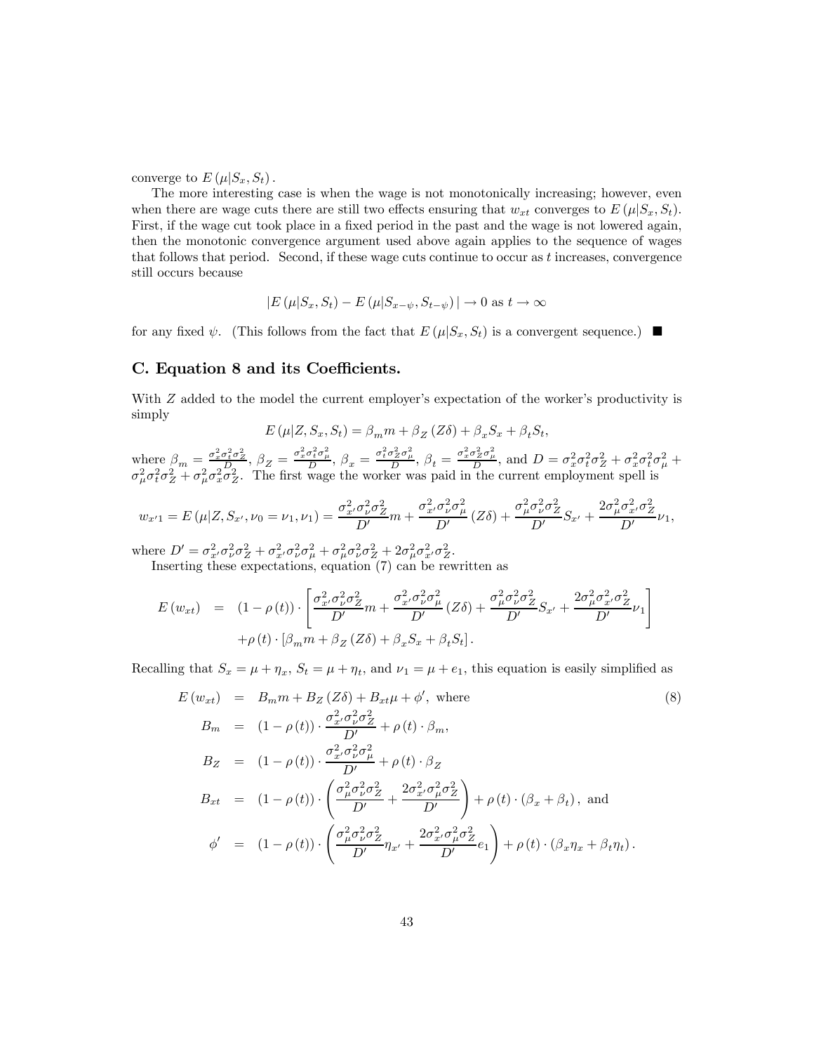converge to $E(\mu|S_x, S_t)$.

The more interesting case is when the wage is not monotonically increasing; however, even when there are wage cuts there are still two effects ensuring that $w_{xt}$ converges to $E(\mu|S_x, S_t)$. First, if the wage cut took place in a fixed period in the past and the wage is not lowered again, then the monotonic convergence argument used above again applies to the sequence of wages that follows that period. Second, if these wage cuts continue to occur as $t$ increases, convergence still occurs because

$$|E(\mu|S_x, S_t) - E(\mu|S_{x-\psi}, S_{t-\psi})| \to 0 \text{ as } t \to \infty$$

for any fixed $\psi$. (This follows from the fact that $E(\mu|S_x, S_t)$ is a convergent sequence.) ■

## C. Equation 8 and its Coefficients.

With $Z$ added to the model the current employer's expectation of the worker's productivity is simply

$$E(\mu|Z, S_x, S_t) = \beta_m m + \beta_Z (Z\delta) + \beta_x S_x + \beta_t S_t,$$

where $\beta_m = \frac{\sigma_x^2 \sigma_t^2 \sigma_Z^2}{D}$, $\beta_Z = \frac{\sigma_x^2 \sigma_t^2 \sigma_\mu^2}{D}$, $\beta_x = \frac{\sigma_t^2 \sigma_Z^2 \sigma_\mu^2}{D}$, $\beta_t = \frac{\sigma_x^2 \sigma_Z^2 \sigma_\mu^2}{D}$, and $D = \sigma_x^2 \sigma_t^2 \sigma_Z^2 + \sigma_x^2 \sigma_t^2 \sigma_\mu^2 + \sigma_\mu^2 \sigma_t^2 \sigma_Z^2 + \sigma_\mu^2 \sigma_x^2 \sigma_Z^2$. The first wage the worker was paid in the current employment spell is

$$w_{x'1} = E(\mu|Z, S_{x'}, \nu_0 = \nu_1, \nu_1) = \frac{\sigma_{x'}^2 \sigma_\nu^2 \sigma_Z^2}{D'} m + \frac{\sigma_{x'}^2 \sigma_\nu^2 \sigma_\mu^2}{D'} (Z\delta) + \frac{\sigma_\mu^2 \sigma_\nu^2 \sigma_Z^2}{D'} S_{x'} + \frac{2\sigma_\mu^2 \sigma_{x'}^2 \sigma_Z^2}{D'} \nu_1,$$

where $D' = \sigma_{x'}^2 \sigma_\nu^2 \sigma_Z^2 + \sigma_{x'}^2 \sigma_\nu^2 \sigma_\mu^2 + \sigma_\mu^2 \sigma_\nu^2 \sigma_Z^2 + 2\sigma_\mu^2 \sigma_{x'}^2 \sigma_Z^2$.

Inserting these expectations, equation (7) can be rewritten as

$$\begin{aligned}
E(w_{xt}) &= (1 - \rho(t)) \cdot \left[ \frac{\sigma_{x'}^2 \sigma_\nu^2 \sigma_Z^2}{D'} m + \frac{\sigma_{x'}^2 \sigma_\nu^2 \sigma_\mu^2}{D'} (Z\delta) + \frac{\sigma_\mu^2 \sigma_\nu^2 \sigma_Z^2}{D'} S_{x'} + \frac{2\sigma_\mu^2 \sigma_{x'}^2 \sigma_Z^2}{D'} \nu_1 \right] \\
&\quad + \rho(t) \cdot [\beta_m m + \beta_Z (Z\delta) + \beta_x S_x + \beta_t S_t].
\end{aligned}$$

Recalling that $S_x = \mu + \eta_x$, $S_t = \mu + \eta_t$, and $\nu_1 = \mu + e_1$, this equation is easily simplified as

$$\begin{aligned}
E(w_{xt}) &= B_m m + B_Z (Z\delta) + B_{xt} \mu + \phi', \text{ where} \qquad (8) \\
B_m &= (1 - \rho(t)) \cdot \frac{\sigma_{x'}^2 \sigma_\nu^2 \sigma_Z^2}{D'} + \rho(t) \cdot \beta_m, \\
B_Z &= (1 - \rho(t)) \cdot \frac{\sigma_{x'}^2 \sigma_\nu^2 \sigma_\mu^2}{D'} + \rho(t) \cdot \beta_Z \\
B_{xt} &= (1 - \rho(t)) \cdot \left( \frac{\sigma_\mu^2 \sigma_\nu^2 \sigma_Z^2}{D'} + \frac{2\sigma_{x'}^2 \sigma_\mu^2 \sigma_Z^2}{D'} \right) + \rho(t) \cdot (\beta_x + \beta_t), \text{ and} \\
\phi' &= (1 - \rho(t)) \cdot \left( \frac{\sigma_\mu^2 \sigma_\nu^2 \sigma_Z^2}{D'} \eta_{x'} + \frac{2\sigma_{x'}^2 \sigma_\mu^2 \sigma_Z^2}{D'} e_1 \right) + \rho(t) \cdot (\beta_x \eta_x + \beta_t \eta_t).
\end{aligned}$$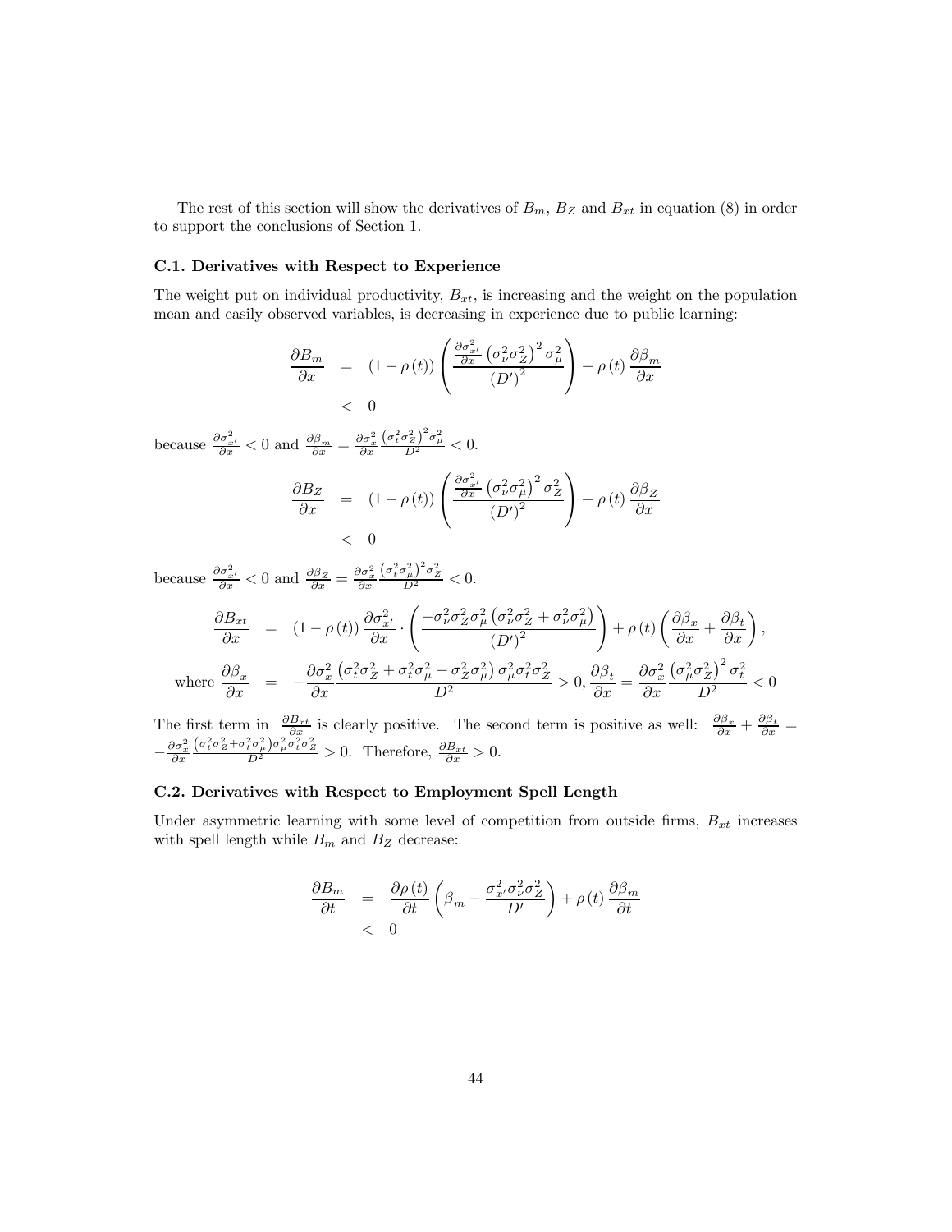The rest of this section will show the derivatives of $B_m$, $B_Z$ and $B_{xt}$ in equation (8) in order to support the conclusions of Section 1.

### C.1. Derivatives with Respect to Experience

The weight put on individual productivity, $B_{xt}$, is increasing and the weight on the population mean and easily observed variables, is decreasing in experience due to public learning:

$$
\begin{aligned}
\frac{\partial B_m}{\partial x} &= (1-\rho(t))\left(\frac{\frac{\partial \sigma_{x'}^2}{\partial x}\left(\sigma_\nu^2\sigma_Z^2\right)^2\sigma_\mu^2}{(D')^2}\right)+\rho(t)\frac{\partial \beta_m}{\partial x} \\
&< 0
\end{aligned}
$$

because $\frac{\partial \sigma_{x'}^2}{\partial x} < 0$ and $\frac{\partial \beta_m}{\partial x} = \frac{\partial \sigma_x^2}{\partial x}\frac{\left(\sigma_t^2\sigma_Z^2\right)^2\sigma_\mu^2}{D^2} < 0$.

$$
\begin{aligned}
\frac{\partial B_Z}{\partial x} &= (1-\rho(t))\left(\frac{\frac{\partial \sigma_{x'}^2}{\partial x}\left(\sigma_\nu^2\sigma_\mu^2\right)^2\sigma_Z^2}{(D')^2}\right)+\rho(t)\frac{\partial \beta_Z}{\partial x} \\
&< 0
\end{aligned}
$$

because $\frac{\partial \sigma_{x'}^2}{\partial x} < 0$ and $\frac{\partial \beta_Z}{\partial x} = \frac{\partial \sigma_x^2}{\partial x}\frac{\left(\sigma_t^2\sigma_\mu^2\right)^2\sigma_Z^2}{D^2} < 0$.

$$
\begin{aligned}
\frac{\partial B_{xt}}{\partial x} &= (1-\rho(t))\frac{\partial \sigma_{x'}^2}{\partial x}\cdot\left(\frac{-\sigma_\nu^2\sigma_Z^2\sigma_\mu^2\left(\sigma_\nu^2\sigma_Z^2+\sigma_\nu^2\sigma_\mu^2\right)}{(D')^2}\right)+\rho(t)\left(\frac{\partial \beta_x}{\partial x}+\frac{\partial \beta_t}{\partial x}\right), \\
\text{where } \frac{\partial \beta_x}{\partial x} &= -\frac{\partial \sigma_x^2}{\partial x}\frac{\left(\sigma_t^2\sigma_Z^2+\sigma_t^2\sigma_\mu^2+\sigma_Z^2\sigma_\mu^2\right)\sigma_\mu^2\sigma_t^2\sigma_Z^2}{D^2} > 0, \frac{\partial \beta_t}{\partial x} = \frac{\partial \sigma_x^2}{\partial x}\frac{\left(\sigma_\mu^2\sigma_Z^2\right)^2\sigma_t^2}{D^2} < 0
\end{aligned}
$$

The first term in $\frac{\partial B_{xt}}{\partial x}$ is clearly positive. The second term is positive as well: $\frac{\partial \beta_x}{\partial x}+\frac{\partial \beta_t}{\partial x} = -\frac{\partial \sigma_x^2}{\partial x}\frac{\left(\sigma_t^2\sigma_Z^2+\sigma_t^2\sigma_\mu^2\right)\sigma_\mu^2\sigma_t^2\sigma_Z^2}{D^2} > 0$. Therefore, $\frac{\partial B_{xt}}{\partial x} > 0$.

### C.2. Derivatives with Respect to Employment Spell Length

Under asymmetric learning with some level of competition from outside firms, $B_{xt}$ increases with spell length while $B_m$ and $B_Z$ decrease:

$$
\begin{aligned}
\frac{\partial B_m}{\partial t} &= \frac{\partial \rho(t)}{\partial t}\left(\beta_m - \frac{\sigma_{x'}^2\sigma_\nu^2\sigma_Z^2}{D'}\right)+\rho(t)\frac{\partial \beta_m}{\partial t} \\
&< 0
\end{aligned}
$$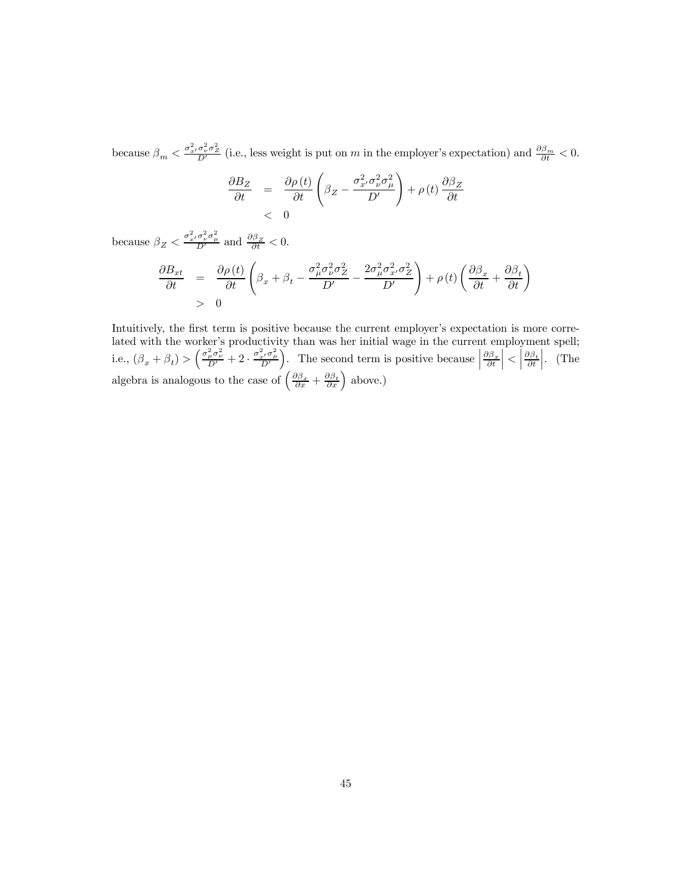because $\beta_m < \frac{\sigma^2_{x'}\sigma^2_{\nu}\sigma^2_Z}{D'}$ (i.e., less weight is put on $m$ in the employer's expectation) and $\frac{\partial \beta_m}{\partial t} < 0$.

$$
\begin{aligned}
\frac{\partial B_Z}{\partial t} &= \frac{\partial \rho(t)}{\partial t}\left(\beta_Z - \frac{\sigma^2_{x'}\sigma^2_{\nu}\sigma^2_{\mu}}{D'}\right) + \rho(t)\frac{\partial \beta_Z}{\partial t} \\
&< 0
\end{aligned}
$$

because $\beta_Z < \frac{\sigma^2_{x'}\sigma^2_{\nu}\sigma^2_{\mu}}{D'}$ and $\frac{\partial \beta_Z}{\partial t} < 0$.

$$
\begin{aligned}
\frac{\partial B_{xt}}{\partial t} &= \frac{\partial \rho(t)}{\partial t}\left(\beta_x + \beta_t - \frac{\sigma^2_{\mu}\sigma^2_{\nu}\sigma^2_Z}{D'} - \frac{2\sigma^2_{\mu}\sigma^2_{x'}\sigma^2_Z}{D'}\right) + \rho(t)\left(\frac{\partial \beta_x}{\partial t} + \frac{\partial \beta_t}{\partial t}\right) \\
&> 0
\end{aligned}
$$

Intuitively, the first term is positive because the current employer's expectation is more correlated with the worker's productivity than was her initial wage in the current employment spell; i.e., $(\beta_x + \beta_t) > \left(\frac{\sigma^2_{\mu}\sigma^2_{\nu}}{D'} + 2 \cdot \frac{\sigma^2_{x'}\sigma^2_{\mu}}{D'}\right)$. The second term is positive because $\left|\frac{\partial \beta_x}{\partial t}\right| < \left|\frac{\partial \beta_t}{\partial t}\right|$. (The algebra is analogous to the case of $\left(\frac{\partial \beta_x}{\partial x} + \frac{\partial \beta_t}{\partial x}\right)$ above.)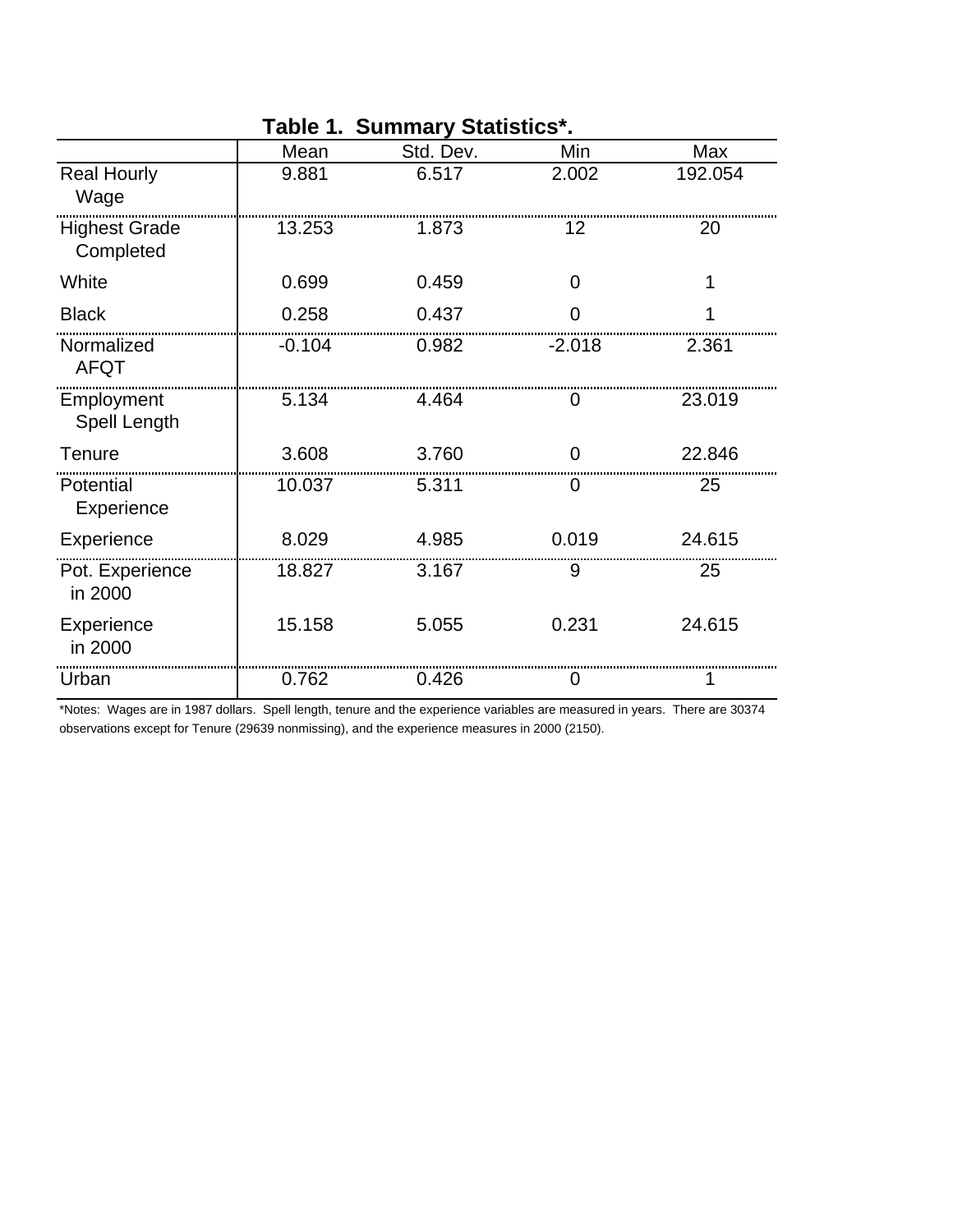**Table 1. Summary Statistics*.**

| | Mean | Std. Dev. | Min | Max |
|---|---|---|---|---|
| Real Hourly Wage | 9.881 | 6.517 | 2.002 | 192.054 |
| Highest Grade Completed | 13.253 | 1.873 | 12 | 20 |
| White | 0.699 | 0.459 | 0 | 1 |
| Black | 0.258 | 0.437 | 0 | 1 |
| Normalized AFQT | -0.104 | 0.982 | -2.018 | 2.361 |
| Employment Spell Length | 5.134 | 4.464 | 0 | 23.019 |
| Tenure | 3.608 | 3.760 | 0 | 22.846 |
| Potential Experience | 10.037 | 5.311 | 0 | 25 |
| Experience | 8.029 | 4.985 | 0.019 | 24.615 |
| Pot. Experience in 2000 | 18.827 | 3.167 | 9 | 25 |
| Experience in 2000 | 15.158 | 5.055 | 0.231 | 24.615 |
| Urban | 0.762 | 0.426 | 0 | 1 |

*Notes: Wages are in 1987 dollars. Spell length, tenure and the experience variables are measured in years. There are 30374 observations except for Tenure (29639 nonmissing), and the experience measures in 2000 (2150).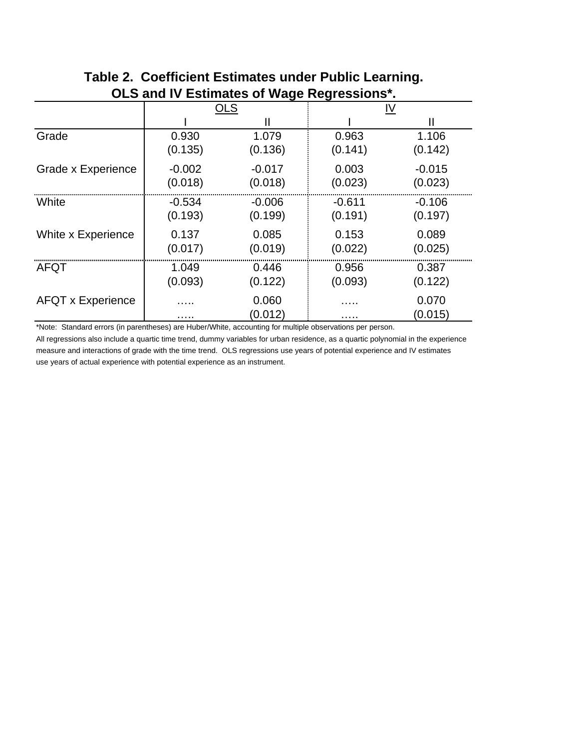**Table 2. Coefficient Estimates under Public Learning.**
**OLS and IV Estimates of Wage Regressions*.**

| | OLS | | IV | |
|---|---|---|---|---|
| | I | II | I | II |
| Grade | 0.930 | 1.079 | 0.963 | 1.106 |
| | (0.135) | (0.136) | (0.141) | (0.142) |
| Grade x Experience | -0.002 | -0.017 | 0.003 | -0.015 |
| | (0.018) | (0.018) | (0.023) | (0.023) |
| White | -0.534 | -0.006 | -0.611 | -0.106 |
| | (0.193) | (0.199) | (0.191) | (0.197) |
| White x Experience | 0.137 | 0.085 | 0.153 | 0.089 |
| | (0.017) | (0.019) | (0.022) | (0.025) |
| AFQT | 1.049 | 0.446 | 0.956 | 0.387 |
| | (0.093) | (0.122) | (0.093) | (0.122) |
| AFQT x Experience | ….. | 0.060 | ….. | 0.070 |
| | ….. | (0.012) | ….. | (0.015) |

*Note: Standard errors (in parentheses) are Huber/White, accounting for multiple observations per person.
All regressions also include a quartic time trend, dummy variables for urban residence, as a quartic polynomial in the experience measure and interactions of grade with the time trend. OLS regressions use years of potential experience and IV estimates use years of actual experience with potential experience as an instrument.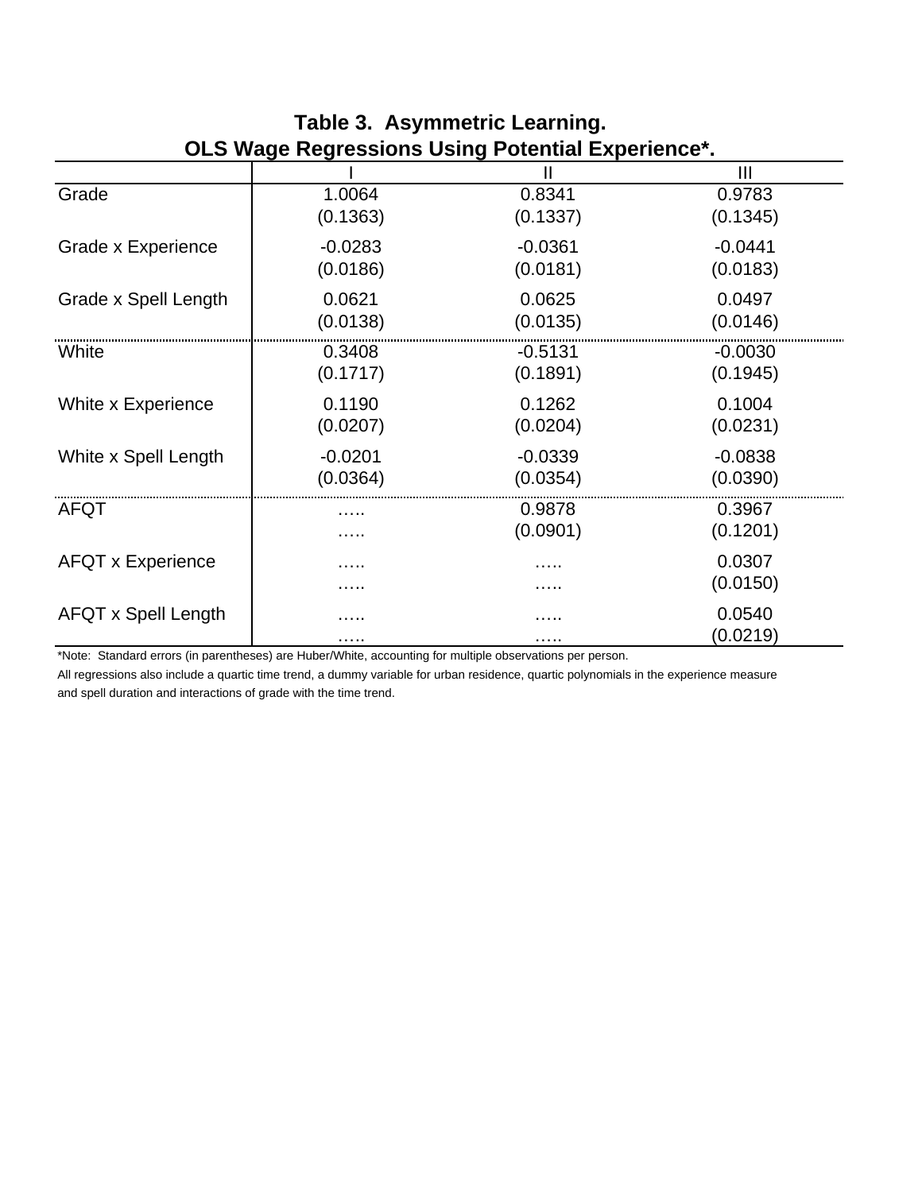**Table 3. Asymmetric Learning.**
**OLS Wage Regressions Using Potential Experience*.**

| | I | II | III |
|---|---|---|---|
| Grade | 1.0064 | 0.8341 | 0.9783 |
| | (0.1363) | (0.1337) | (0.1345) |
| Grade x Experience | -0.0283 | -0.0361 | -0.0441 |
| | (0.0186) | (0.0181) | (0.0183) |
| Grade x Spell Length | 0.0621 | 0.0625 | 0.0497 |
| | (0.0138) | (0.0135) | (0.0146) |
| White | 0.3408 | -0.5131 | -0.0030 |
| | (0.1717) | (0.1891) | (0.1945) |
| White x Experience | 0.1190 | 0.1262 | 0.1004 |
| | (0.0207) | (0.0204) | (0.0231) |
| White x Spell Length | -0.0201 | -0.0339 | -0.0838 |
| | (0.0364) | (0.0354) | (0.0390) |
| AFQT | ….. | 0.9878 | 0.3967 |
| | ….. | (0.0901) | (0.1201) |
| AFQT x Experience | ….. | ….. | 0.0307 |
| | ….. | ….. | (0.0150) |
| AFQT x Spell Length | ….. | ….. | 0.0540 |
| | ….. | ….. | (0.0219) |

*Note: Standard errors (in parentheses) are Huber/White, accounting for multiple observations per person.

All regressions also include a quartic time trend, a dummy variable for urban residence, quartic polynomials in the experience measure and spell duration and interactions of grade with the time trend.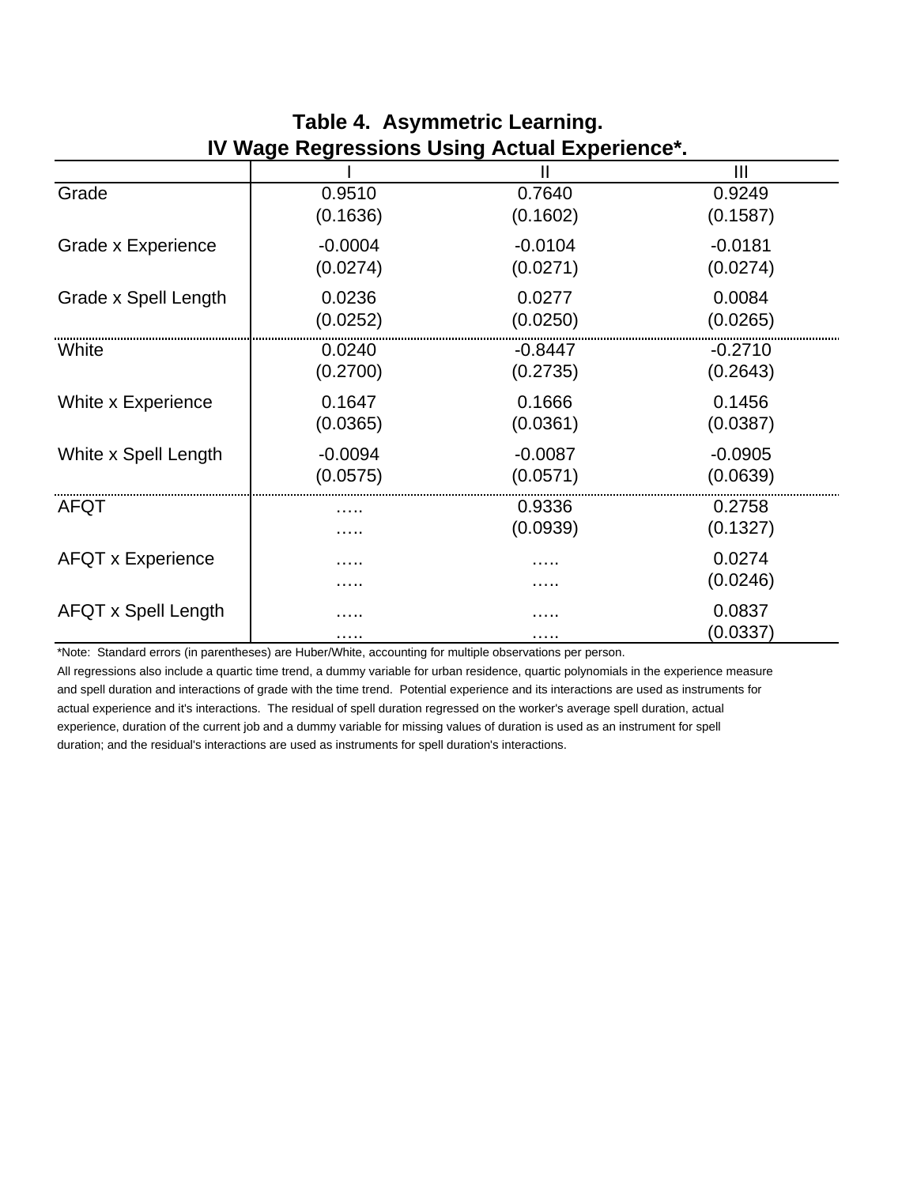# Table 4. Asymmetric Learning.
## IV Wage Regressions Using Actual Experience*.

| | I | II | III |
|---|---|---|---|
| Grade | 0.9510 | 0.7640 | 0.9249 |
| | (0.1636) | (0.1602) | (0.1587) |
| Grade x Experience | -0.0004 | -0.0104 | -0.0181 |
| | (0.0274) | (0.0271) | (0.0274) |
| Grade x Spell Length | 0.0236 | 0.0277 | 0.0084 |
| | (0.0252) | (0.0250) | (0.0265) |
| White | 0.0240 | -0.8447 | -0.2710 |
| | (0.2700) | (0.2735) | (0.2643) |
| White x Experience | 0.1647 | 0.1666 | 0.1456 |
| | (0.0365) | (0.0361) | (0.0387) |
| White x Spell Length | -0.0094 | -0.0087 | -0.0905 |
| | (0.0575) | (0.0571) | (0.0639) |
| AFQT | ….. | 0.9336 | 0.2758 |
| | ….. | (0.0939) | (0.1327) |
| AFQT x Experience | ….. | ….. | 0.0274 |
| | ….. | ….. | (0.0246) |
| AFQT x Spell Length | ….. | ….. | 0.0837 |
| | ….. | ….. | (0.0337) |

*Note: Standard errors (in parentheses) are Huber/White, accounting for multiple observations per person.

All regressions also include a quartic time trend, a dummy variable for urban residence, quartic polynomials in the experience measure and spell duration and interactions of grade with the time trend. Potential experience and its interactions are used as instruments for actual experience and it's interactions. The residual of spell duration regressed on the worker's average spell duration, actual experience, duration of the current job and a dummy variable for missing values of duration is used as an instrument for spell duration; and the residual's interactions are used as instruments for spell duration's interactions.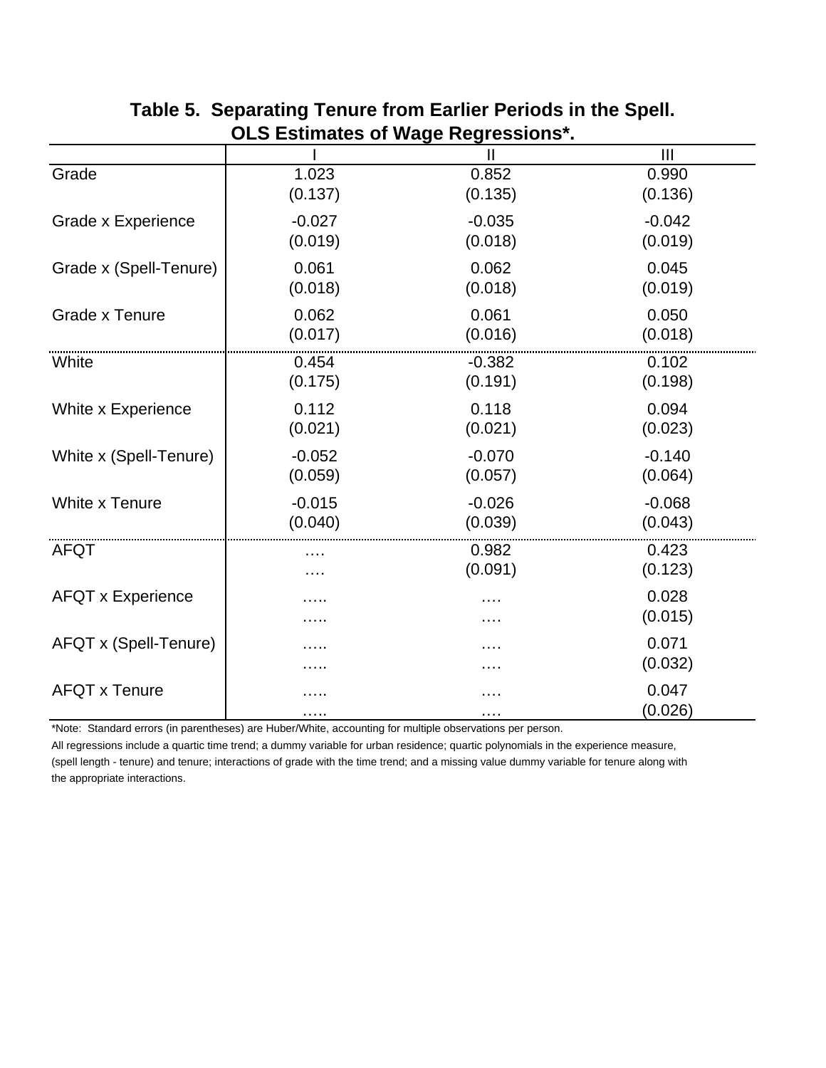## Table 5. Separating Tenure from Earlier Periods in the Spell. OLS Estimates of Wage Regressions*.

| | I | II | III |
|---|---|---|---|
| Grade | 1.023 | 0.852 | 0.990 |
| | (0.137) | (0.135) | (0.136) |
| Grade x Experience | -0.027 | -0.035 | -0.042 |
| | (0.019) | (0.018) | (0.019) |
| Grade x (Spell-Tenure) | 0.061 | 0.062 | 0.045 |
| | (0.018) | (0.018) | (0.019) |
| Grade x Tenure | 0.062 | 0.061 | 0.050 |
| | (0.017) | (0.016) | (0.018) |
| White | 0.454 | -0.382 | 0.102 |
| | (0.175) | (0.191) | (0.198) |
| White x Experience | 0.112 | 0.118 | 0.094 |
| | (0.021) | (0.021) | (0.023) |
| White x (Spell-Tenure) | -0.052 | -0.070 | -0.140 |
| | (0.059) | (0.057) | (0.064) |
| White x Tenure | -0.015 | -0.026 | -0.068 |
| | (0.040) | (0.039) | (0.043) |
| AFQT | …. | 0.982 | 0.423 |
| | …. | (0.091) | (0.123) |
| AFQT x Experience | ….. | …. | 0.028 |
| | ….. | …. | (0.015) |
| AFQT x (Spell-Tenure) | ….. | …. | 0.071 |
| | ….. | …. | (0.032) |
| AFQT x Tenure | ….. | …. | 0.047 |
| | ….. | …. | (0.026) |

*Note: Standard errors (in parentheses) are Huber/White, accounting for multiple observations per person.
All regressions include a quartic time trend; a dummy variable for urban residence; quartic polynomials in the experience measure, (spell length - tenure) and tenure; interactions of grade with the time trend; and a missing value dummy variable for tenure along with the appropriate interactions.